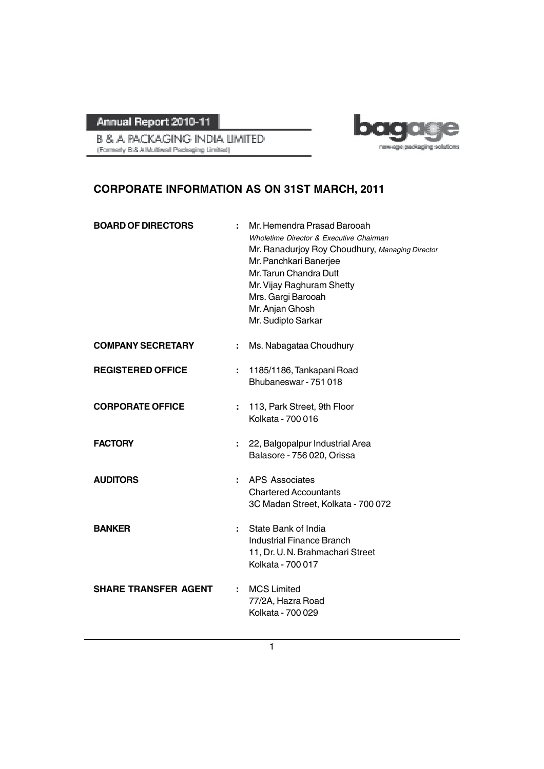Annual Report 2010-11

B & A PACKAGING INDIA LIMITED
(Formerly B & A Multiwall Packaging Limited)

bagage
new-age packaging solutions

## CORPORATE INFORMATION AS ON 31ST MARCH, 2011

**BOARD OF DIRECTORS** : Mr. Hemendra Prasad Barooah
*Wholetime Director & Executive Chairman*
Mr. Ranadurjoy Roy Choudhury, *Managing Director*
Mr. Panchkari Banerjee
Mr. Tarun Chandra Dutt
Mr. Vijay Raghuram Shetty
Mrs. Gargi Barooah
Mr. Anjan Ghosh
Mr. Sudipto Sarkar

**COMPANY SECRETARY** : Ms. Nabagataa Choudhury

**REGISTERED OFFICE** : 1185/1186, Tankapani Road
Bhubaneswar - 751 018

**CORPORATE OFFICE** : 113, Park Street, 9th Floor
Kolkata - 700 016

**FACTORY** : 22, Balgopalpur Industrial Area
Balasore - 756 020, Orissa

**AUDITORS** : APS Associates
Chartered Accountants
3C Madan Street, Kolkata - 700 072

**BANKER** : State Bank of India
Industrial Finance Branch
11, Dr. U. N. Brahmachari Street
Kolkata - 700 017

**SHARE TRANSFER AGENT** : MCS Limited
77/2A, Hazra Road
Kolkata - 700 029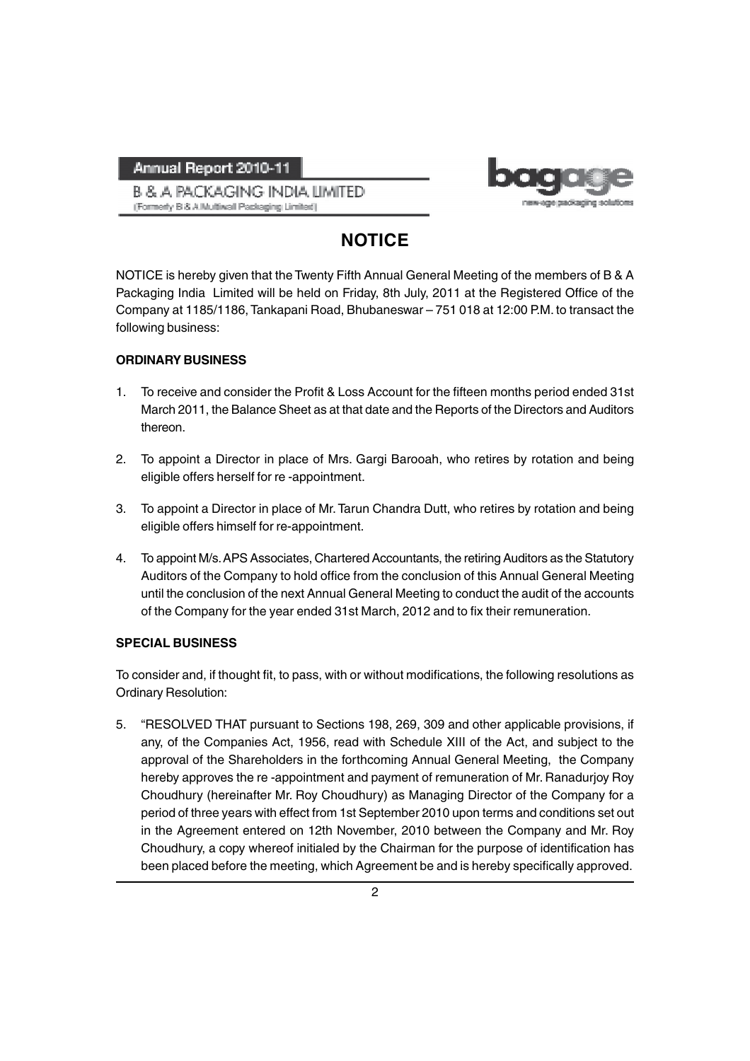# NOTICE

NOTICE is hereby given that the Twenty Fifth Annual General Meeting of the members of B & A Packaging India Limited will be held on Friday, 8th July, 2011 at the Registered Office of the Company at 1185/1186, Tankapani Road, Bhubaneswar – 751 018 at 12:00 P.M. to transact the following business:

**ORDINARY BUSINESS**

1. To receive and consider the Profit & Loss Account for the fifteen months period ended 31st March 2011, the Balance Sheet as at that date and the Reports of the Directors and Auditors thereon.

2. To appoint a Director in place of Mrs. Gargi Barooah, who retires by rotation and being eligible offers herself for re -appointment.

3. To appoint a Director in place of Mr. Tarun Chandra Dutt, who retires by rotation and being eligible offers himself for re-appointment.

4. To appoint M/s. APS Associates, Chartered Accountants, the retiring Auditors as the Statutory Auditors of the Company to hold office from the conclusion of this Annual General Meeting until the conclusion of the next Annual General Meeting to conduct the audit of the accounts of the Company for the year ended 31st March, 2012 and to fix their remuneration.

**SPECIAL BUSINESS**

To consider and, if thought fit, to pass, with or without modifications, the following resolutions as Ordinary Resolution:

5. "RESOLVED THAT pursuant to Sections 198, 269, 309 and other applicable provisions, if any, of the Companies Act, 1956, read with Schedule XIII of the Act, and subject to the approval of the Shareholders in the forthcoming Annual General Meeting, the Company hereby approves the re -appointment and payment of remuneration of Mr. Ranadurjoy Roy Choudhury (hereinafter Mr. Roy Choudhury) as Managing Director of the Company for a period of three years with effect from 1st September 2010 upon terms and conditions set out in the Agreement entered on 12th November, 2010 between the Company and Mr. Roy Choudhury, a copy whereof initialed by the Chairman for the purpose of identification has been placed before the meeting, which Agreement be and is hereby specifically approved.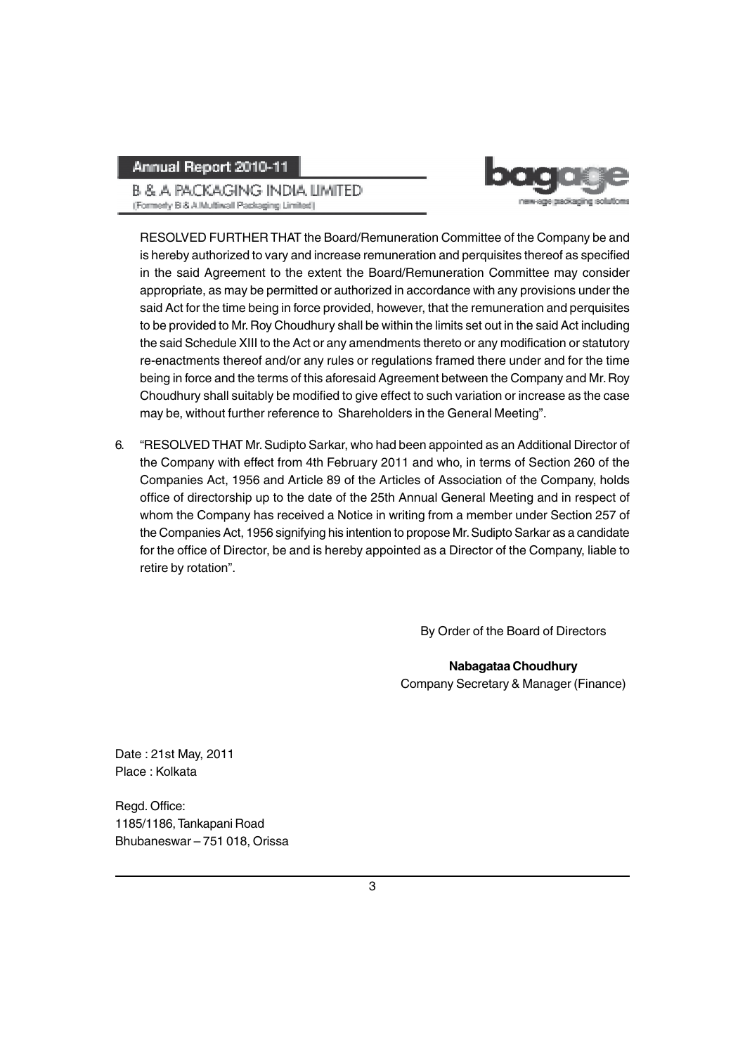RESOLVED FURTHER THAT the Board/Remuneration Committee of the Company be and is hereby authorized to vary and increase remuneration and perquisites thereof as specified in the said Agreement to the extent the Board/Remuneration Committee may consider appropriate, as may be permitted or authorized in accordance with any provisions under the said Act for the time being in force provided, however, that the remuneration and perquisites to be provided to Mr. Roy Choudhury shall be within the limits set out in the said Act including the said Schedule XIII to the Act or any amendments thereto or any modification or statutory re-enactments thereof and/or any rules or regulations framed there under and for the time being in force and the terms of this aforesaid Agreement between the Company and Mr. Roy Choudhury shall suitably be modified to give effect to such variation or increase as the case may be, without further reference to Shareholders in the General Meeting".

6. "RESOLVED THAT Mr. Sudipto Sarkar, who had been appointed as an Additional Director of the Company with effect from 4th February 2011 and who, in terms of Section 260 of the Companies Act, 1956 and Article 89 of the Articles of Association of the Company, holds office of directorship up to the date of the 25th Annual General Meeting and in respect of whom the Company has received a Notice in writing from a member under Section 257 of the Companies Act, 1956 signifying his intention to propose Mr. Sudipto Sarkar as a candidate for the office of Director, be and is hereby appointed as a Director of the Company, liable to retire by rotation".

By Order of the Board of Directors

**Nabagataa Choudhury**
Company Secretary & Manager (Finance)

Date : 21st May, 2011
Place : Kolkata

Regd. Office:
1185/1186, Tankapani Road
Bhubaneswar – 751 018, Orissa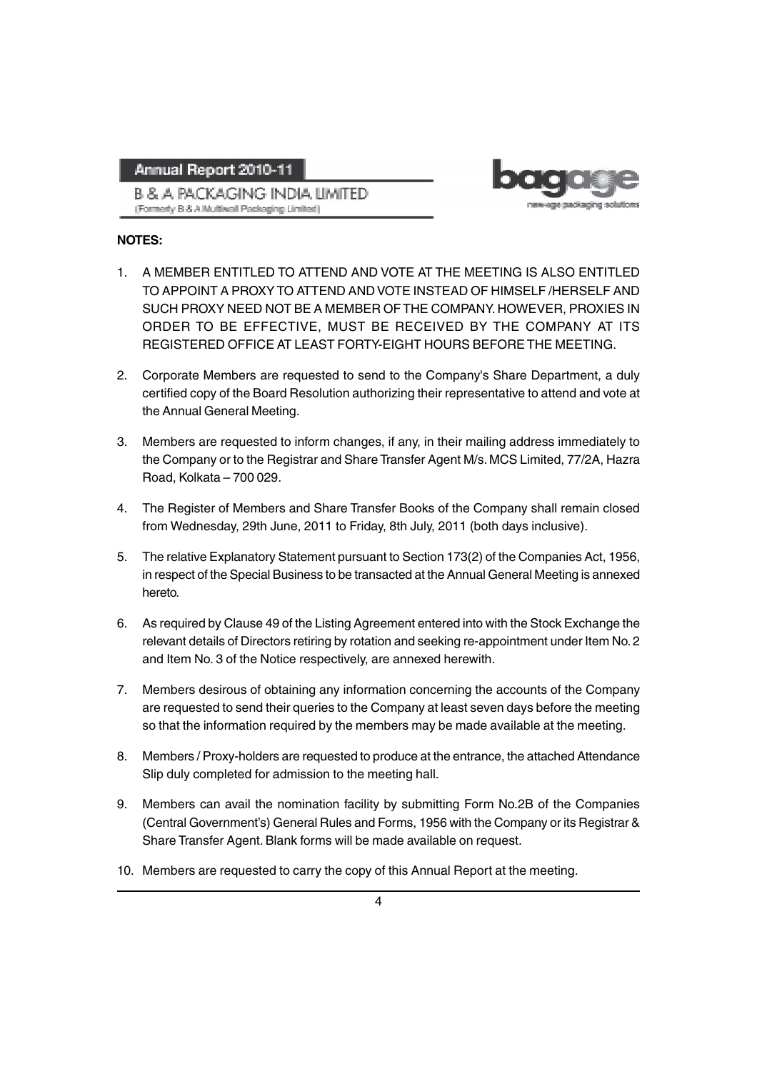**NOTES:**

1. A MEMBER ENTITLED TO ATTEND AND VOTE AT THE MEETING IS ALSO ENTITLED TO APPOINT A PROXY TO ATTEND AND VOTE INSTEAD OF HIMSELF /HERSELF AND SUCH PROXY NEED NOT BE A MEMBER OF THE COMPANY. HOWEVER, PROXIES IN ORDER TO BE EFFECTIVE, MUST BE RECEIVED BY THE COMPANY AT ITS REGISTERED OFFICE AT LEAST FORTY-EIGHT HOURS BEFORE THE MEETING.

2. Corporate Members are requested to send to the Company's Share Department, a duly certified copy of the Board Resolution authorizing their representative to attend and vote at the Annual General Meeting.

3. Members are requested to inform changes, if any, in their mailing address immediately to the Company or to the Registrar and Share Transfer Agent M/s. MCS Limited, 77/2A, Hazra Road, Kolkata – 700 029.

4. The Register of Members and Share Transfer Books of the Company shall remain closed from Wednesday, 29th June, 2011 to Friday, 8th July, 2011 (both days inclusive).

5. The relative Explanatory Statement pursuant to Section 173(2) of the Companies Act, 1956, in respect of the Special Business to be transacted at the Annual General Meeting is annexed hereto.

6. As required by Clause 49 of the Listing Agreement entered into with the Stock Exchange the relevant details of Directors retiring by rotation and seeking re-appointment under Item No. 2 and Item No. 3 of the Notice respectively, are annexed herewith.

7. Members desirous of obtaining any information concerning the accounts of the Company are requested to send their queries to the Company at least seven days before the meeting so that the information required by the members may be made available at the meeting.

8. Members / Proxy-holders are requested to produce at the entrance, the attached Attendance Slip duly completed for admission to the meeting hall.

9. Members can avail the nomination facility by submitting Form No.2B of the Companies (Central Government's) General Rules and Forms, 1956 with the Company or its Registrar & Share Transfer Agent. Blank forms will be made available on request.

10. Members are requested to carry the copy of this Annual Report at the meeting.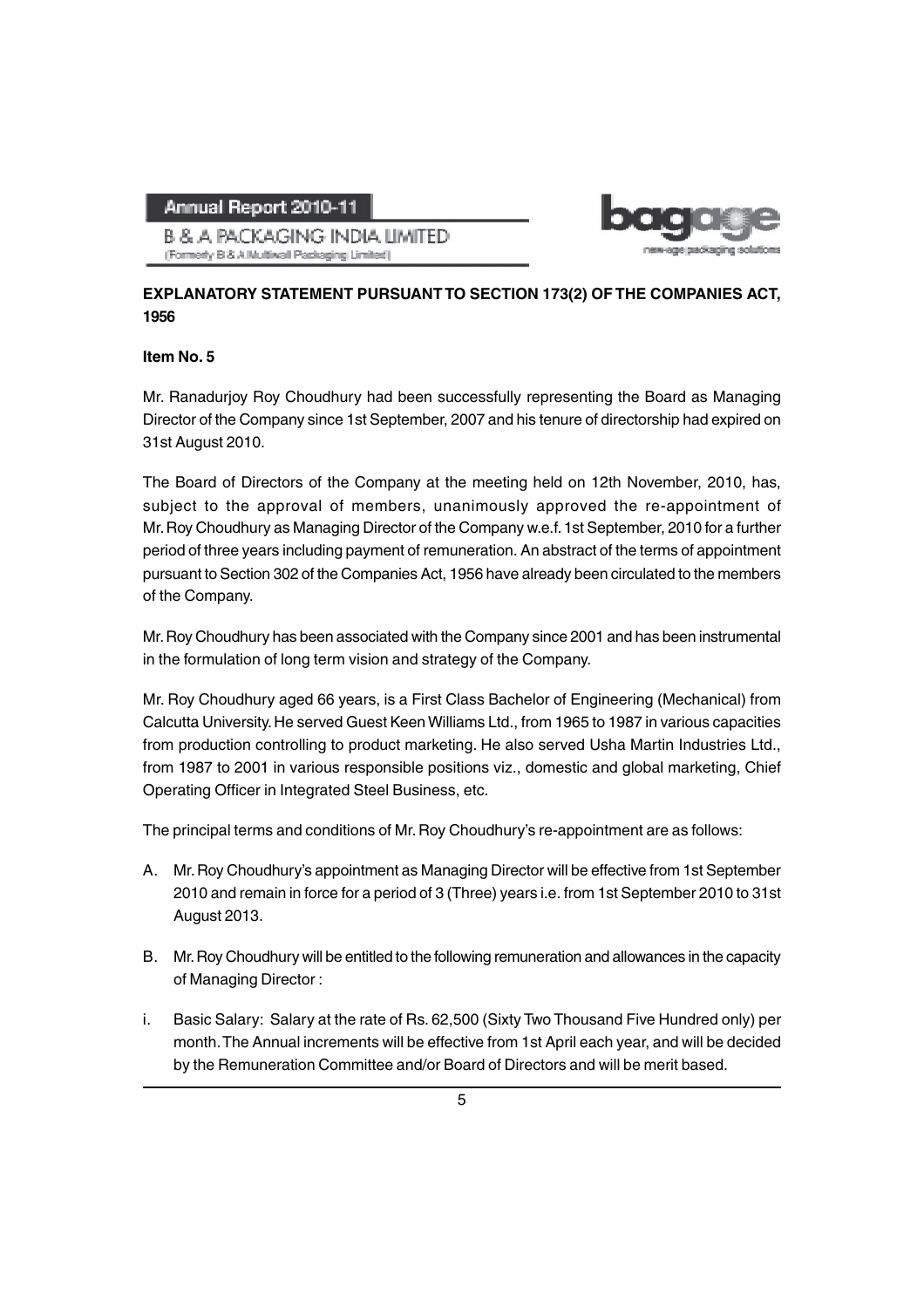## EXPLANATORY STATEMENT PURSUANT TO SECTION 173(2) OF THE COMPANIES ACT, 1956

**Item No. 5**

Mr. Ranadurjoy Roy Choudhury had been successfully representing the Board as Managing Director of the Company since 1st September, 2007 and his tenure of directorship had expired on 31st August 2010.

The Board of Directors of the Company at the meeting held on 12th November, 2010, has, subject to the approval of members, unanimously approved the re-appointment of Mr. Roy Choudhury as Managing Director of the Company w.e.f. 1st September, 2010 for a further period of three years including payment of remuneration. An abstract of the terms of appointment pursuant to Section 302 of the Companies Act, 1956 have already been circulated to the members of the Company.

Mr. Roy Choudhury has been associated with the Company since 2001 and has been instrumental in the formulation of long term vision and strategy of the Company.

Mr. Roy Choudhury aged 66 years, is a First Class Bachelor of Engineering (Mechanical) from Calcutta University. He served Guest Keen Williams Ltd., from 1965 to 1987 in various capacities from production controlling to product marketing. He also served Usha Martin Industries Ltd., from 1987 to 2001 in various responsible positions viz., domestic and global marketing, Chief Operating Officer in Integrated Steel Business, etc.

The principal terms and conditions of Mr. Roy Choudhury's re-appointment are as follows:

A. Mr. Roy Choudhury's appointment as Managing Director will be effective from 1st September 2010 and remain in force for a period of 3 (Three) years i.e. from 1st September 2010 to 31st August 2013.

B. Mr. Roy Choudhury will be entitled to the following remuneration and allowances in the capacity of Managing Director :

i. Basic Salary: Salary at the rate of Rs. 62,500 (Sixty Two Thousand Five Hundred only) per month. The Annual increments will be effective from 1st April each year, and will be decided by the Remuneration Committee and/or Board of Directors and will be merit based.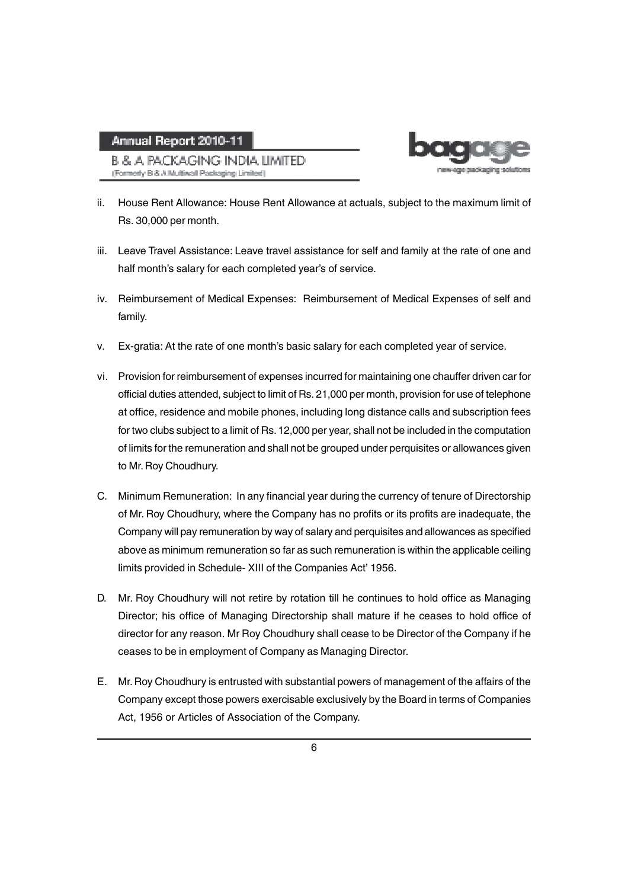ii. House Rent Allowance: House Rent Allowance at actuals, subject to the maximum limit of Rs. 30,000 per month.

iii. Leave Travel Assistance: Leave travel assistance for self and family at the rate of one and half month's salary for each completed year's of service.

iv. Reimbursement of Medical Expenses: Reimbursement of Medical Expenses of self and family.

v. Ex-gratia: At the rate of one month's basic salary for each completed year of service.

vi. Provision for reimbursement of expenses incurred for maintaining one chauffer driven car for official duties attended, subject to limit of Rs. 21,000 per month, provision for use of telephone at office, residence and mobile phones, including long distance calls and subscription fees for two clubs subject to a limit of Rs. 12,000 per year, shall not be included in the computation of limits for the remuneration and shall not be grouped under perquisites or allowances given to Mr. Roy Choudhury.

C. Minimum Remuneration: In any financial year during the currency of tenure of Directorship of Mr. Roy Choudhury, where the Company has no profits or its profits are inadequate, the Company will pay remuneration by way of salary and perquisites and allowances as specified above as minimum remuneration so far as such remuneration is within the applicable ceiling limits provided in Schedule- XIII of the Companies Act' 1956.

D. Mr. Roy Choudhury will not retire by rotation till he continues to hold office as Managing Director; his office of Managing Directorship shall mature if he ceases to hold office of director for any reason. Mr Roy Choudhury shall cease to be Director of the Company if he ceases to be in employment of Company as Managing Director.

E. Mr. Roy Choudhury is entrusted with substantial powers of management of the affairs of the Company except those powers exercisable exclusively by the Board in terms of Companies Act, 1956 or Articles of Association of the Company.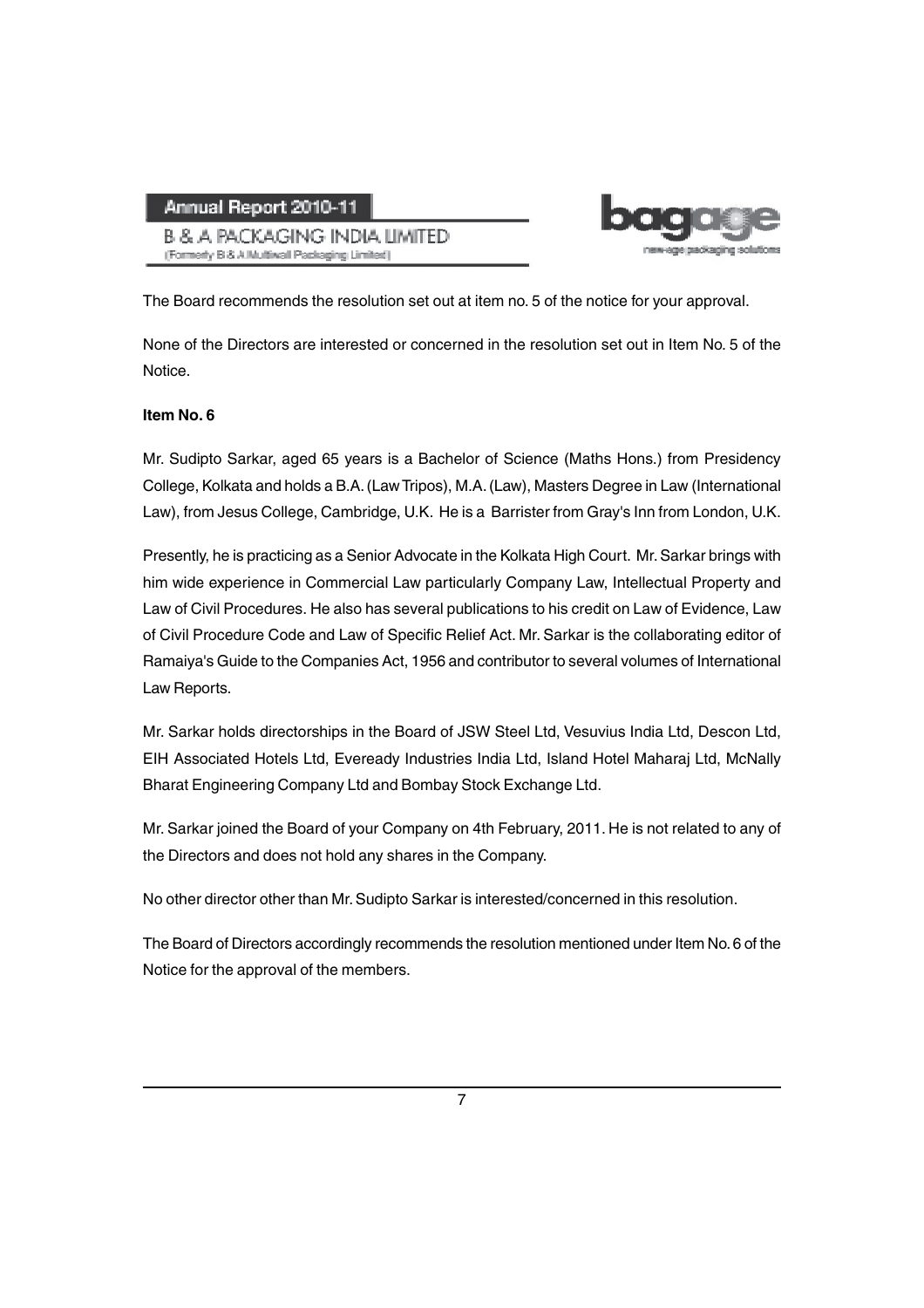The Board recommends the resolution set out at item no. 5 of the notice for your approval.

None of the Directors are interested or concerned in the resolution set out in Item No. 5 of the Notice.

**Item No. 6**

Mr. Sudipto Sarkar, aged 65 years is a Bachelor of Science (Maths Hons.) from Presidency College, Kolkata and holds a B.A. (Law Tripos), M.A. (Law), Masters Degree in Law (International Law), from Jesus College, Cambridge, U.K. He is a Barrister from Gray's Inn from London, U.K.

Presently, he is practicing as a Senior Advocate in the Kolkata High Court. Mr. Sarkar brings with him wide experience in Commercial Law particularly Company Law, Intellectual Property and Law of Civil Procedures. He also has several publications to his credit on Law of Evidence, Law of Civil Procedure Code and Law of Specific Relief Act. Mr. Sarkar is the collaborating editor of Ramaiya's Guide to the Companies Act, 1956 and contributor to several volumes of International Law Reports.

Mr. Sarkar holds directorships in the Board of JSW Steel Ltd, Vesuvius India Ltd, Descon Ltd, EIH Associated Hotels Ltd, Eveready Industries India Ltd, Island Hotel Maharaj Ltd, McNally Bharat Engineering Company Ltd and Bombay Stock Exchange Ltd.

Mr. Sarkar joined the Board of your Company on 4th February, 2011. He is not related to any of the Directors and does not hold any shares in the Company.

No other director other than Mr. Sudipto Sarkar is interested/concerned in this resolution.

The Board of Directors accordingly recommends the resolution mentioned under Item No. 6 of the Notice for the approval of the members.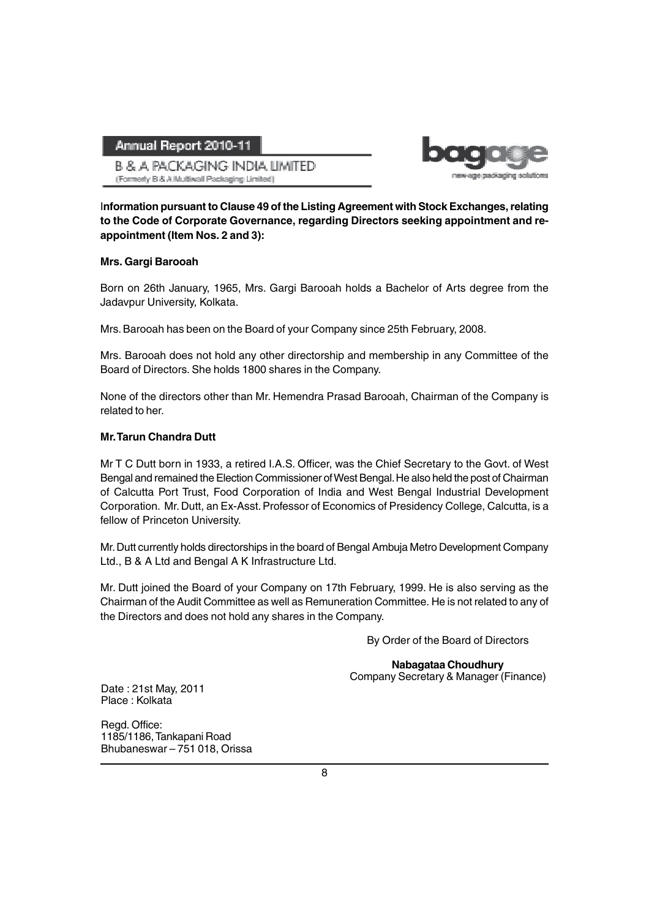**Information pursuant to Clause 49 of the Listing Agreement with Stock Exchanges, relating to the Code of Corporate Governance, regarding Directors seeking appointment and re-appointment (Item Nos. 2 and 3):**

**Mrs. Gargi Barooah**

Born on 26th January, 1965, Mrs. Gargi Barooah holds a Bachelor of Arts degree from the Jadavpur University, Kolkata.

Mrs. Barooah has been on the Board of your Company since 25th February, 2008.

Mrs. Barooah does not hold any other directorship and membership in any Committee of the Board of Directors. She holds 1800 shares in the Company.

None of the directors other than Mr. Hemendra Prasad Barooah, Chairman of the Company is related to her.

**Mr. Tarun Chandra Dutt**

Mr T C Dutt born in 1933, a retired I.A.S. Officer, was the Chief Secretary to the Govt. of West Bengal and remained the Election Commissioner of West Bengal. He also held the post of Chairman of Calcutta Port Trust, Food Corporation of India and West Bengal Industrial Development Corporation. Mr. Dutt, an Ex-Asst. Professor of Economics of Presidency College, Calcutta, is a fellow of Princeton University.

Mr. Dutt currently holds directorships in the board of Bengal Ambuja Metro Development Company Ltd., B & A Ltd and Bengal A K Infrastructure Ltd.

Mr. Dutt joined the Board of your Company on 17th February, 1999. He is also serving as the Chairman of the Audit Committee as well as Remuneration Committee. He is not related to any of the Directors and does not hold any shares in the Company.

By Order of the Board of Directors

**Nabagataa Choudhury**
Company Secretary & Manager (Finance)

Date : 21st May, 2011
Place : Kolkata

Regd. Office:
1185/1186, Tankapani Road
Bhubaneswar – 751 018, Orissa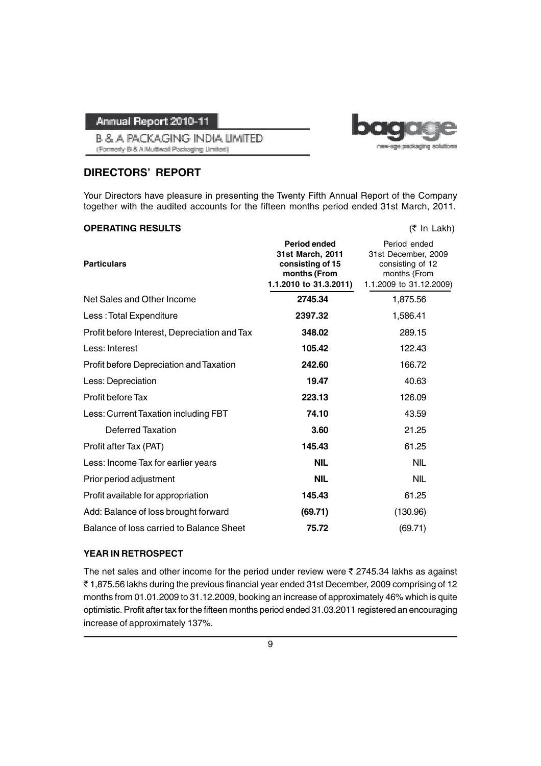# DIRECTORS' REPORT

Your Directors have pleasure in presenting the Twenty Fifth Annual Report of the Company together with the audited accounts for the fifteen months period ended 31st March, 2011.

**OPERATING RESULTS** (₹ In Lakh)

| Particulars | Period ended 31st March, 2011 consisting of 15 months (From 1.1.2010 to 31.3.2011) | Period ended 31st December, 2009 consisting of 12 months (From 1.1.2009 to 31.12.2009) |
|---|---|---|
| Net Sales and Other Income | **2745.34** | 1,875.56 |
| Less : Total Expenditure | **2397.32** | 1,586.41 |
| Profit before Interest, Depreciation and Tax | **348.02** | 289.15 |
| Less: Interest | **105.42** | 122.43 |
| Profit before Depreciation and Taxation | **242.60** | 166.72 |
| Less: Depreciation | **19.47** | 40.63 |
| Profit before Tax | **223.13** | 126.09 |
| Less: Current Taxation including FBT | **74.10** | 43.59 |
| Deferred Taxation | **3.60** | 21.25 |
| Profit after Tax (PAT) | **145.43** | 61.25 |
| Less: Income Tax for earlier years | **NIL** | NIL |
| Prior period adjustment | **NIL** | NIL |
| Profit available for appropriation | **145.43** | 61.25 |
| Add: Balance of loss brought forward | **(69.71)** | (130.96) |
| Balance of loss carried to Balance Sheet | **75.72** | (69.71) |

**YEAR IN RETROSPECT**

The net sales and other income for the period under review were ₹ 2745.34 lakhs as against ₹ 1,875.56 lakhs during the previous financial year ended 31st December, 2009 comprising of 12 months from 01.01.2009 to 31.12.2009, booking an increase of approximately 46% which is quite optimistic. Profit after tax for the fifteen months period ended 31.03.2011 registered an encouraging increase of approximately 137%.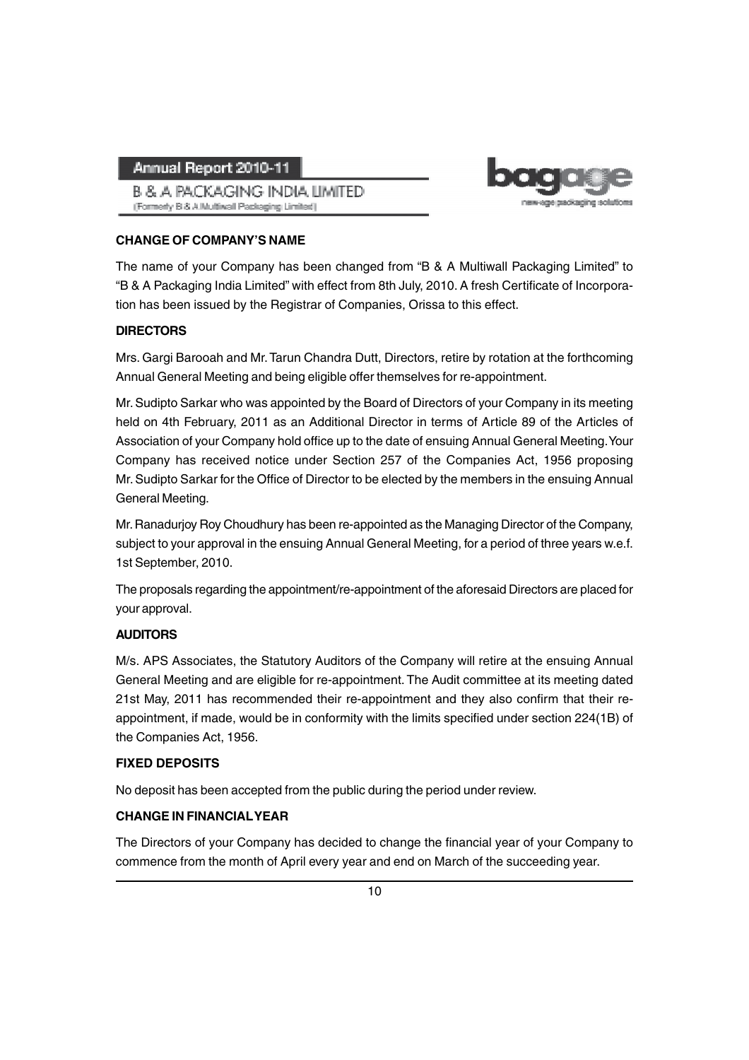## CHANGE OF COMPANY'S NAME

The name of your Company has been changed from "B & A Multiwall Packaging Limited" to "B & A Packaging India Limited" with effect from 8th July, 2010. A fresh Certificate of Incorporation has been issued by the Registrar of Companies, Orissa to this effect.

## DIRECTORS

Mrs. Gargi Barooah and Mr. Tarun Chandra Dutt, Directors, retire by rotation at the forthcoming Annual General Meeting and being eligible offer themselves for re-appointment.

Mr. Sudipto Sarkar who was appointed by the Board of Directors of your Company in its meeting held on 4th February, 2011 as an Additional Director in terms of Article 89 of the Articles of Association of your Company hold office up to the date of ensuing Annual General Meeting. Your Company has received notice under Section 257 of the Companies Act, 1956 proposing Mr. Sudipto Sarkar for the Office of Director to be elected by the members in the ensuing Annual General Meeting.

Mr. Ranadurjoy Roy Choudhury has been re-appointed as the Managing Director of the Company, subject to your approval in the ensuing Annual General Meeting, for a period of three years w.e.f. 1st September, 2010.

The proposals regarding the appointment/re-appointment of the aforesaid Directors are placed for your approval.

## AUDITORS

M/s. APS Associates, the Statutory Auditors of the Company will retire at the ensuing Annual General Meeting and are eligible for re-appointment. The Audit committee at its meeting dated 21st May, 2011 has recommended their re-appointment and they also confirm that their re-appointment, if made, would be in conformity with the limits specified under section 224(1B) of the Companies Act, 1956.

## FIXED DEPOSITS

No deposit has been accepted from the public during the period under review.

## CHANGE IN FINANCIAL YEAR

The Directors of your Company has decided to change the financial year of your Company to commence from the month of April every year and end on March of the succeeding year.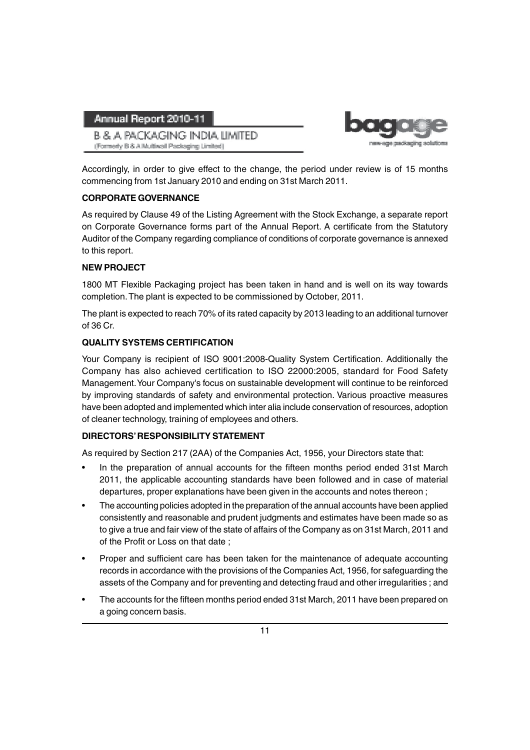Accordingly, in order to give effect to the change, the period under review is of 15 months commencing from 1st January 2010 and ending on 31st March 2011.

**CORPORATE GOVERNANCE**

As required by Clause 49 of the Listing Agreement with the Stock Exchange, a separate report on Corporate Governance forms part of the Annual Report. A certificate from the Statutory Auditor of the Company regarding compliance of conditions of corporate governance is annexed to this report.

**NEW PROJECT**

1800 MT Flexible Packaging project has been taken in hand and is well on its way towards completion. The plant is expected to be commissioned by October, 2011.

The plant is expected to reach 70% of its rated capacity by 2013 leading to an additional turnover of 36 Cr.

**QUALITY SYSTEMS CERTIFICATION**

Your Company is recipient of ISO 9001:2008-Quality System Certification. Additionally the Company has also achieved certification to ISO 22000:2005, standard for Food Safety Management. Your Company's focus on sustainable development will continue to be reinforced by improving standards of safety and environmental protection. Various proactive measures have been adopted and implemented which inter alia include conservation of resources, adoption of cleaner technology, training of employees and others.

**DIRECTORS' RESPONSIBILITY STATEMENT**

As required by Section 217 (2AA) of the Companies Act, 1956, your Directors state that:

- In the preparation of annual accounts for the fifteen months period ended 31st March 2011, the applicable accounting standards have been followed and in case of material departures, proper explanations have been given in the accounts and notes thereon ;
- The accounting policies adopted in the preparation of the annual accounts have been applied consistently and reasonable and prudent judgments and estimates have been made so as to give a true and fair view of the state of affairs of the Company as on 31st March, 2011 and of the Profit or Loss on that date ;
- Proper and sufficient care has been taken for the maintenance of adequate accounting records in accordance with the provisions of the Companies Act, 1956, for safeguarding the assets of the Company and for preventing and detecting fraud and other irregularities ; and
- The accounts for the fifteen months period ended 31st March, 2011 have been prepared on a going concern basis.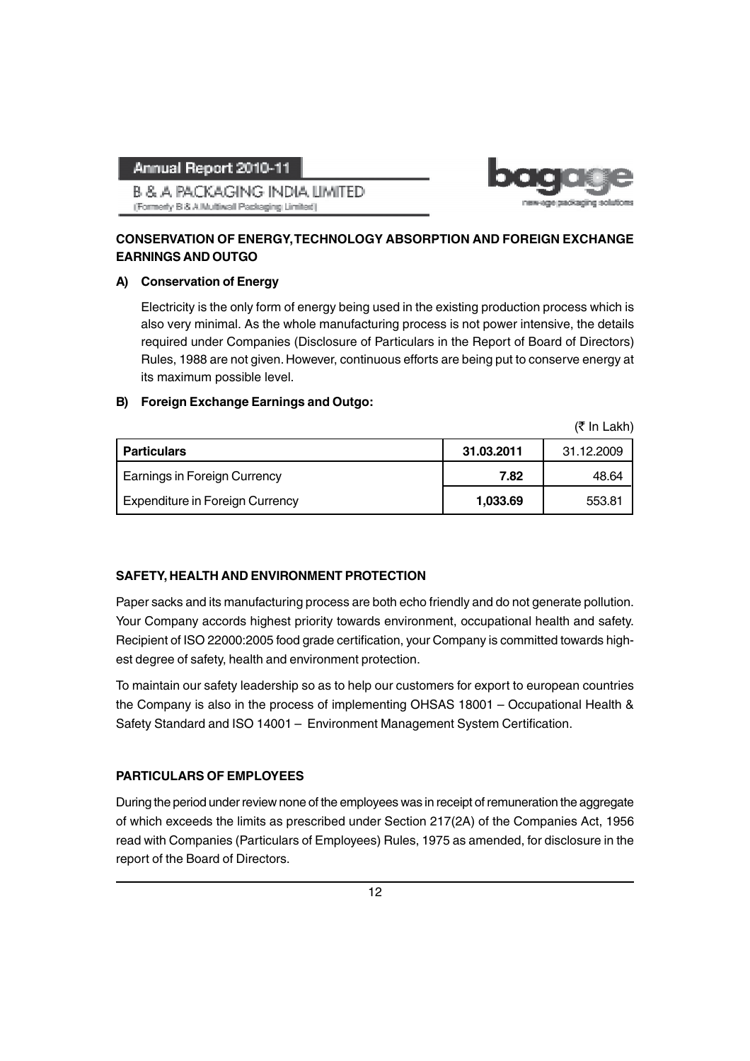## CONSERVATION OF ENERGY, TECHNOLOGY ABSORPTION AND FOREIGN EXCHANGE EARNINGS AND OUTGO

### A) Conservation of Energy

Electricity is the only form of energy being used in the existing production process which is also very minimal. As the whole manufacturing process is not power intensive, the details required under Companies (Disclosure of Particulars in the Report of Board of Directors) Rules, 1988 are not given. However, continuous efforts are being put to conserve energy at its maximum possible level.

### B) Foreign Exchange Earnings and Outgo:

(₹ In Lakh)

| Particulars | 31.03.2011 | 31.12.2009 |
|---|---|---|
| Earnings in Foreign Currency | **7.82** | 48.64 |
| Expenditure in Foreign Currency | **1,033.69** | 553.81 |

## SAFETY, HEALTH AND ENVIRONMENT PROTECTION

Paper sacks and its manufacturing process are both echo friendly and do not generate pollution. Your Company accords highest priority towards environment, occupational health and safety. Recipient of ISO 22000:2005 food grade certification, your Company is committed towards highest degree of safety, health and environment protection.

To maintain our safety leadership so as to help our customers for export to european countries the Company is also in the process of implementing OHSAS 18001 – Occupational Health & Safety Standard and ISO 14001 – Environment Management System Certification.

## PARTICULARS OF EMPLOYEES

During the period under review none of the employees was in receipt of remuneration the aggregate of which exceeds the limits as prescribed under Section 217(2A) of the Companies Act, 1956 read with Companies (Particulars of Employees) Rules, 1975 as amended, for disclosure in the report of the Board of Directors.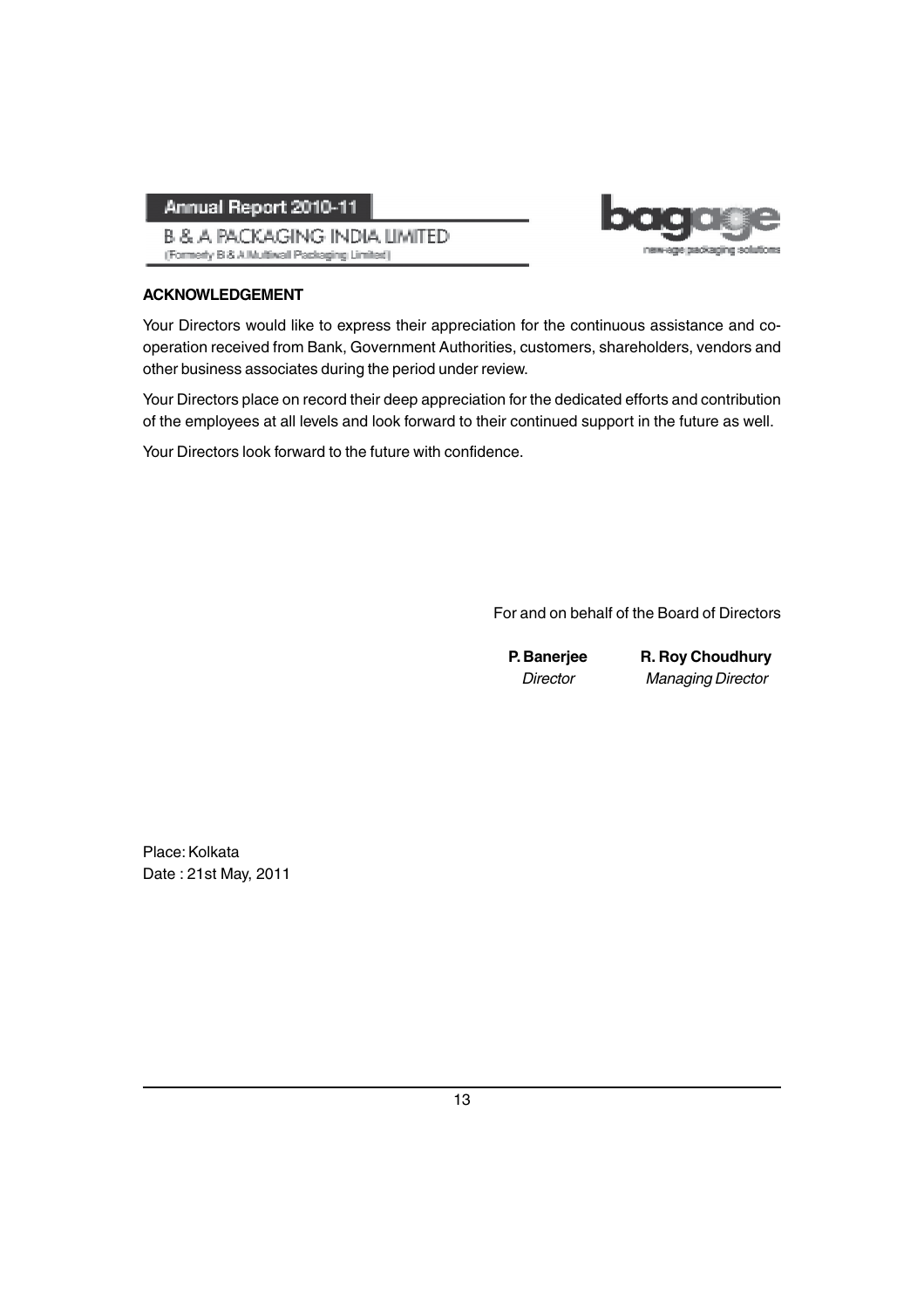**ACKNOWLEDGEMENT**

Your Directors would like to express their appreciation for the continuous assistance and co-operation received from Bank, Government Authorities, customers, shareholders, vendors and other business associates during the period under review.

Your Directors place on record their deep appreciation for the dedicated efforts and contribution of the employees at all levels and look forward to their continued support in the future as well.

Your Directors look forward to the future with confidence.

For and on behalf of the Board of Directors

| | |
|---|---|
| **P. Banerjee** | **R. Roy Choudhury** |
| *Director* | *Managing Director* |

Place: Kolkata
Date : 21st May, 2011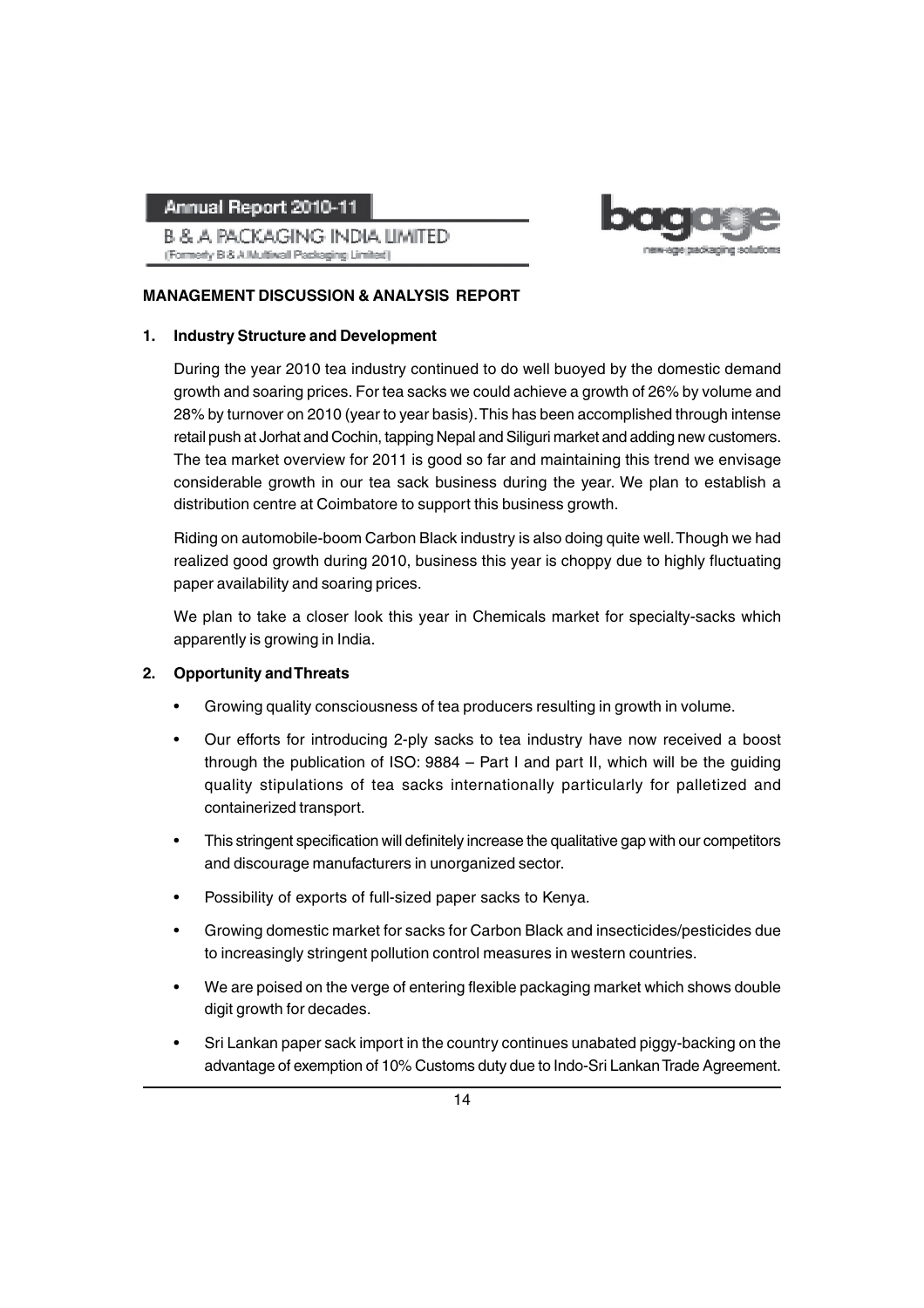## MANAGEMENT DISCUSSION & ANALYSIS REPORT

### 1. Industry Structure and Development

During the year 2010 tea industry continued to do well buoyed by the domestic demand growth and soaring prices. For tea sacks we could achieve a growth of 26% by volume and 28% by turnover on 2010 (year to year basis). This has been accomplished through intense retail push at Jorhat and Cochin, tapping Nepal and Siliguri market and adding new customers. The tea market overview for 2011 is good so far and maintaining this trend we envisage considerable growth in our tea sack business during the year. We plan to establish a distribution centre at Coimbatore to support this business growth.

Riding on automobile-boom Carbon Black industry is also doing quite well. Though we had realized good growth during 2010, business this year is choppy due to highly fluctuating paper availability and soaring prices.

We plan to take a closer look this year in Chemicals market for specialty-sacks which apparently is growing in India.

### 2. Opportunity and Threats

- Growing quality consciousness of tea producers resulting in growth in volume.
- Our efforts for introducing 2-ply sacks to tea industry have now received a boost through the publication of ISO: 9884 – Part I and part II, which will be the guiding quality stipulations of tea sacks internationally particularly for palletized and containerized transport.
- This stringent specification will definitely increase the qualitative gap with our competitors and discourage manufacturers in unorganized sector.
- Possibility of exports of full-sized paper sacks to Kenya.
- Growing domestic market for sacks for Carbon Black and insecticides/pesticides due to increasingly stringent pollution control measures in western countries.
- We are poised on the verge of entering flexible packaging market which shows double digit growth for decades.
- Sri Lankan paper sack import in the country continues unabated piggy-backing on the advantage of exemption of 10% Customs duty due to Indo-Sri Lankan Trade Agreement.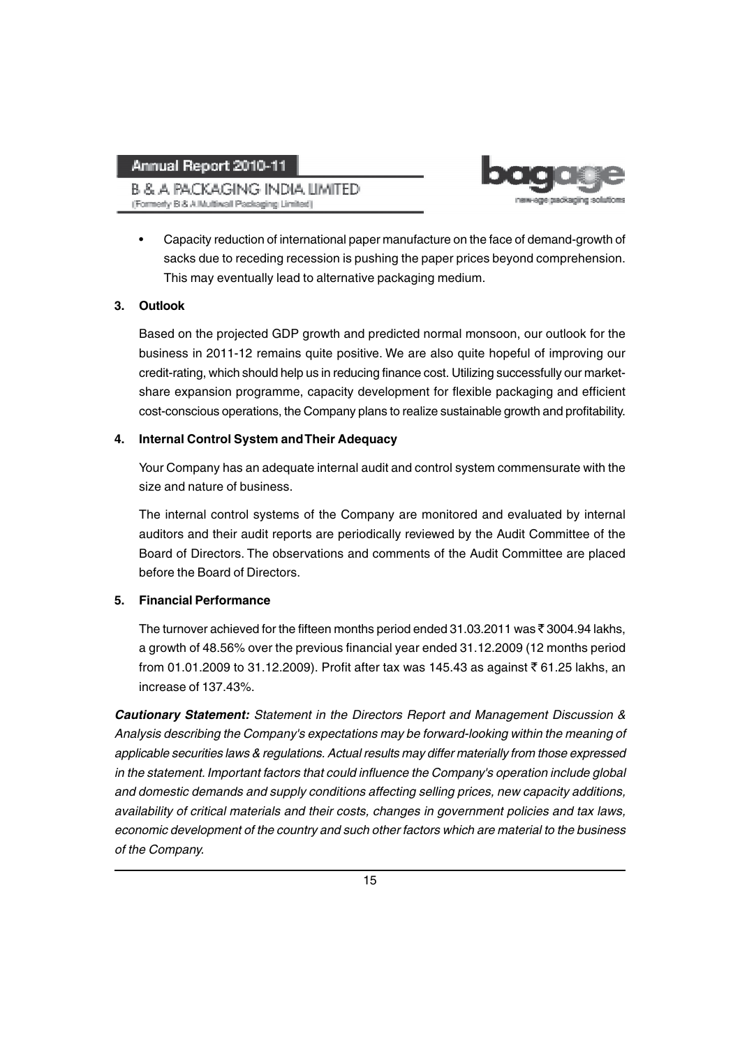- Capacity reduction of international paper manufacture on the face of demand-growth of sacks due to receding recession is pushing the paper prices beyond comprehension. This may eventually lead to alternative packaging medium.

**3. Outlook**

Based on the projected GDP growth and predicted normal monsoon, our outlook for the business in 2011-12 remains quite positive. We are also quite hopeful of improving our credit-rating, which should help us in reducing finance cost. Utilizing successfully our market-share expansion programme, capacity development for flexible packaging and efficient cost-conscious operations, the Company plans to realize sustainable growth and profitability.

**4. Internal Control System and Their Adequacy**

Your Company has an adequate internal audit and control system commensurate with the size and nature of business.

The internal control systems of the Company are monitored and evaluated by internal auditors and their audit reports are periodically reviewed by the Audit Committee of the Board of Directors. The observations and comments of the Audit Committee are placed before the Board of Directors.

**5. Financial Performance**

The turnover achieved for the fifteen months period ended 31.03.2011 was ₹ 3004.94 lakhs, a growth of 48.56% over the previous financial year ended 31.12.2009 (12 months period from 01.01.2009 to 31.12.2009). Profit after tax was 145.43 as against ₹ 61.25 lakhs, an increase of 137.43%.

***Cautionary Statement:*** *Statement in the Directors Report and Management Discussion & Analysis describing the Company's expectations may be forward-looking within the meaning of applicable securities laws & regulations. Actual results may differ materially from those expressed in the statement. Important factors that could influence the Company's operation include global and domestic demands and supply conditions affecting selling prices, new capacity additions, availability of critical materials and their costs, changes in government policies and tax laws, economic development of the country and such other factors which are material to the business of the Company.*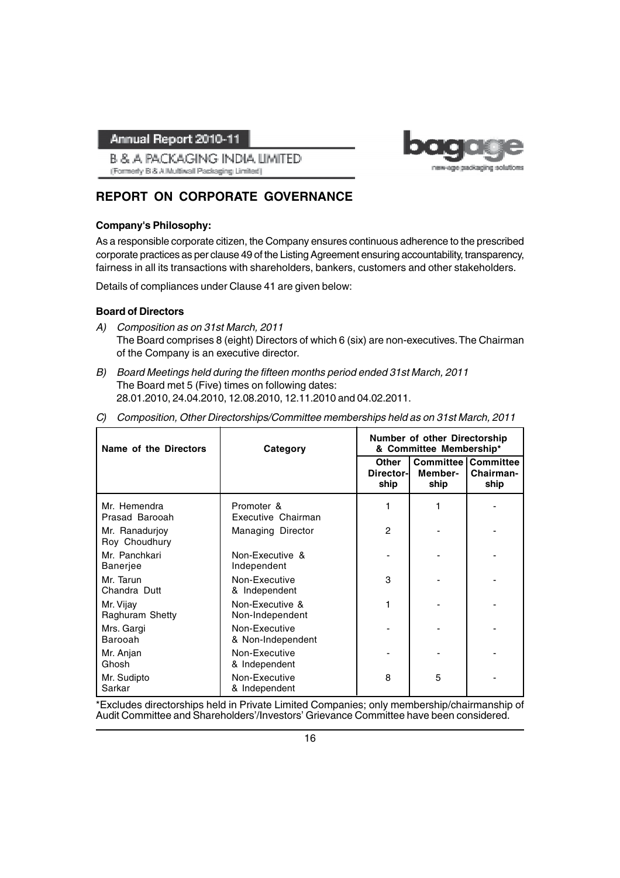# REPORT ON CORPORATE GOVERNANCE

**Company's Philosophy:**

As a responsible corporate citizen, the Company ensures continuous adherence to the prescribed corporate practices as per clause 49 of the Listing Agreement ensuring accountability, transparency, fairness in all its transactions with shareholders, bankers, customers and other stakeholders.

Details of compliances under Clause 41 are given below:

**Board of Directors**

A) *Composition as on 31st March, 2011*
   The Board comprises 8 (eight) Directors of which 6 (six) are non-executives. The Chairman of the Company is an executive director.

B) *Board Meetings held during the fifteen months period ended 31st March, 2011*
   The Board met 5 (Five) times on following dates:
   28.01.2010, 24.04.2010, 12.08.2010, 12.11.2010 and 04.02.2011.

C) *Composition, Other Directorships/Committee memberships held as on 31st March, 2011*

| Name of the Directors | Category | Number of other Directorship & Committee Membership* | | |
|---|---|---|---|---|
| | | Other Directorship | Committee Membership | Committee Chairmanship |
| Mr. Hemendra Prasad Barooah | Promoter & Executive Chairman | 1 | 1 | - |
| Mr. Ranadurjoy Roy Choudhury | Managing Director | 2 | - | - |
| Mr. Panchkari Banerjee | Non-Executive & Independent | - | - | - |
| Mr. Tarun Chandra Dutt | Non-Executive & Independent | 3 | - | - |
| Mr. Vijay Raghuram Shetty | Non-Executive & Non-Independent | 1 | - | - |
| Mrs. Gargi Barooah | Non-Executive & Non-Independent | - | - | - |
| Mr. Anjan Ghosh | Non-Executive & Independent | - | - | - |
| Mr. Sudipto Sarkar | Non-Executive & Independent | 8 | 5 | - |

*Excludes directorships held in Private Limited Companies; only membership/chairmanship of Audit Committee and Shareholders'/Investors' Grievance Committee have been considered.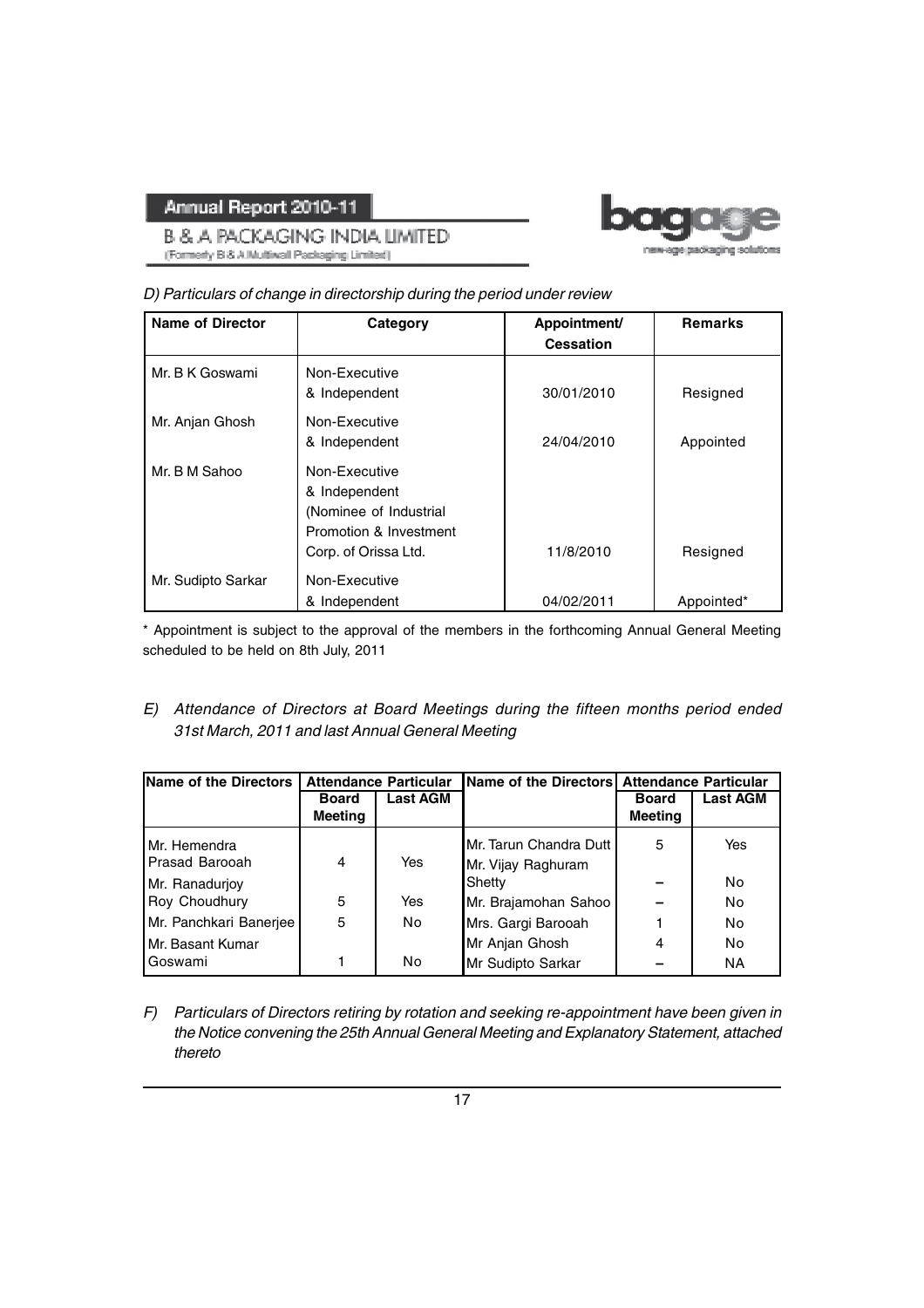*D) Particulars of change in directorship during the period under review*

| Name of Director | Category | Appointment/ Cessation | Remarks |
|---|---|---|---|
| Mr. B K Goswami | Non-Executive & Independent | 30/01/2010 | Resigned |
| Mr. Anjan Ghosh | Non-Executive & Independent | 24/04/2010 | Appointed |
| Mr. B M Sahoo | Non-Executive & Independent (Nominee of Industrial Promotion & Investment Corp. of Orissa Ltd. | 11/8/2010 | Resigned |
| Mr. Sudipto Sarkar | Non-Executive & Independent | 04/02/2011 | Appointed* |

* Appointment is subject to the approval of the members in the forthcoming Annual General Meeting scheduled to be held on 8th July, 2011

*E) Attendance of Directors at Board Meetings during the fifteen months period ended 31st March, 2011 and last Annual General Meeting*

| Name of the Directors | Attendance Particular | | Name of the Directors | Attendance Particular | |
|---|---|---|---|---|---|
| | Board Meeting | Last AGM | | Board Meeting | Last AGM |
| Mr. Hemendra Prasad Barooah | 4 | Yes | Mr. Tarun Chandra Dutt | 5 | Yes |
| Mr. Ranadurjoy Roy Choudhury | 5 | Yes | Mr. Vijay Raghuram Shetty | – | No |
| Mr. Panchkari Banerjee | 5 | No | Mr. Brajamohan Sahoo | – | No |
| Mr. Basant Kumar Goswami | 1 | No | Mrs. Gargi Barooah | 1 | No |
| | | | Mr Anjan Ghosh | 4 | No |
| | | | Mr Sudipto Sarkar | – | NA |

*F) Particulars of Directors retiring by rotation and seeking re-appointment have been given in the Notice convening the 25th Annual General Meeting and Explanatory Statement, attached thereto*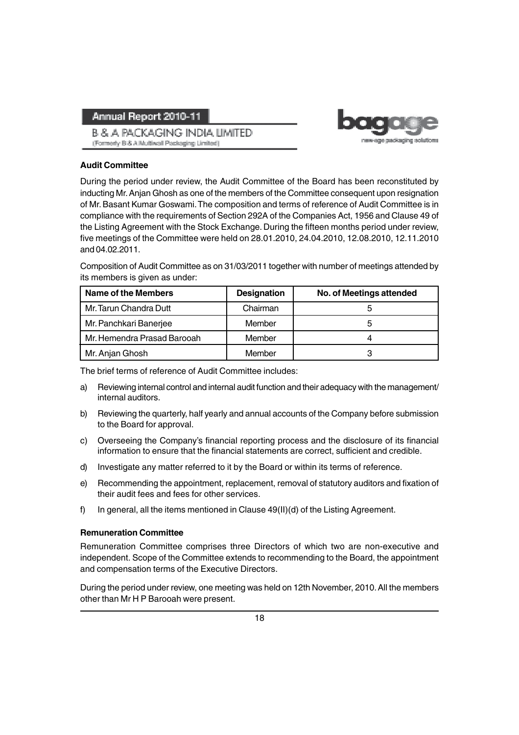### Audit Committee

During the period under review, the Audit Committee of the Board has been reconstituted by inducting Mr. Anjan Ghosh as one of the members of the Committee consequent upon resignation of Mr. Basant Kumar Goswami. The composition and terms of reference of Audit Committee is in compliance with the requirements of Section 292A of the Companies Act, 1956 and Clause 49 of the Listing Agreement with the Stock Exchange. During the fifteen months period under review, five meetings of the Committee were held on 28.01.2010, 24.04.2010, 12.08.2010, 12.11.2010 and 04.02.2011.

Composition of Audit Committee as on 31/03/2011 together with number of meetings attended by its members is given as under:

| Name of the Members | Designation | No. of Meetings attended |
|---|---|---|
| Mr. Tarun Chandra Dutt | Chairman | 5 |
| Mr. Panchkari Banerjee | Member | 5 |
| Mr. Hemendra Prasad Barooah | Member | 4 |
| Mr. Anjan Ghosh | Member | 3 |

The brief terms of reference of Audit Committee includes:

a) Reviewing internal control and internal audit function and their adequacy with the management/ internal auditors.

b) Reviewing the quarterly, half yearly and annual accounts of the Company before submission to the Board for approval.

c) Overseeing the Company's financial reporting process and the disclosure of its financial information to ensure that the financial statements are correct, sufficient and credible.

d) Investigate any matter referred to it by the Board or within its terms of reference.

e) Recommending the appointment, replacement, removal of statutory auditors and fixation of their audit fees and fees for other services.

f) In general, all the items mentioned in Clause 49(II)(d) of the Listing Agreement.

### Remuneration Committee

Remuneration Committee comprises three Directors of which two are non-executive and independent. Scope of the Committee extends to recommending to the Board, the appointment and compensation terms of the Executive Directors.

During the period under review, one meeting was held on 12th November, 2010. All the members other than Mr H P Barooah were present.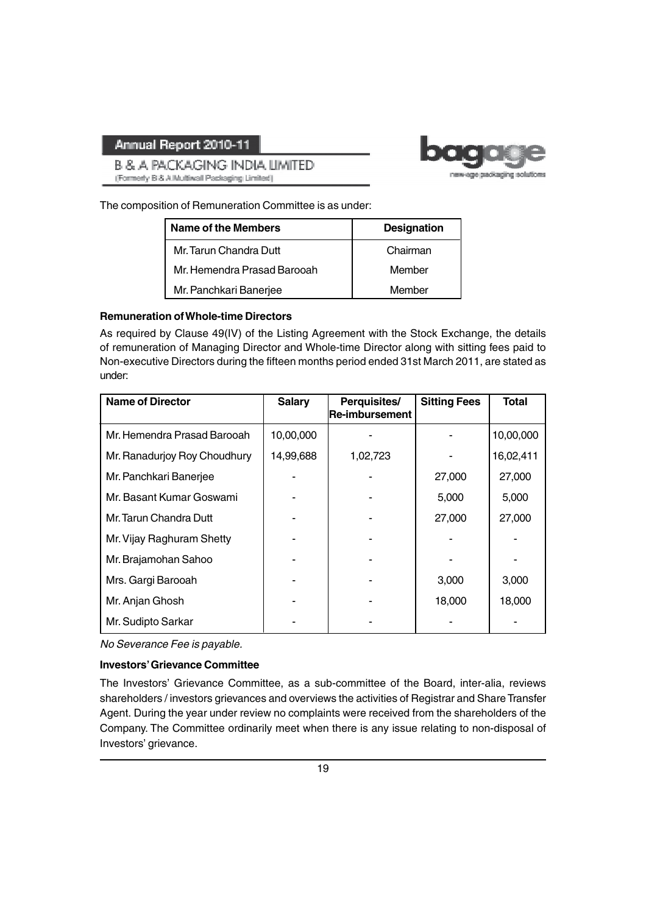The composition of Remuneration Committee is as under:

| Name of the Members | Designation |
|---|---|
| Mr. Tarun Chandra Dutt | Chairman |
| Mr. Hemendra Prasad Barooah | Member |
| Mr. Panchkari Banerjee | Member |

**Remuneration of Whole-time Directors**

As required by Clause 49(IV) of the Listing Agreement with the Stock Exchange, the details of remuneration of Managing Director and Whole-time Director along with sitting fees paid to Non-executive Directors during the fifteen months period ended 31st March 2011, are stated as under:

| Name of Director | Salary | Perquisites/ Re-imbursement | Sitting Fees | Total |
|---|---|---|---|---|
| Mr. Hemendra Prasad Barooah | 10,00,000 | - | - | 10,00,000 |
| Mr. Ranadurjoy Roy Choudhury | 14,99,688 | 1,02,723 | - | 16,02,411 |
| Mr. Panchkari Banerjee | - | - | 27,000 | 27,000 |
| Mr. Basant Kumar Goswami | - | - | 5,000 | 5,000 |
| Mr. Tarun Chandra Dutt | - | - | 27,000 | 27,000 |
| Mr. Vijay Raghuram Shetty | - | - | - | - |
| Mr. Brajamohan Sahoo | - | - | - | - |
| Mrs. Gargi Barooah | - | - | 3,000 | 3,000 |
| Mr. Anjan Ghosh | - | - | 18,000 | 18,000 |
| Mr. Sudipto Sarkar | - | - | - | - |

*No Severance Fee is payable.*

**Investors' Grievance Committee**

The Investors' Grievance Committee, as a sub-committee of the Board, inter-alia, reviews shareholders / investors grievances and overviews the activities of Registrar and Share Transfer Agent. During the year under review no complaints were received from the shareholders of the Company. The Committee ordinarily meet when there is any issue relating to non-disposal of Investors' grievance.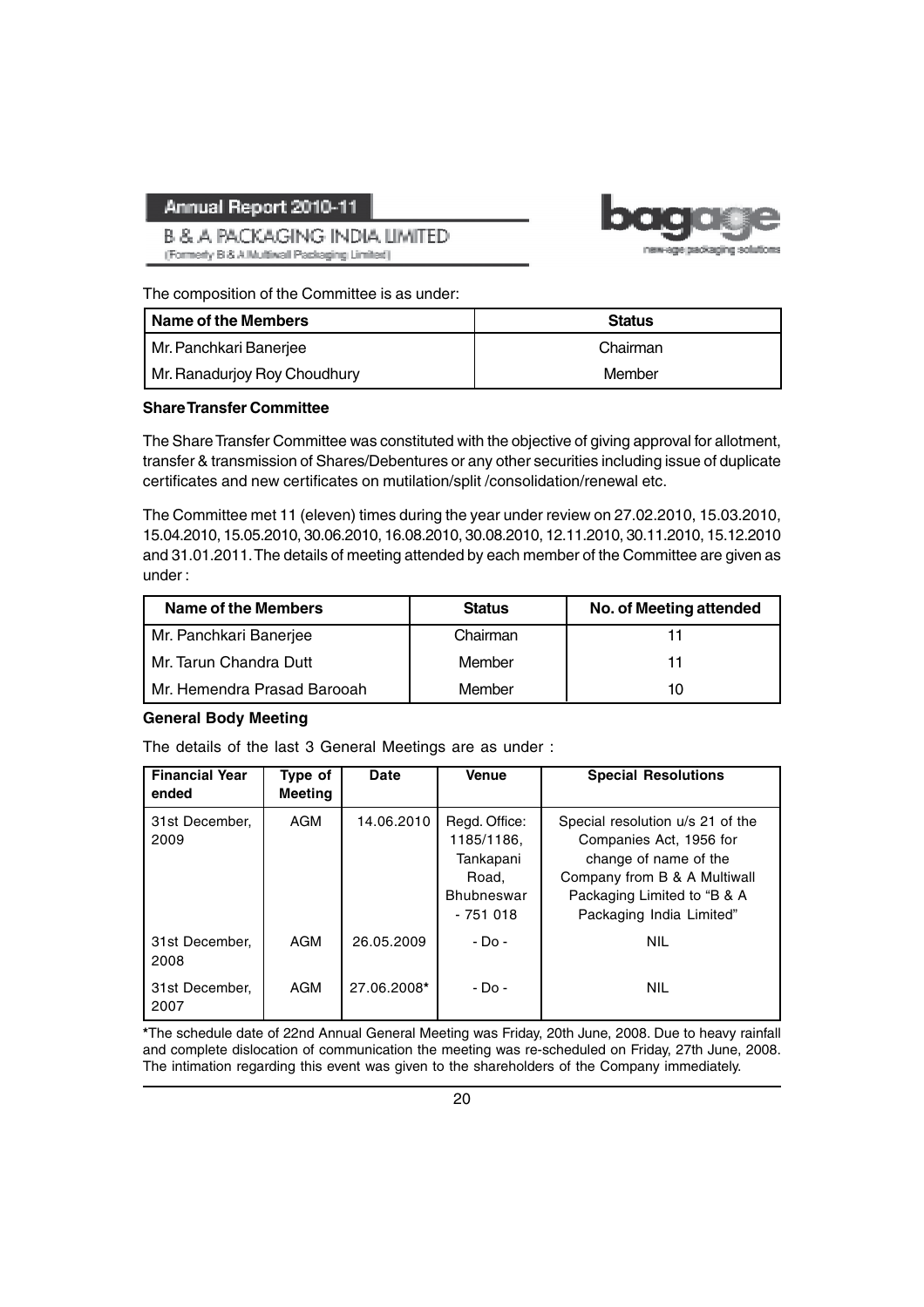The composition of the Committee is as under:

| Name of the Members | Status |
|---|---|
| Mr. Panchkari Banerjee | Chairman |
| Mr. Ranadurjoy Roy Choudhury | Member |

**Share Transfer Committee**

The Share Transfer Committee was constituted with the objective of giving approval for allotment, transfer & transmission of Shares/Debentures or any other securities including issue of duplicate certificates and new certificates on mutilation/split /consolidation/renewal etc.

The Committee met 11 (eleven) times during the year under review on 27.02.2010, 15.03.2010, 15.04.2010, 15.05.2010, 30.06.2010, 16.08.2010, 30.08.2010, 12.11.2010, 30.11.2010, 15.12.2010 and 31.01.2011. The details of meeting attended by each member of the Committee are given as under :

| Name of the Members | Status | No. of Meeting attended |
|---|---|---|
| Mr. Panchkari Banerjee | Chairman | 11 |
| Mr. Tarun Chandra Dutt | Member | 11 |
| Mr. Hemendra Prasad Barooah | Member | 10 |

**General Body Meeting**

The details of the last 3 General Meetings are as under :

| Financial Year ended | Type of Meeting | Date | Venue | Special Resolutions |
|---|---|---|---|---|
| 31st December, 2009 | AGM | 14.06.2010 | Regd. Office: 1185/1186, Tankapani Road, Bhubneswar - 751 018 | Special resolution u/s 21 of the Companies Act, 1956 for change of name of the Company from B & A Multiwall Packaging Limited to "B & A Packaging India Limited" |
| 31st December, 2008 | AGM | 26.05.2009 | - Do - | NIL |
| 31st December, 2007 | AGM | 27.06.2008* | - Do - | NIL |

*The schedule date of 22nd Annual General Meeting was Friday, 20th June, 2008. Due to heavy rainfall and complete dislocation of communication the meeting was re-scheduled on Friday, 27th June, 2008. The intimation regarding this event was given to the shareholders of the Company immediately.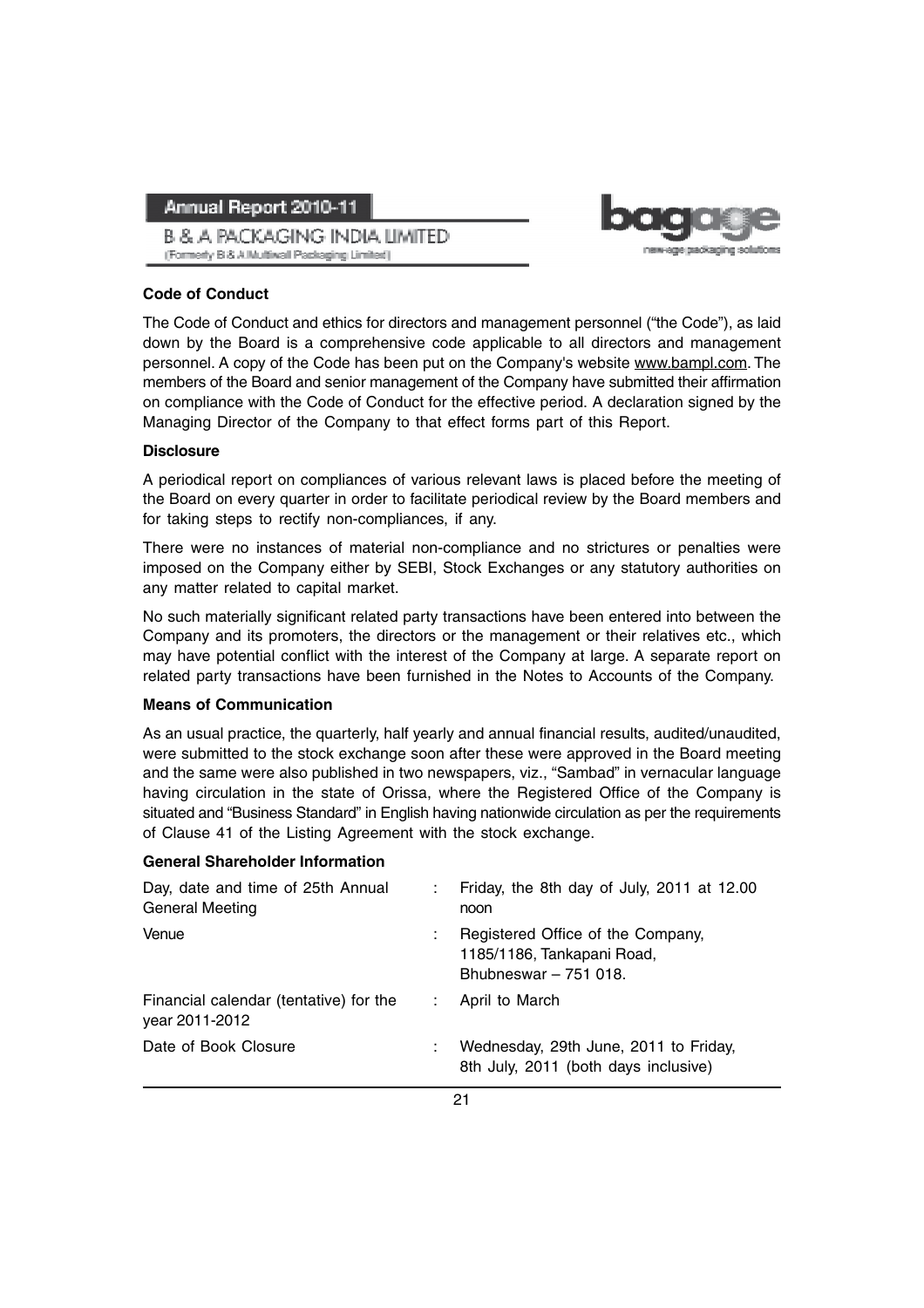## Code of Conduct

The Code of Conduct and ethics for directors and management personnel ("the Code"), as laid down by the Board is a comprehensive code applicable to all directors and management personnel. A copy of the Code has been put on the Company's website www.bampl.com. The members of the Board and senior management of the Company have submitted their affirmation on compliance with the Code of Conduct for the effective period. A declaration signed by the Managing Director of the Company to that effect forms part of this Report.

## Disclosure

A periodical report on compliances of various relevant laws is placed before the meeting of the Board on every quarter in order to facilitate periodical review by the Board members and for taking steps to rectify non-compliances, if any.

There were no instances of material non-compliance and no strictures or penalties were imposed on the Company either by SEBI, Stock Exchanges or any statutory authorities on any matter related to capital market.

No such materially significant related party transactions have been entered into between the Company and its promoters, the directors or the management or their relatives etc., which may have potential conflict with the interest of the Company at large. A separate report on related party transactions have been furnished in the Notes to Accounts of the Company.

## Means of Communication

As an usual practice, the quarterly, half yearly and annual financial results, audited/unaudited, were submitted to the stock exchange soon after these were approved in the Board meeting and the same were also published in two newspapers, viz., "Sambad" in vernacular language having circulation in the state of Orissa, where the Registered Office of the Company is situated and "Business Standard" in English having nationwide circulation as per the requirements of Clause 41 of the Listing Agreement with the stock exchange.

## General Shareholder Information

| | | |
|---|---|---|
| Day, date and time of 25th Annual General Meeting | : | Friday, the 8th day of July, 2011 at 12.00 noon |
| Venue | : | Registered Office of the Company, 1185/1186, Tankapani Road, Bhubneswar – 751 018. |
| Financial calendar (tentative) for the year 2011-2012 | : | April to March |
| Date of Book Closure | : | Wednesday, 29th June, 2011 to Friday, 8th July, 2011 (both days inclusive) |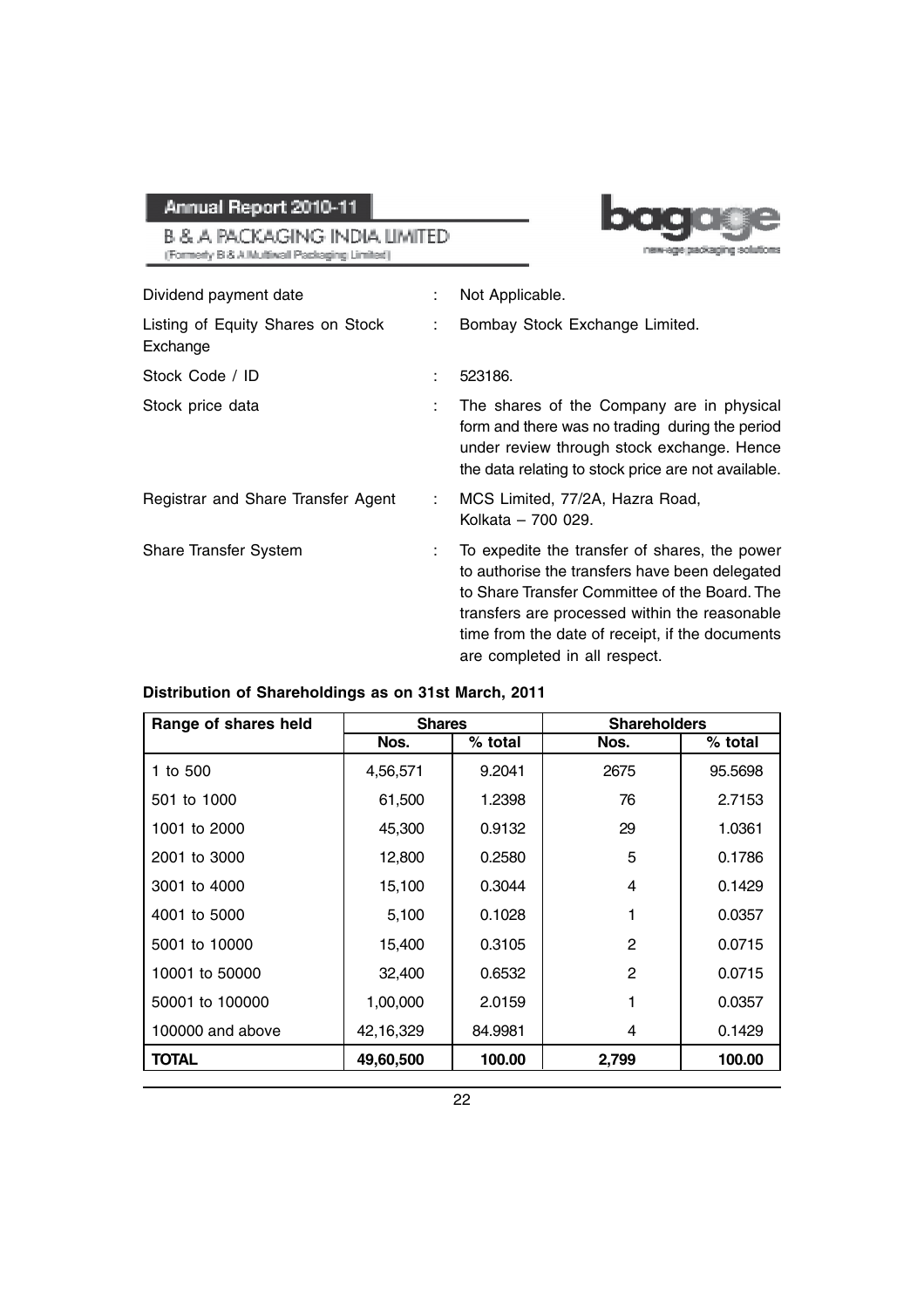| | | |
|---|---|---|
| Dividend payment date | : | Not Applicable. |
| Listing of Equity Shares on Stock Exchange | : | Bombay Stock Exchange Limited. |
| Stock Code / ID | : | 523186. |
| Stock price data | : | The shares of the Company are in physical form and there was no trading during the period under review through stock exchange. Hence the data relating to stock price are not available. |
| Registrar and Share Transfer Agent | : | MCS Limited, 77/2A, Hazra Road, Kolkata – 700 029. |
| Share Transfer System | : | To expedite the transfer of shares, the power to authorise the transfers have been delegated to Share Transfer Committee of the Board. The transfers are processed within the reasonable time from the date of receipt, if the documents are completed in all respect. |

**Distribution of Shareholdings as on 31st March, 2011**

| Range of shares held | Shares | | Shareholders | |
|---|---|---|---|---|
| | Nos. | % total | Nos. | % total |
| 1 to 500 | 4,56,571 | 9.2041 | 2675 | 95.5698 |
| 501 to 1000 | 61,500 | 1.2398 | 76 | 2.7153 |
| 1001 to 2000 | 45,300 | 0.9132 | 29 | 1.0361 |
| 2001 to 3000 | 12,800 | 0.2580 | 5 | 0.1786 |
| 3001 to 4000 | 15,100 | 0.3044 | 4 | 0.1429 |
| 4001 to 5000 | 5,100 | 0.1028 | 1 | 0.0357 |
| 5001 to 10000 | 15,400 | 0.3105 | 2 | 0.0715 |
| 10001 to 50000 | 32,400 | 0.6532 | 2 | 0.0715 |
| 50001 to 100000 | 1,00,000 | 2.0159 | 1 | 0.0357 |
| 100000 and above | 42,16,329 | 84.9981 | 4 | 0.1429 |
| **TOTAL** | **49,60,500** | **100.00** | **2,799** | **100.00** |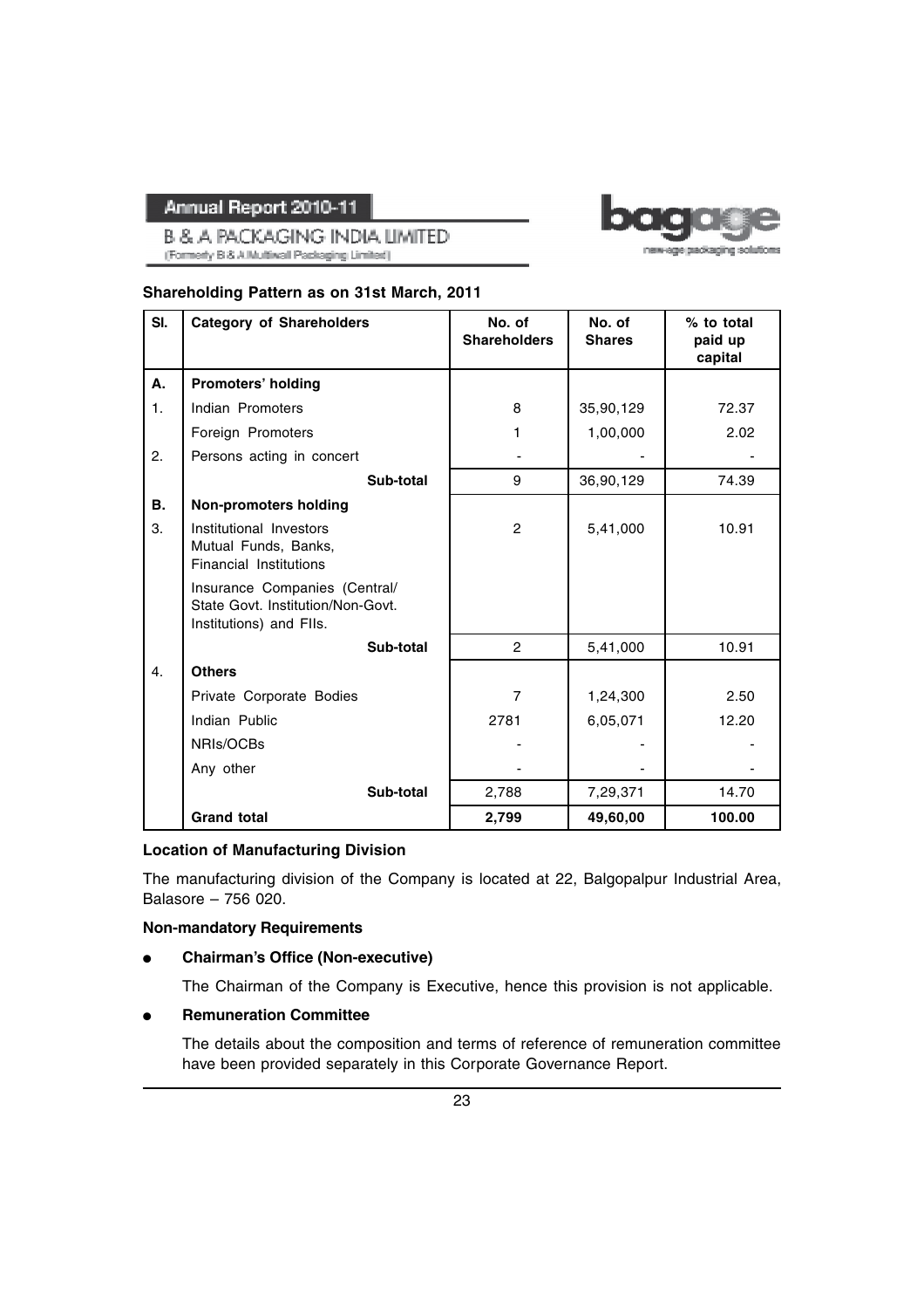## Shareholding Pattern as on 31st March, 2011

| Sl. | Category of Shareholders | No. of Shareholders | No. of Shares | % to total paid up capital |
|---|---|---|---|---|
| **A.** | **Promoters' holding** | | | |
| 1. | Indian Promoters | 8 | 35,90,129 | 72.37 |
| | Foreign Promoters | 1 | 1,00,000 | 2.02 |
| 2. | Persons acting in concert | - | - | - |
| | **Sub-total** | 9 | 36,90,129 | 74.39 |
| **B.** | **Non-promoters holding** | | | |
| 3. | Institutional Investors Mutual Funds, Banks, Financial Institutions | 2 | 5,41,000 | 10.91 |
| | Insurance Companies (Central/ State Govt. Institution/Non-Govt. Institutions) and FIIs. | | | |
| | **Sub-total** | 2 | 5,41,000 | 10.91 |
| 4. | **Others** | | | |
| | Private Corporate Bodies | 7 | 1,24,300 | 2.50 |
| | Indian Public | 2781 | 6,05,071 | 12.20 |
| | NRIs/OCBs | - | - | - |
| | Any other | - | - | - |
| | **Sub-total** | 2,788 | 7,29,371 | 14.70 |
| | **Grand total** | **2,799** | **49,60,00** | **100.00** |

### Location of Manufacturing Division

The manufacturing division of the Company is located at 22, Balgopalpur Industrial Area, Balasore – 756 020.

### Non-mandatory Requirements

- **Chairman's Office (Non-executive)**

  The Chairman of the Company is Executive, hence this provision is not applicable.

- **Remuneration Committee**

  The details about the composition and terms of reference of remuneration committee have been provided separately in this Corporate Governance Report.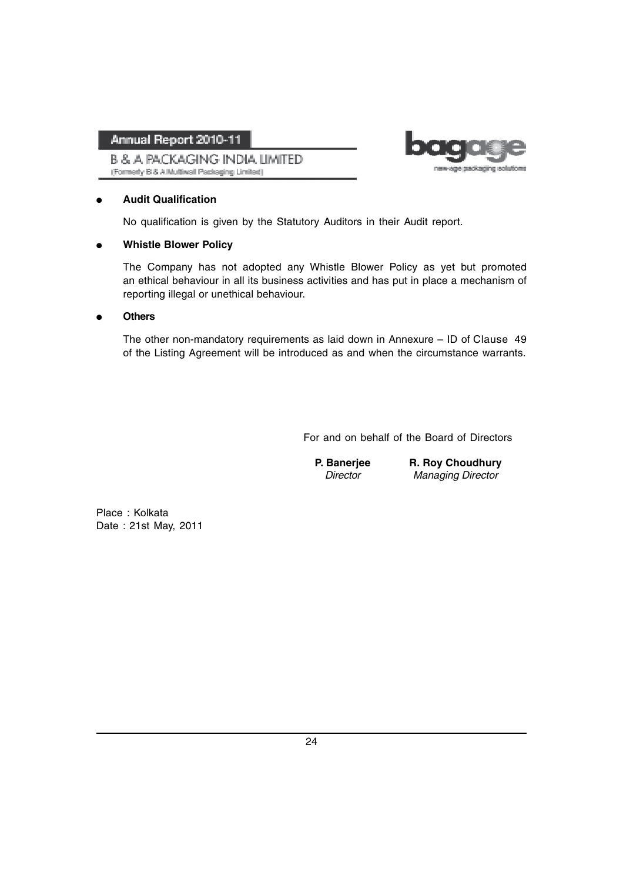- **Audit Qualification**

  No qualification is given by the Statutory Auditors in their Audit report.

- **Whistle Blower Policy**

  The Company has not adopted any Whistle Blower Policy as yet but promoted an ethical behaviour in all its business activities and has put in place a mechanism of reporting illegal or unethical behaviour.

- **Others**

  The other non-mandatory requirements as laid down in Annexure – ID of Clause 49 of the Listing Agreement will be introduced as and when the circumstance warrants.

For and on behalf of the Board of Directors

**P. Banerjee**
*Director*

**R. Roy Choudhury**
*Managing Director*

Place : Kolkata
Date : 21st May, 2011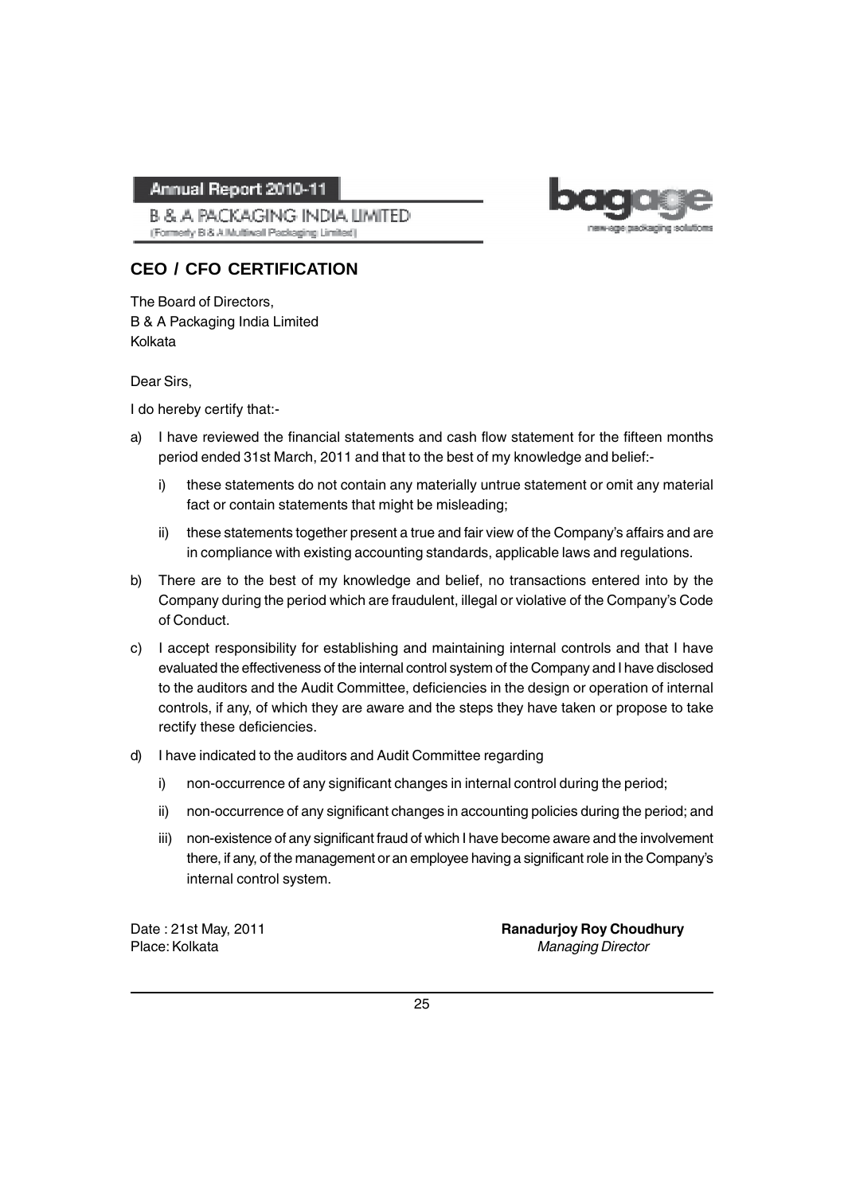## CEO / CFO CERTIFICATION

The Board of Directors,
B & A Packaging India Limited
Kolkata

Dear Sirs,

I do hereby certify that:-

a) I have reviewed the financial statements and cash flow statement for the fifteen months period ended 31st March, 2011 and that to the best of my knowledge and belief:-

   i) these statements do not contain any materially untrue statement or omit any material fact or contain statements that might be misleading;

   ii) these statements together present a true and fair view of the Company's affairs and are in compliance with existing accounting standards, applicable laws and regulations.

b) There are to the best of my knowledge and belief, no transactions entered into by the Company during the period which are fraudulent, illegal or violative of the Company's Code of Conduct.

c) I accept responsibility for establishing and maintaining internal controls and that I have evaluated the effectiveness of the internal control system of the Company and I have disclosed to the auditors and the Audit Committee, deficiencies in the design or operation of internal controls, if any, of which they are aware and the steps they have taken or propose to take rectify these deficiencies.

d) I have indicated to the auditors and Audit Committee regarding

   i) non-occurrence of any significant changes in internal control during the period;

   ii) non-occurrence of any significant changes in accounting policies during the period; and

   iii) non-existence of any significant fraud of which I have become aware and the involvement there, if any, of the management or an employee having a significant role in the Company's internal control system.

Date : 21st May, 2011
Place: Kolkata

**Ranadurjoy Roy Choudhury**
*Managing Director*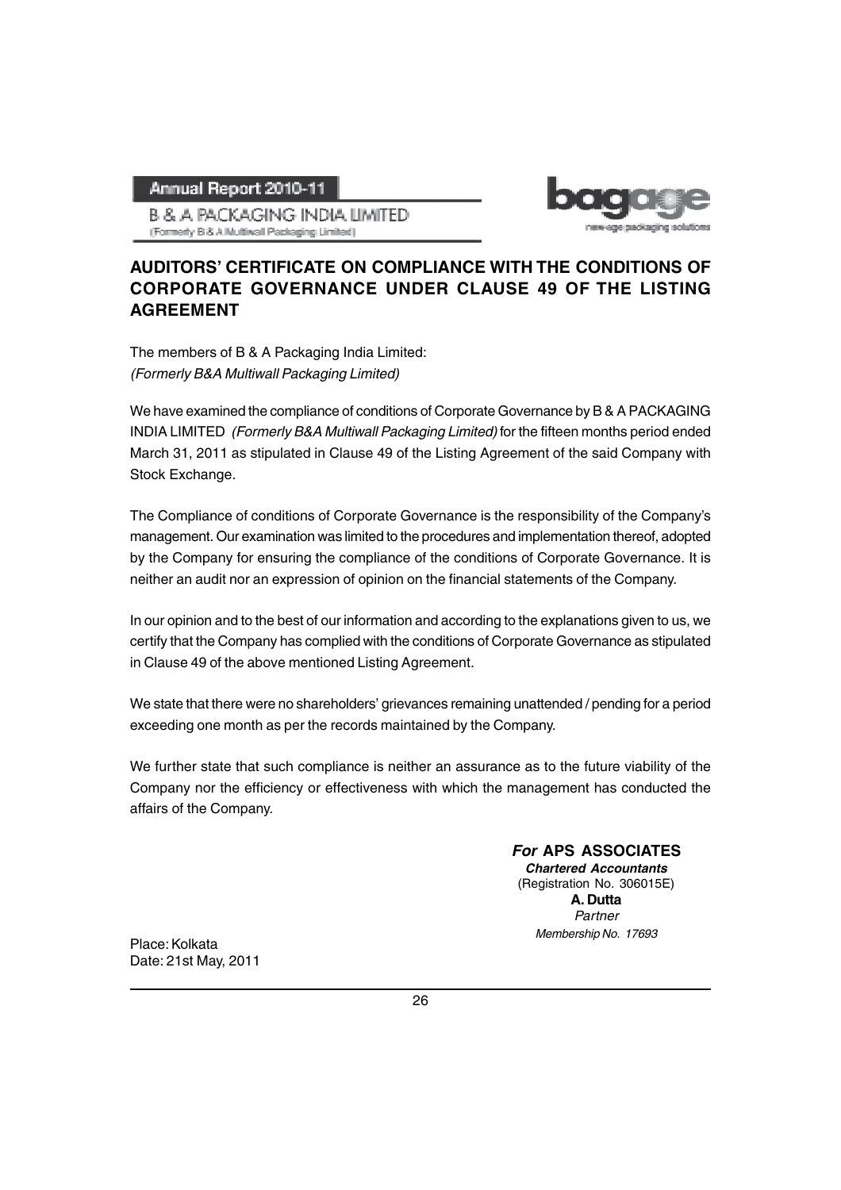## AUDITORS' CERTIFICATE ON COMPLIANCE WITH THE CONDITIONS OF CORPORATE GOVERNANCE UNDER CLAUSE 49 OF THE LISTING AGREEMENT

The members of B & A Packaging India Limited:
*(Formerly B&A Multiwall Packaging Limited)*

We have examined the compliance of conditions of Corporate Governance by B & A PACKAGING INDIA LIMITED *(Formerly B&A Multiwall Packaging Limited)* for the fifteen months period ended March 31, 2011 as stipulated in Clause 49 of the Listing Agreement of the said Company with Stock Exchange.

The Compliance of conditions of Corporate Governance is the responsibility of the Company's management. Our examination was limited to the procedures and implementation thereof, adopted by the Company for ensuring the compliance of the conditions of Corporate Governance. It is neither an audit nor an expression of opinion on the financial statements of the Company.

In our opinion and to the best of our information and according to the explanations given to us, we certify that the Company has complied with the conditions of Corporate Governance as stipulated in Clause 49 of the above mentioned Listing Agreement.

We state that there were no shareholders' grievances remaining unattended / pending for a period exceeding one month as per the records maintained by the Company.

We further state that such compliance is neither an assurance as to the future viability of the Company nor the efficiency or effectiveness with which the management has conducted the affairs of the Company.

***For* APS ASSOCIATES**
***Chartered Accountants***
(Registration No. 306015E)
**A. Dutta**
*Partner*
*Membership No. 17693*

Place: Kolkata
Date: 21st May, 2011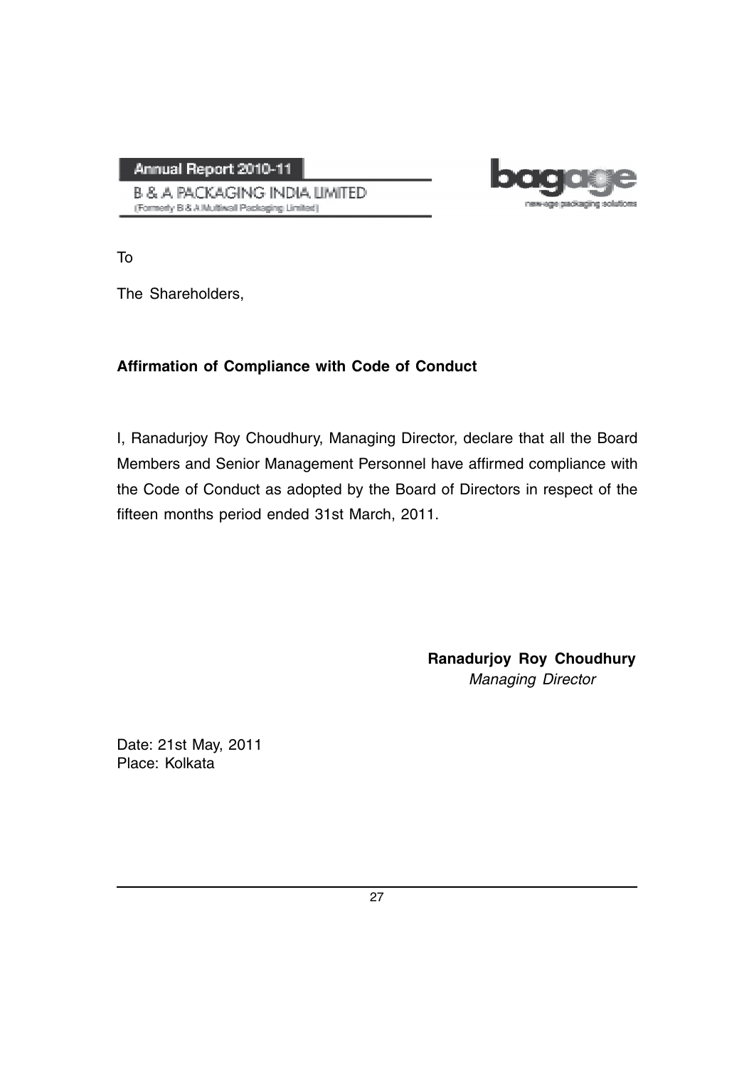To

The Shareholders,

**Affirmation of Compliance with Code of Conduct**

I, Ranadurjoy Roy Choudhury, Managing Director, declare that all the Board Members and Senior Management Personnel have affirmed compliance with the Code of Conduct as adopted by the Board of Directors in respect of the fifteen months period ended 31st March, 2011.

**Ranadurjoy Roy Choudhury**
*Managing Director*

Date: 21st May, 2011
Place: Kolkata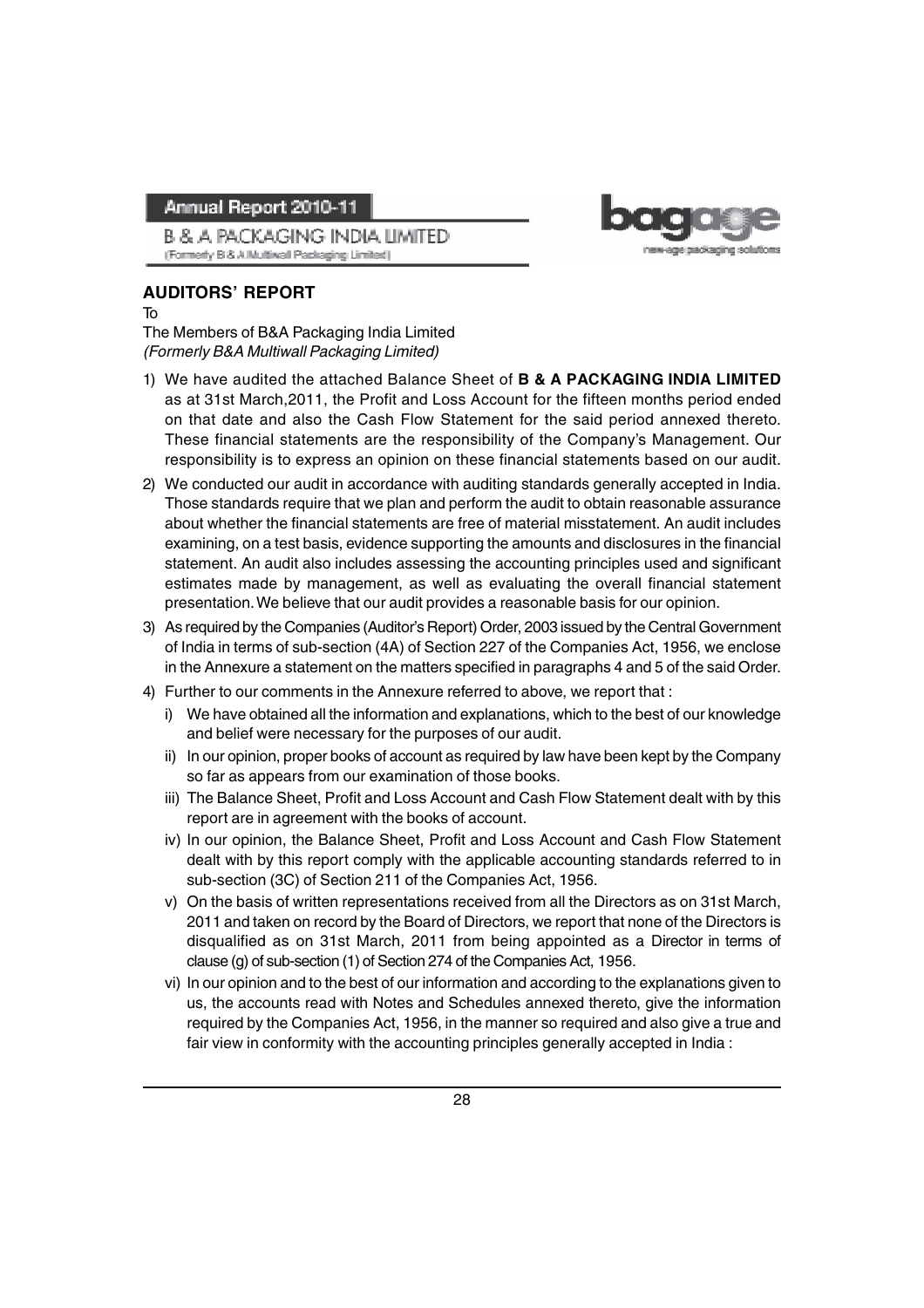## AUDITORS' REPORT

To

The Members of B&A Packaging India Limited
*(Formerly B&A Multiwall Packaging Limited)*

1) We have audited the attached Balance Sheet of **B & A PACKAGING INDIA LIMITED** as at 31st March,2011, the Profit and Loss Account for the fifteen months period ended on that date and also the Cash Flow Statement for the said period annexed thereto. These financial statements are the responsibility of the Company's Management. Our responsibility is to express an opinion on these financial statements based on our audit.

2) We conducted our audit in accordance with auditing standards generally accepted in India. Those standards require that we plan and perform the audit to obtain reasonable assurance about whether the financial statements are free of material misstatement. An audit includes examining, on a test basis, evidence supporting the amounts and disclosures in the financial statement. An audit also includes assessing the accounting principles used and significant estimates made by management, as well as evaluating the overall financial statement presentation. We believe that our audit provides a reasonable basis for our opinion.

3) As required by the Companies (Auditor's Report) Order, 2003 issued by the Central Government of India in terms of sub-section (4A) of Section 227 of the Companies Act, 1956, we enclose in the Annexure a statement on the matters specified in paragraphs 4 and 5 of the said Order.

4) Further to our comments in the Annexure referred to above, we report that :

   i) We have obtained all the information and explanations, which to the best of our knowledge and belief were necessary for the purposes of our audit.

   ii) In our opinion, proper books of account as required by law have been kept by the Company so far as appears from our examination of those books.

   iii) The Balance Sheet, Profit and Loss Account and Cash Flow Statement dealt with by this report are in agreement with the books of account.

   iv) In our opinion, the Balance Sheet, Profit and Loss Account and Cash Flow Statement dealt with by this report comply with the applicable accounting standards referred to in sub-section (3C) of Section 211 of the Companies Act, 1956.

   v) On the basis of written representations received from all the Directors as on 31st March, 2011 and taken on record by the Board of Directors, we report that none of the Directors is disqualified as on 31st March, 2011 from being appointed as a Director in terms of clause (g) of sub-section (1) of Section 274 of the Companies Act, 1956.

   vi) In our opinion and to the best of our information and according to the explanations given to us, the accounts read with Notes and Schedules annexed thereto, give the information required by the Companies Act, 1956, in the manner so required and also give a true and fair view in conformity with the accounting principles generally accepted in India :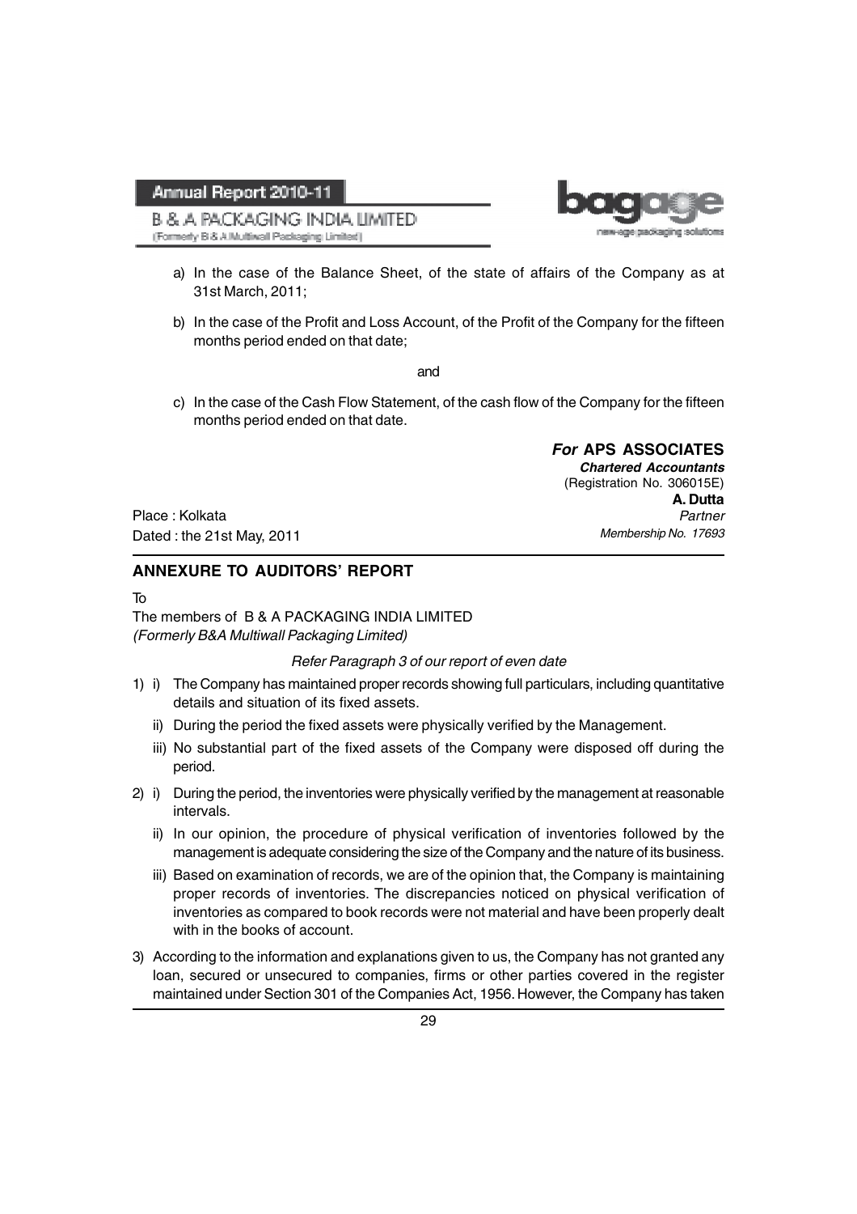a) In the case of the Balance Sheet, of the state of affairs of the Company as at 31st March, 2011;

b) In the case of the Profit and Loss Account, of the Profit of the Company for the fifteen months period ended on that date;

and

c) In the case of the Cash Flow Statement, of the cash flow of the Company for the fifteen months period ended on that date.

***For* APS ASSOCIATES**
***Chartered Accountants***
(Registration No. 306015E)
**A. Dutta**
*Partner*
*Membership No. 17693*

Place : Kolkata
Dated : the 21st May, 2011

## ANNEXURE TO AUDITORS' REPORT

To
The members of B & A PACKAGING INDIA LIMITED
*(Formerly B&A Multiwall Packaging Limited)*

*Refer Paragraph 3 of our report of even date*

1) i) The Company has maintained proper records showing full particulars, including quantitative details and situation of its fixed assets.

   ii) During the period the fixed assets were physically verified by the Management.

   iii) No substantial part of the fixed assets of the Company were disposed off during the period.

2) i) During the period, the inventories were physically verified by the management at reasonable intervals.

   ii) In our opinion, the procedure of physical verification of inventories followed by the management is adequate considering the size of the Company and the nature of its business.

   iii) Based on examination of records, we are of the opinion that, the Company is maintaining proper records of inventories. The discrepancies noticed on physical verification of inventories as compared to book records were not material and have been properly dealt with in the books of account.

3) According to the information and explanations given to us, the Company has not granted any loan, secured or unsecured to companies, firms or other parties covered in the register maintained under Section 301 of the Companies Act, 1956. However, the Company has taken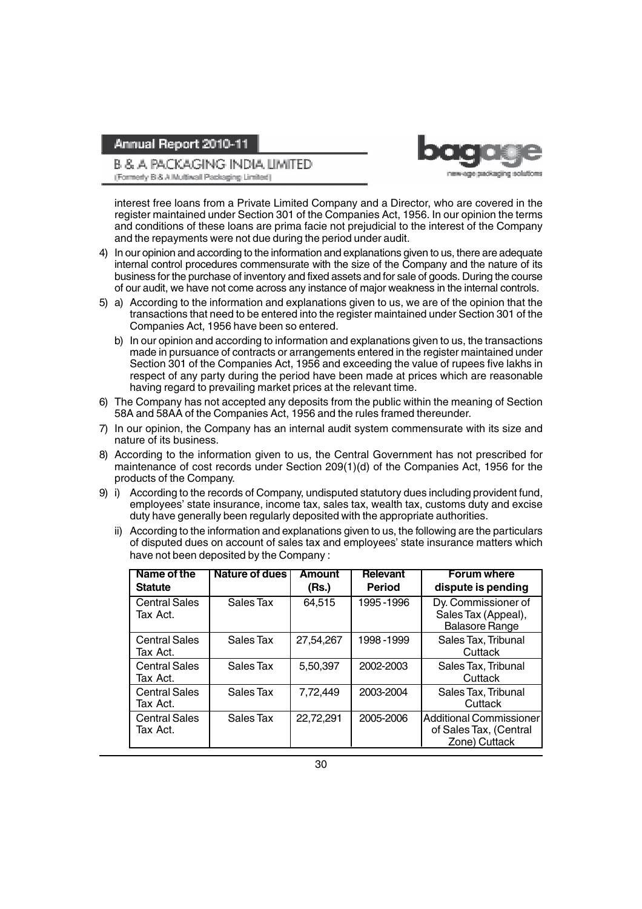interest free loans from a Private Limited Company and a Director, who are covered in the register maintained under Section 301 of the Companies Act, 1956. In our opinion the terms and conditions of these loans are prima facie not prejudicial to the interest of the Company and the repayments were not due during the period under audit.

4) In our opinion and according to the information and explanations given to us, there are adequate internal control procedures commensurate with the size of the Company and the nature of its business for the purchase of inventory and fixed assets and for sale of goods. During the course of our audit, we have not come across any instance of major weakness in the internal controls.

5) a) According to the information and explanations given to us, we are of the opinion that the transactions that need to be entered into the register maintained under Section 301 of the Companies Act, 1956 have been so entered.

   b) In our opinion and according to information and explanations given to us, the transactions made in pursuance of contracts or arrangements entered in the register maintained under Section 301 of the Companies Act, 1956 and exceeding the value of rupees five lakhs in respect of any party during the period have been made at prices which are reasonable having regard to prevailing market prices at the relevant time.

6) The Company has not accepted any deposits from the public within the meaning of Section 58A and 58AA of the Companies Act, 1956 and the rules framed thereunder.

7) In our opinion, the Company has an internal audit system commensurate with its size and nature of its business.

8) According to the information given to us, the Central Government has not prescribed for maintenance of cost records under Section 209(1)(d) of the Companies Act, 1956 for the products of the Company.

9) i) According to the records of Company, undisputed statutory dues including provident fund, employees' state insurance, income tax, sales tax, wealth tax, customs duty and excise duty have generally been regularly deposited with the appropriate authorities.

   ii) According to the information and explanations given to us, the following are the particulars of disputed dues on account of sales tax and employees' state insurance matters which have not been deposited by the Company :

| Name of the Statute | Nature of dues | Amount (Rs.) | Relevant Period | Forum where dispute is pending |
|---|---|---|---|---|
| Central Sales Tax Act. | Sales Tax | 64,515 | 1995 -1996 | Dy. Commissioner of Sales Tax (Appeal), Balasore Range |
| Central Sales Tax Act. | Sales Tax | 27,54,267 | 1998 -1999 | Sales Tax, Tribunal Cuttack |
| Central Sales Tax Act. | Sales Tax | 5,50,397 | 2002-2003 | Sales Tax, Tribunal Cuttack |
| Central Sales Tax Act. | Sales Tax | 7,72,449 | 2003-2004 | Sales Tax, Tribunal Cuttack |
| Central Sales Tax Act. | Sales Tax | 22,72,291 | 2005-2006 | Additional Commissioner of Sales Tax, (Central Zone) Cuttack |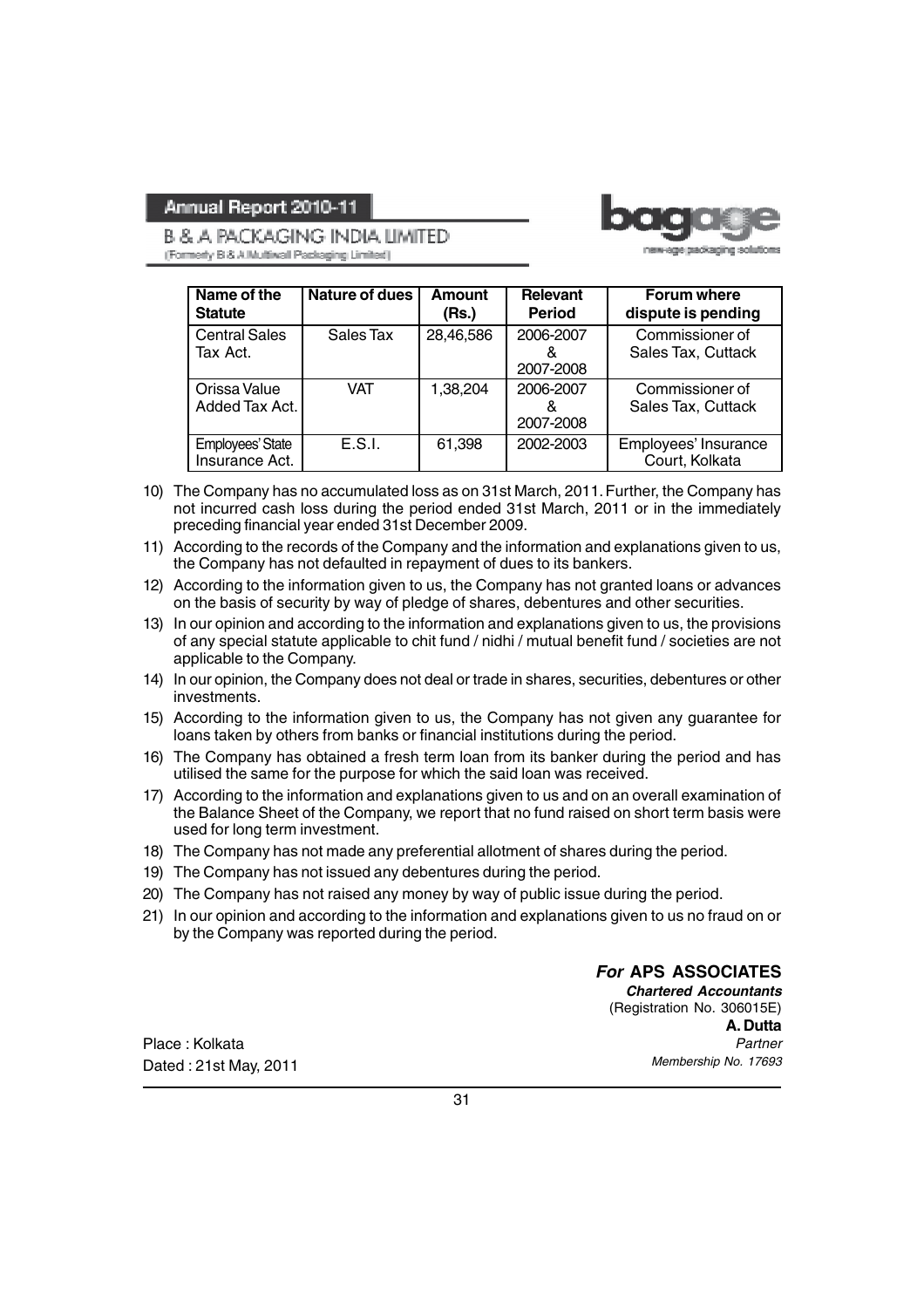| Name of the Statute | Nature of dues | Amount (Rs.) | Relevant Period | Forum where dispute is pending |
|---|---|---|---|---|
| Central Sales Tax Act. | Sales Tax | 28,46,586 | 2006-2007 & 2007-2008 | Commissioner of Sales Tax, Cuttack |
| Orissa Value Added Tax Act. | VAT | 1,38,204 | 2006-2007 & 2007-2008 | Commissioner of Sales Tax, Cuttack |
| Employees' State Insurance Act. | E.S.I. | 61,398 | 2002-2003 | Employees' Insurance Court, Kolkata |

10) The Company has no accumulated loss as on 31st March, 2011. Further, the Company has not incurred cash loss during the period ended 31st March, 2011 or in the immediately preceding financial year ended 31st December 2009.

11) According to the records of the Company and the information and explanations given to us, the Company has not defaulted in repayment of dues to its bankers.

12) According to the information given to us, the Company has not granted loans or advances on the basis of security by way of pledge of shares, debentures and other securities.

13) In our opinion and according to the information and explanations given to us, the provisions of any special statute applicable to chit fund / nidhi / mutual benefit fund / societies are not applicable to the Company.

14) In our opinion, the Company does not deal or trade in shares, securities, debentures or other investments.

15) According to the information given to us, the Company has not given any guarantee for loans taken by others from banks or financial institutions during the period.

16) The Company has obtained a fresh term loan from its banker during the period and has utilised the same for the purpose for which the said loan was received.

17) According to the information and explanations given to us and on an overall examination of the Balance Sheet of the Company, we report that no fund raised on short term basis were used for long term investment.

18) The Company has not made any preferential allotment of shares during the period.

19) The Company has not issued any debentures during the period.

20) The Company has not raised any money by way of public issue during the period.

21) In our opinion and according to the information and explanations given to us no fraud on or by the Company was reported during the period.

***For* APS ASSOCIATES**
***Chartered Accountants***
(Registration No. 306015E)
**A. Dutta**
*Partner*
*Membership No. 17693*

Place : Kolkata
Dated : 21st May, 2011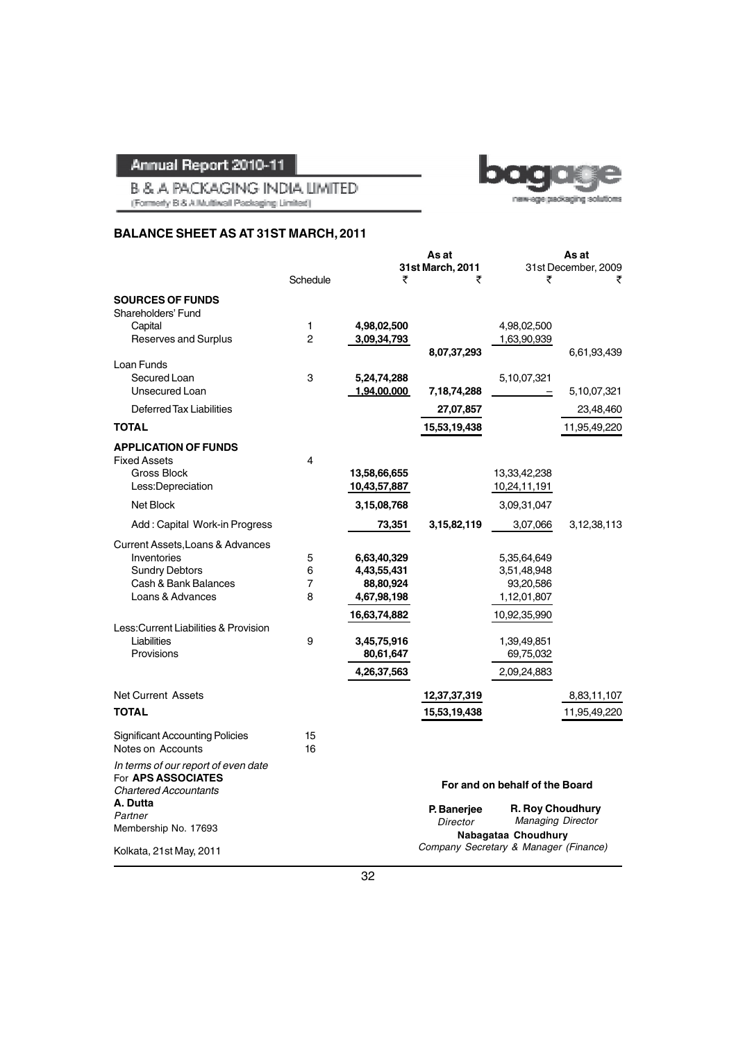Annual Report 2010-11

B & A PACKAGING INDIA LIMITED
(Formerly B & A Multiwall Packaging Limited)

## BALANCE SHEET AS AT 31ST MARCH, 2011

| | Schedule | As at 31st March, 2011 ₹ | ₹ | As at 31st December, 2009 ₹ | ₹ |
|---|---|---|---|---|---|
| **SOURCES OF FUNDS** | | | | | |
| Shareholders' Fund | | | | | |
| Capital | 1 | **4,98,02,500** | | 4,98,02,500 | |
| Reserves and Surplus | 2 | **3,09,34,793** | | 1,63,90,939 | |
| | | | **8,07,37,293** | | 6,61,93,439 |
| Loan Funds | | | | | |
| Secured Loan | 3 | **5,24,74,288** | | 5,10,07,321 | |
| Unsecured Loan | | **1,94,00,000** | **7,18,74,288** | – | 5,10,07,321 |
| Deferred Tax Liabilities | | | **27,07,857** | | 23,48,460 |
| **TOTAL** | | | **15,53,19,438** | | 11,95,49,220 |
| **APPLICATION OF FUNDS** | | | | | |
| Fixed Assets | 4 | | | | |
| Gross Block | | **13,58,66,655** | | 13,33,42,238 | |
| Less:Depreciation | | **10,43,57,887** | | 10,24,11,191 | |
| Net Block | | **3,15,08,768** | | 3,09,31,047 | |
| Add : Capital Work-in Progress | | **73,351** | **3,15,82,119** | 3,07,066 | 3,12,38,113 |
| Current Assets,Loans & Advances | | | | | |
| Inventories | 5 | **6,63,40,329** | | 5,35,64,649 | |
| Sundry Debtors | 6 | **4,43,55,431** | | 3,51,48,948 | |
| Cash & Bank Balances | 7 | **88,80,924** | | 93,20,586 | |
| Loans & Advances | 8 | **4,67,98,198** | | 1,12,01,807 | |
| | | **16,63,74,882** | | 10,92,35,990 | |
| Less:Current Liabilities & Provision | | | | | |
| Liabilities | 9 | **3,45,75,916** | | 1,39,49,851 | |
| Provisions | | **80,61,647** | | 69,75,032 | |
| | | **4,26,37,563** | | 2,09,24,883 | |
| Net Current Assets | | | **12,37,37,319** | | 8,83,11,107 |
| **TOTAL** | | | **15,53,19,438** | | 11,95,49,220 |
| Significant Accounting Policies | 15 | | | | |
| Notes on Accounts | 16 | | | | |

*In terms of our report of even date*
For **APS ASSOCIATES**
*Chartered Accountants*
**A. Dutta**
*Partner*
Membership No. 17693

Kolkata, 21st May, 2011

**For and on behalf of the Board**

**P. Banerjee**
*Director*

**R. Roy Choudhury**
*Managing Director*

**Nabagataa Choudhury**
*Company Secretary & Manager (Finance)*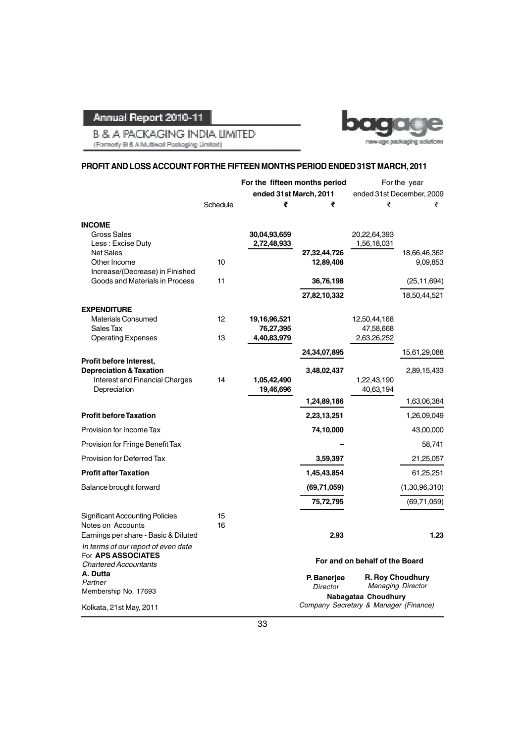Annual Report 2010-11

B & A PACKAGING INDIA LIMITED
(Formerly B & A Multiwall Packaging Limited)

bagage new-age packaging solutions

## PROFIT AND LOSS ACCOUNT FOR THE FIFTEEN MONTHS PERIOD ENDED 31ST MARCH, 2011

| | Schedule | For the fifteen months period ended 31st March, 2011 ₹ | ₹ | For the year ended 31st December, 2009 ₹ | ₹ |
|---|---|---|---|---|---|
| **INCOME** | | | | | |
| Gross Sales | | 30,04,93,659 | | 20,22,64,393 | |
| Less : Excise Duty | | 2,72,48,933 | | 1,56,18,031 | |
| Net Sales | | | 27,32,44,726 | | 18,66,46,362 |
| Other Income | 10 | | 12,89,408 | | 9,09,853 |
| Increase/(Decrease) in Finished Goods and Materials in Process | 11 | | 36,76,198 | | (25,11,694) |
| | | | 27,82,10,332 | | 18,50,44,521 |
| **EXPENDITURE** | | | | | |
| Materials Consumed | 12 | 19,16,96,521 | | 12,50,44,168 | |
| Sales Tax | | 76,27,395 | | 47,58,668 | |
| Operating Expenses | 13 | 4,40,83,979 | | 2,63,26,252 | |
| | | | 24,34,07,895 | | 15,61,29,088 |
| **Profit before Interest, Depreciation & Taxation** | | | 3,48,02,437 | | 2,89,15,433 |
| Interest and Financial Charges | 14 | 1,05,42,490 | | 1,22,43,190 | |
| Depreciation | | 19,46,696 | | 40,63,194 | |
| | | | 1,24,89,186 | | 1,63,06,384 |
| **Profit before Taxation** | | | 2,23,13,251 | | 1,26,09,049 |
| Provision for Income Tax | | | 74,10,000 | | 43,00,000 |
| Provision for Fringe Benefit Tax | | | – | | 58,741 |
| Provision for Deferred Tax | | | 3,59,397 | | 21,25,057 |
| **Profit after Taxation** | | | 1,45,43,854 | | 61,25,251 |
| Balance brought forward | | | (69,71,059) | | (1,30,96,310) |
| | | | 75,72,795 | | (69,71,059) |
| Significant Accounting Policies | 15 | | | | |
| Notes on Accounts | 16 | | | | |
| Earnings per share - Basic & Diluted | | | 2.93 | | 1.23 |

*In terms of our report of even date*
For **APS ASSOCIATES**
*Chartered Accountants*
**A. Dutta**
*Partner*
Membership No. 17693

Kolkata, 21st May, 2011

**For and on behalf of the Board**

**P. Banerjee**
*Director*

**R. Roy Choudhury**
*Managing Director*

**Nabagataa Choudhury**
*Company Secretary & Manager (Finance)*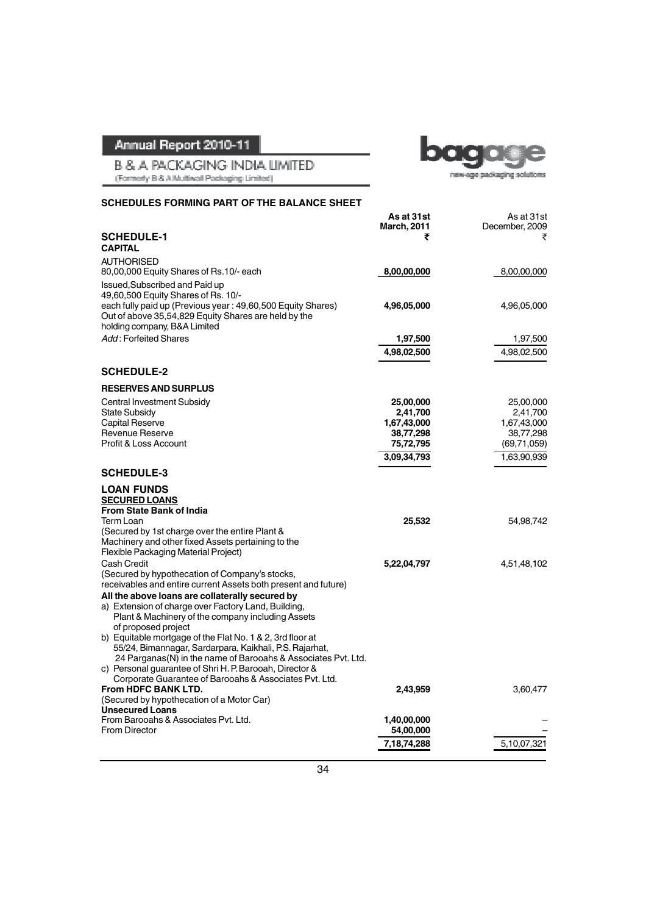## SCHEDULES FORMING PART OF THE BALANCE SHEET

| | As at 31st March, 2011 ₹ | As at 31st December, 2009 ₹ |
|---|---|---|
| **SCHEDULE-1** | | |
| **CAPITAL** | | |
| AUTHORISED | | |
| 80,00,000 Equity Shares of Rs.10/- each | **8,00,00,000** | 8,00,00,000 |
| Issued,Subscribed and Paid up 49,60,500 Equity Shares of Rs. 10/- each fully paid up (Previous year : 49,60,500 Equity Shares) Out of above 35,54,829 Equity Shares are held by the holding company, B&A Limited | **4,96,05,000** | 4,96,05,000 |
| *Add* : Forfeited Shares | **1,97,500** | 1,97,500 |
| | **4,98,02,500** | 4,98,02,500 |
| **SCHEDULE-2** | | |
| **RESERVES AND SURPLUS** | | |
| Central Investment Subsidy | **25,00,000** | 25,00,000 |
| State Subsidy | **2,41,700** | 2,41,700 |
| Capital Reserve | **1,67,43,000** | 1,67,43,000 |
| Revenue Reserve | **38,77,298** | 38,77,298 |
| Profit & Loss Account | **75,72,795** | (69,71,059) |
| | **3,09,34,793** | 1,63,90,939 |
| **SCHEDULE-3** | | |
| **LOAN FUNDS** | | |
| **SECURED LOANS** | | |
| **From State Bank of India** | | |
| Term Loan (Secured by 1st charge over the entire Plant & Machinery and other fixed Assets pertaining to the Flexible Packaging Material Project) | **25,532** | 54,98,742 |
| Cash Credit (Secured by hypothecation of Company's stocks, receivables and entire current Assets both present and future) | **5,22,04,797** | 4,51,48,102 |
| **All the above loans are collaterally secured by** | | |
| a) Extension of charge over Factory Land, Building, Plant & Machinery of the company including Assets of proposed project | | |
| b) Equitable mortgage of the Flat No. 1 & 2, 3rd floor at 55/24, Bimannagar, Sardarpara, Kaikhali, P.S. Rajarhat, 24 Parganas(N) in the name of Barooahs & Associates Pvt. Ltd. | | |
| c) Personal guarantee of Shri H. P. Barooah, Director & Corporate Guarantee of Barooahs & Associates Pvt. Ltd. | | |
| **From HDFC BANK LTD.** (Secured by hypothecation of a Motor Car) | **2,43,959** | 3,60,477 |
| **Unsecured Loans** | | |
| From Barooahs & Associates Pvt. Ltd. | **1,40,00,000** | – |
| From Director | **54,00,000** | – |
| | **7,18,74,288** | 5,10,07,321 |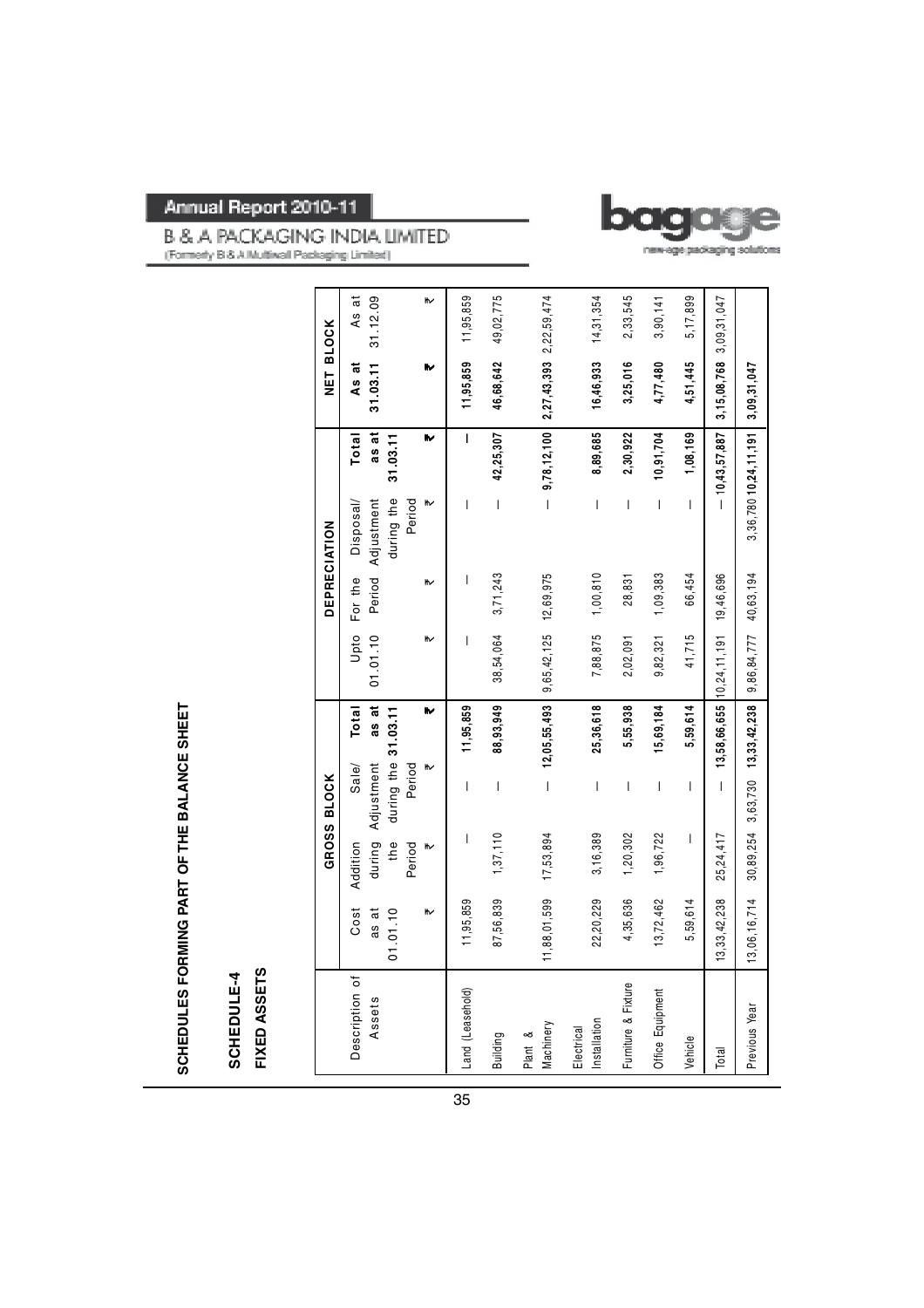# SCHEDULES FORMING PART OF THE BALANCE SHEET

## SCHEDULE-4

## FIXED ASSETS

| Description of Assets | GROSS BLOCK | | | | DEPRECIATION | | | | NET BLOCK | |
|---|---|---|---|---|---|---|---|---|---|---|
| | Cost as at 01.01.10 | Addition during the Period | Sale/ Adjustment during the Period | Total as at 31.03.11 | Upto 01.01.10 | For the Period | Disposal/ Adjustment during the Period | Total as at 31.03.11 | As at 31.03.11 | As at 31.12.09 |
| | ₹ | ₹ | ₹ | ₹ | ₹ | ₹ | ₹ | ₹ | ₹ | ₹ |
| Land (Leasehold) | 11,95,859 | — | — | **11,95,859** | — | — | — | — | **11,95,859** | 11,95,859 |
| Building | 87,56,839 | 1,37,110 | — | **88,93,949** | 38,54,064 | 3,71,243 | — | **42,25,307** | **46,68,642** | 49,02,775 |
| Plant & Machinery | 11,88,01,599 | 17,53,894 | — | **12,05,55,493** | 9,65,42,125 | 12,69,975 | — | **9,78,12,100** | **2,27,43,393** | 2,22,59,474 |
| Electrical Installation | 22,20,229 | 3,16,389 | — | **25,36,618** | 7,88,875 | 1,00,810 | — | **8,89,685** | **16,46,933** | 14,31,354 |
| Furniture & Fixture | 4,35,636 | 1,20,302 | — | **5,55,938** | 2,02,091 | 28,831 | — | **2,30,922** | **3,25,016** | 2,33,545 |
| Office Equipment | 13,72,462 | 1,96,722 | — | **15,69,184** | 9,82,321 | 1,09,383 | — | **10,91,704** | **4,77,480** | 3,90,141 |
| Vehicle | 5,59,614 | — | — | **5,59,614** | 41,715 | 66,454 | — | **1,08,169** | **4,51,445** | 5,17,899 |
| Total | 13,33,42,238 | 25,24,417 | — | **13,58,66,655** | 10,24,11,191 | 19,46,696 | — | **10,43,57,887** | **3,15,08,768** | 3,09,31,047 |
| Previous Year | 13,06,16,714 | 30,89,254 | 3,63,730 | **13,33,42,238** | 9,86,84,777 | 40,63,194 | 3,36,780 | **10,24,11,191** | **3,09,31,047** | |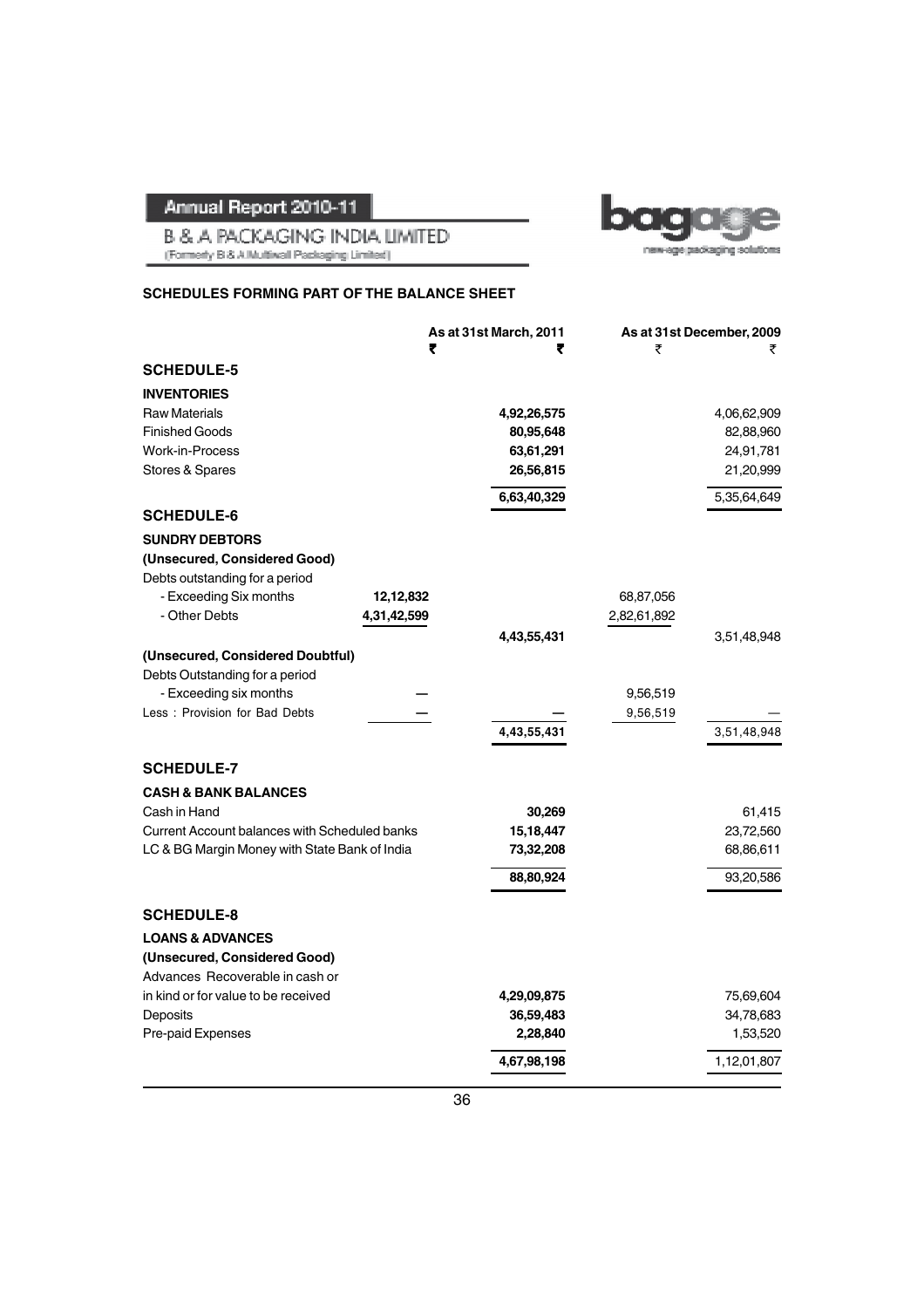## SCHEDULES FORMING PART OF THE BALANCE SHEET

| | As at 31st March, 2011 | | As at 31st December, 2009 | |
|---|---|---|---|---|
| | ₹ | ₹ | ₹ | ₹ |
| **SCHEDULE-5** | | | | |
| **INVENTORIES** | | | | |
| Raw Materials | | **4,92,26,575** | | 4,06,62,909 |
| Finished Goods | | **80,95,648** | | 82,88,960 |
| Work-in-Process | | **63,61,291** | | 24,91,781 |
| Stores & Spares | | **26,56,815** | | 21,20,999 |
| | | **6,63,40,329** | | 5,35,64,649 |
| **SCHEDULE-6** | | | | |
| **SUNDRY DEBTORS** | | | | |
| **(Unsecured, Considered Good)** | | | | |
| Debts outstanding for a period | | | | |
| - Exceeding Six months | **12,12,832** | | 68,87,056 | |
| - Other Debts | **4,31,42,599** | | 2,82,61,892 | |
| | | **4,43,55,431** | | 3,51,48,948 |
| **(Unsecured, Considered Doubtful)** | | | | |
| Debts Outstanding for a period | | | | |
| - Exceeding six months | — | | 9,56,519 | |
| Less : Provision for Bad Debts | — | — | 9,56,519 | — |
| | | 4,43,55,431 | | 3,51,48,948 |
| **SCHEDULE-7** | | | | |
| **CASH & BANK BALANCES** | | | | |
| Cash in Hand | | **30,269** | | 61,415 |
| Current Account balances with Scheduled banks | | **15,18,447** | | 23,72,560 |
| LC & BG Margin Money with State Bank of India | | **73,32,208** | | 68,86,611 |
| | | **88,80,924** | | 93,20,586 |
| **SCHEDULE-8** | | | | |
| **LOANS & ADVANCES** | | | | |
| **(Unsecured, Considered Good)** | | | | |
| Advances Recoverable in cash or in kind or for value to be received | | **4,29,09,875** | | 75,69,604 |
| Deposits | | **36,59,483** | | 34,78,683 |
| Pre-paid Expenses | | **2,28,840** | | 1,53,520 |
| | | **4,67,98,198** | | 1,12,01,807 |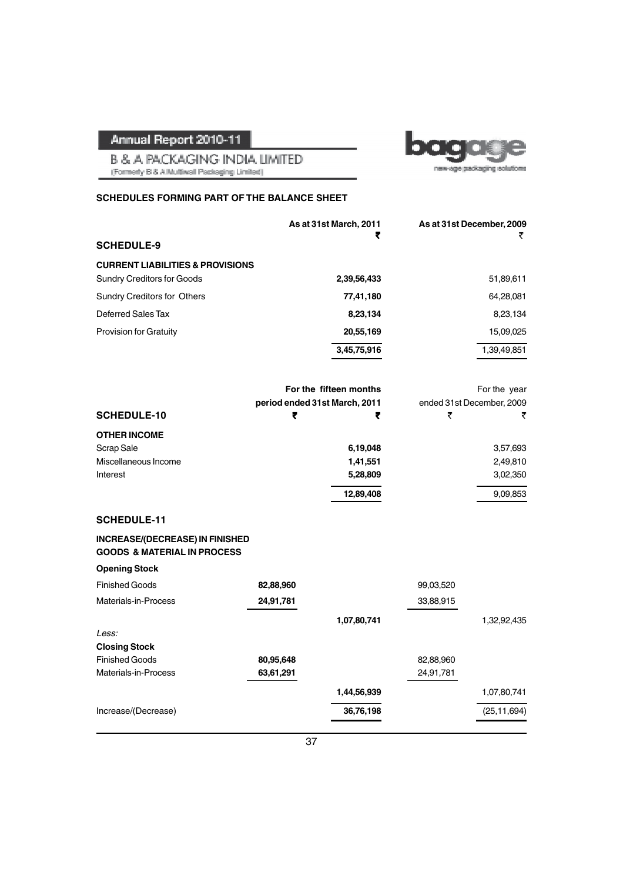## SCHEDULES FORMING PART OF THE BALANCE SHEET

| | As at 31st March, 2011 ₹ | As at 31st December, 2009 ₹ |
|---|---|---|
| **SCHEDULE-9** | | |
| **CURRENT LIABILITIES & PROVISIONS** | | |
| Sundry Creditors for Goods | **2,39,56,433** | 51,89,611 |
| Sundry Creditors for Others | **77,41,180** | 64,28,081 |
| Deferred Sales Tax | **8,23,134** | 8,23,134 |
| Provision for Gratuity | **20,55,169** | 15,09,025 |
| | **3,45,75,916** | 1,39,49,851 |

| | For the fifteen months period ended 31st March, 2011 | | For the year ended 31st December, 2009 | |
|---|---|---|---|---|
| **SCHEDULE-10** | ₹ | ₹ | ₹ | ₹ |
| **OTHER INCOME** | | | | |
| Scrap Sale | | **6,19,048** | | 3,57,693 |
| Miscellaneous Income | | **1,41,551** | | 2,49,810 |
| Interest | | **5,28,809** | | 3,02,350 |
| | | **12,89,408** | | 9,09,853 |
| **SCHEDULE-11** | | | | |
| **INCREASE/(DECREASE) IN FINISHED GOODS & MATERIAL IN PROCESS** | | | | |
| **Opening Stock** | | | | |
| Finished Goods | **82,88,960** | | 99,03,520 | |
| Materials-in-Process | **24,91,781** | | 33,88,915 | |
| | | **1,07,80,741** | | 1,32,92,435 |
| *Less:* | | | | |
| **Closing Stock** | | | | |
| Finished Goods | **80,95,648** | | 82,88,960 | |
| Materials-in-Process | **63,61,291** | | 24,91,781 | |
| | | **1,44,56,939** | | 1,07,80,741 |
| Increase/(Decrease) | | **36,76,198** | | (25,11,694) |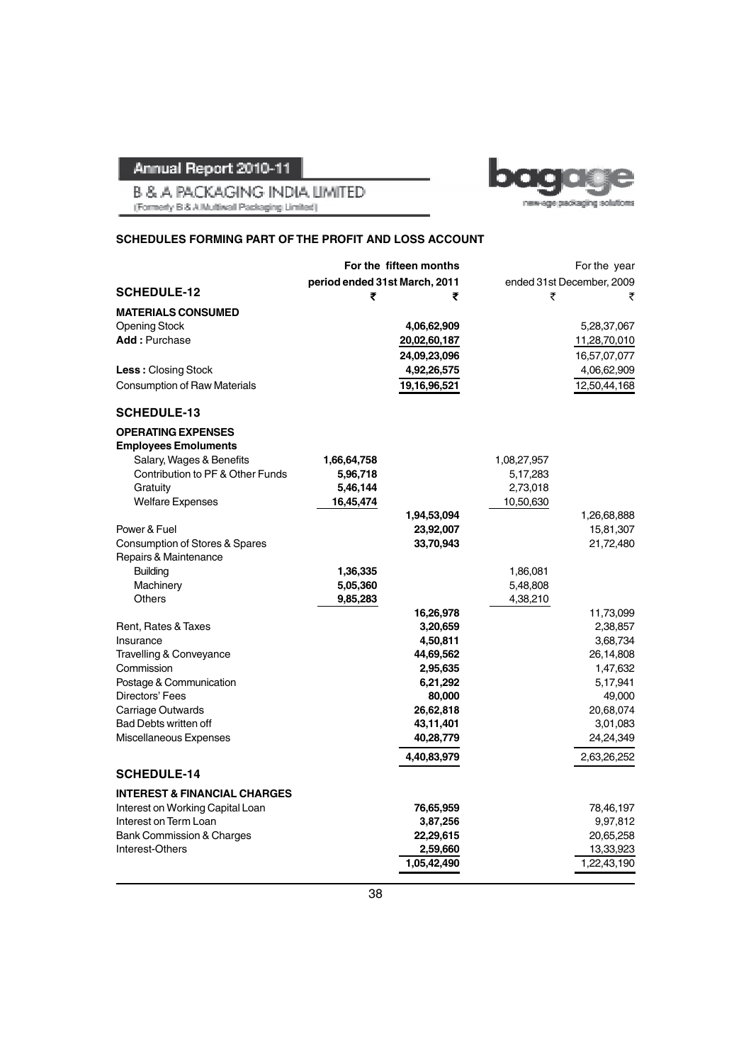## SCHEDULES FORMING PART OF THE PROFIT AND LOSS ACCOUNT

| SCHEDULE-12 | For the fifteen months period ended 31st March, 2011 ₹ | ₹ | For the year ended 31st December, 2009 ₹ | ₹ |
|---|---|---|---|---|
| **MATERIALS CONSUMED** | | | | |
| Opening Stock | | 4,06,62,909 | | 5,28,37,067 |
| **Add :** Purchase | | 20,02,60,187 | | 11,28,70,010 |
| | | 24,09,23,096 | | 16,57,07,077 |
| **Less :** Closing Stock | | 4,92,26,575 | | 4,06,62,909 |
| Consumption of Raw Materials | | 19,16,96,521 | | 12,50,44,168 |

### SCHEDULE-13

| | | | | |
|---|---|---|---|---|
| **OPERATING EXPENSES** | | | | |
| **Employees Emoluments** | | | | |
| Salary, Wages & Benefits | 1,66,64,758 | | 1,08,27,957 | |
| Contribution to PF & Other Funds | 5,96,718 | | 5,17,283 | |
| Gratuity | 5,46,144 | | 2,73,018 | |
| Welfare Expenses | 16,45,474 | | 10,50,630 | |
| | | 1,94,53,094 | | 1,26,68,888 |
| Power & Fuel | | 23,92,007 | | 15,81,307 |
| Consumption of Stores & Spares | | 33,70,943 | | 21,72,480 |
| Repairs & Maintenance | | | | |
| Building | 1,36,335 | | 1,86,081 | |
| Machinery | 5,05,360 | | 5,48,808 | |
| Others | 9,85,283 | | 4,38,210 | |
| | | 16,26,978 | | 11,73,099 |
| Rent, Rates & Taxes | | 3,20,659 | | 2,38,857 |
| Insurance | | 4,50,811 | | 3,68,734 |
| Travelling & Conveyance | | 44,69,562 | | 26,14,808 |
| Commission | | 2,95,635 | | 1,47,632 |
| Postage & Communication | | 6,21,292 | | 5,17,941 |
| Directors' Fees | | 80,000 | | 49,000 |
| Carriage Outwards | | 26,62,818 | | 20,68,074 |
| Bad Debts written off | | 43,11,401 | | 3,01,083 |
| Miscellaneous Expenses | | 40,28,779 | | 24,24,349 |
| | | 4,40,83,979 | | 2,63,26,252 |

### SCHEDULE-14

| | | | | |
|---|---|---|---|---|
| **INTEREST & FINANCIAL CHARGES** | | | | |
| Interest on Working Capital Loan | | 76,65,959 | | 78,46,197 |
| Interest on Term Loan | | 3,87,256 | | 9,97,812 |
| Bank Commission & Charges | | 22,29,615 | | 20,65,258 |
| Interest-Others | | 2,59,660 | | 13,33,923 |
| | | 1,05,42,490 | | 1,22,43,190 |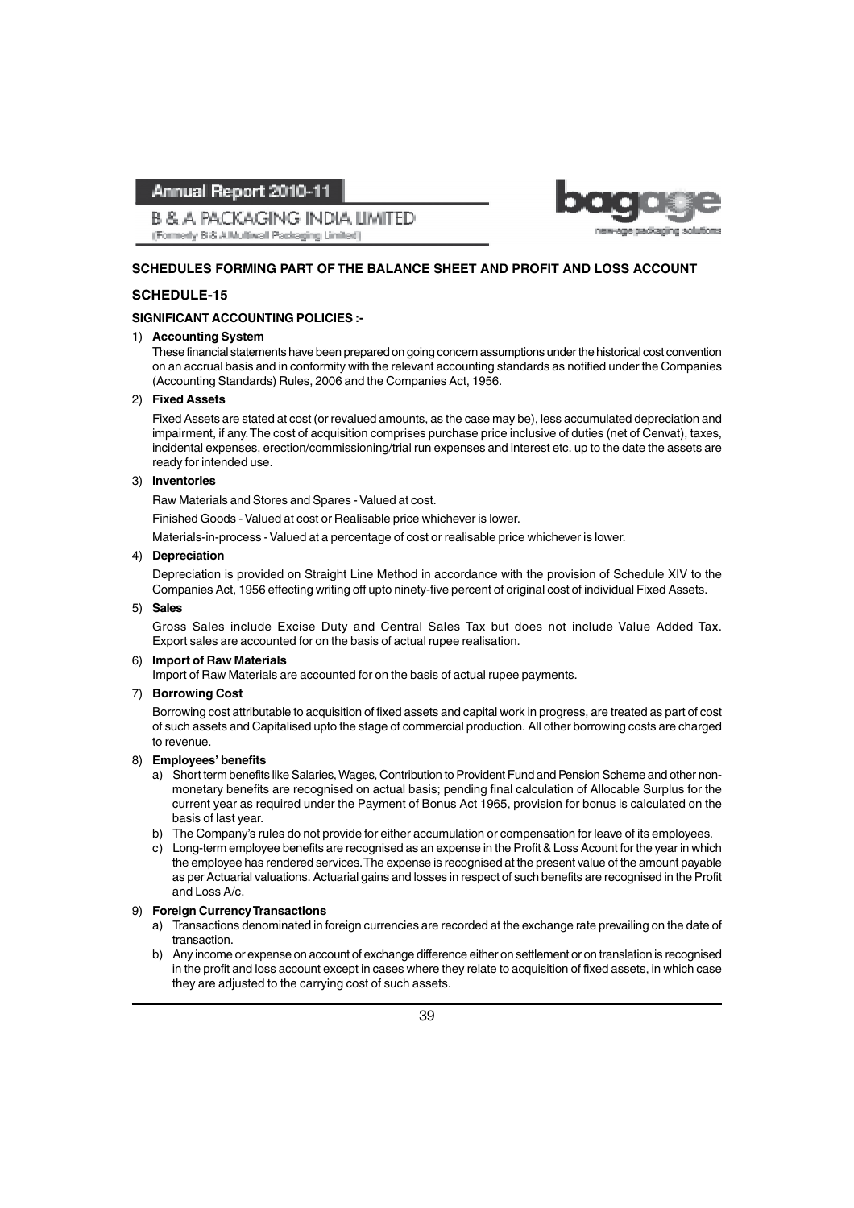## SCHEDULES FORMING PART OF THE BALANCE SHEET AND PROFIT AND LOSS ACCOUNT

## SCHEDULE-15

### SIGNIFICANT ACCOUNTING POLICIES :-

1) **Accounting System**

   These financial statements have been prepared on going concern assumptions under the historical cost convention on an accrual basis and in conformity with the relevant accounting standards as notified under the Companies (Accounting Standards) Rules, 2006 and the Companies Act, 1956.

2) **Fixed Assets**

   Fixed Assets are stated at cost (or revalued amounts, as the case may be), less accumulated depreciation and impairment, if any. The cost of acquisition comprises purchase price inclusive of duties (net of Cenvat), taxes, incidental expenses, erection/commissioning/trial run expenses and interest etc. up to the date the assets are ready for intended use.

3) **Inventories**

   Raw Materials and Stores and Spares - Valued at cost.

   Finished Goods - Valued at cost or Realisable price whichever is lower.

   Materials-in-process - Valued at a percentage of cost or realisable price whichever is lower.

4) **Depreciation**

   Depreciation is provided on Straight Line Method in accordance with the provision of Schedule XIV to the Companies Act, 1956 effecting writing off upto ninety-five percent of original cost of individual Fixed Assets.

5) **Sales**

   Gross Sales include Excise Duty and Central Sales Tax but does not include Value Added Tax. Export sales are accounted for on the basis of actual rupee realisation.

6) **Import of Raw Materials**

   Import of Raw Materials are accounted for on the basis of actual rupee payments.

7) **Borrowing Cost**

   Borrowing cost attributable to acquisition of fixed assets and capital work in progress, are treated as part of cost of such assets and Capitalised upto the stage of commercial production. All other borrowing costs are charged to revenue.

8) **Employees' benefits**

   a) Short term benefits like Salaries, Wages, Contribution to Provident Fund and Pension Scheme and other non-monetary benefits are recognised on actual basis; pending final calculation of Allocable Surplus for the current year as required under the Payment of Bonus Act 1965, provision for bonus is calculated on the basis of last year.

   b) The Company's rules do not provide for either accumulation or compensation for leave of its employees.

   c) Long-term employee benefits are recognised as an expense in the Profit & Loss Acount for the year in which the employee has rendered services. The expense is recognised at the present value of the amount payable as per Actuarial valuations. Actuarial gains and losses in respect of such benefits are recognised in the Profit and Loss A/c.

9) **Foreign Currency Transactions**

   a) Transactions denominated in foreign currencies are recorded at the exchange rate prevailing on the date of transaction.

   b) Any income or expense on account of exchange difference either on settlement or on translation is recognised in the profit and loss account except in cases where they relate to acquisition of fixed assets, in which case they are adjusted to the carrying cost of such assets.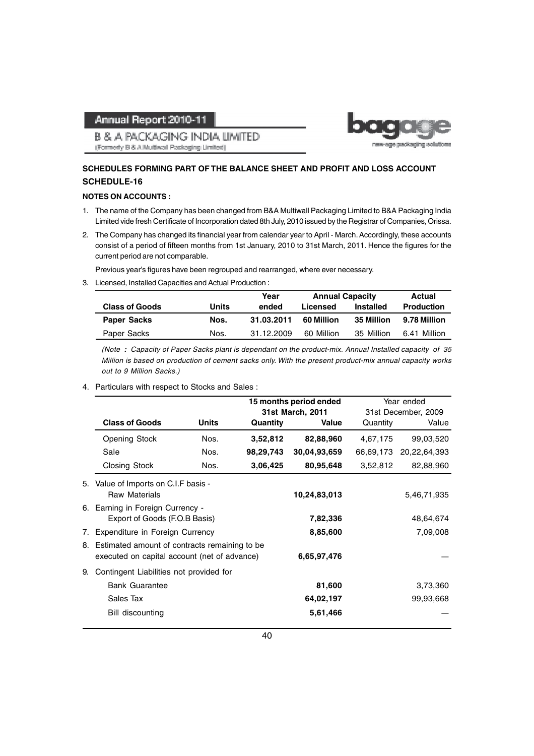## SCHEDULES FORMING PART OF THE BALANCE SHEET AND PROFIT AND LOSS ACCOUNT

## SCHEDULE-16

**NOTES ON ACCOUNTS :**

1. The name of the Company has been changed from B&A Multiwall Packaging Limited to B&A Packaging India Limited vide fresh Certificate of Incorporation dated 8th July, 2010 issued by the Registrar of Companies, Orissa.

2. The Company has changed its financial year from calendar year to April - March. Accordingly, these accounts consist of a period of fifteen months from 1st January, 2010 to 31st March, 2011. Hence the figures for the current period are not comparable.

   Previous year's figures have been regrouped and rearranged, where ever necessary.

3. Licensed, Installed Capacities and Actual Production :

| Class of Goods | Units | Year ended | Annual Capacity Licensed | Installed | Actual Production |
|---|---|---|---|---|---|
| **Paper Sacks** | **Nos.** | **31.03.2011** | **60 Million** | **35 Million** | **9.78 Million** |
| Paper Sacks | Nos. | 31.12.2009 | 60 Million | 35 Million | 6.41 Million |

*(Note : Capacity of Paper Sacks plant is dependant on the product-mix. Annual Installed capacity of 35 Million is based on production of cement sacks only. With the present product-mix annual capacity works out to 9 Million Sacks.)*

4. Particulars with respect to Stocks and Sales :

| | | 15 months period ended 31st March, 2011 | | Year ended 31st December, 2009 | |
|---|---|---|---|---|---|
| **Class of Goods** | **Units** | **Quantity** | **Value** | Quantity | Value |
| Opening Stock | Nos. | **3,52,812** | **82,88,960** | 4,67,175 | 99,03,520 |
| Sale | Nos. | **98,29,743** | **30,04,93,659** | 66,69,173 | 20,22,64,393 |
| Closing Stock | Nos. | **3,06,425** | **80,95,648** | 3,52,812 | 82,88,960 |

| | 15 months period ended 31st March, 2011 | Year ended 31st December, 2009 |
|---|---|---|
| 5. Value of Imports on C.I.F basis - Raw Materials | **10,24,83,013** | 5,46,71,935 |
| 6. Earning in Foreign Currency - Export of Goods (F.O.B Basis) | **7,82,336** | 48,64,674 |
| 7. Expenditure in Foreign Currency | **8,85,600** | 7,09,008 |
| 8. Estimated amount of contracts remaining to be executed on capital account (net of advance) | **6,65,97,476** | — |
| 9. Contingent Liabilities not provided for | | |
| Bank Guarantee | **81,600** | 3,73,360 |
| Sales Tax | **64,02,197** | 99,93,668 |
| Bill discounting | **5,61,466** | — |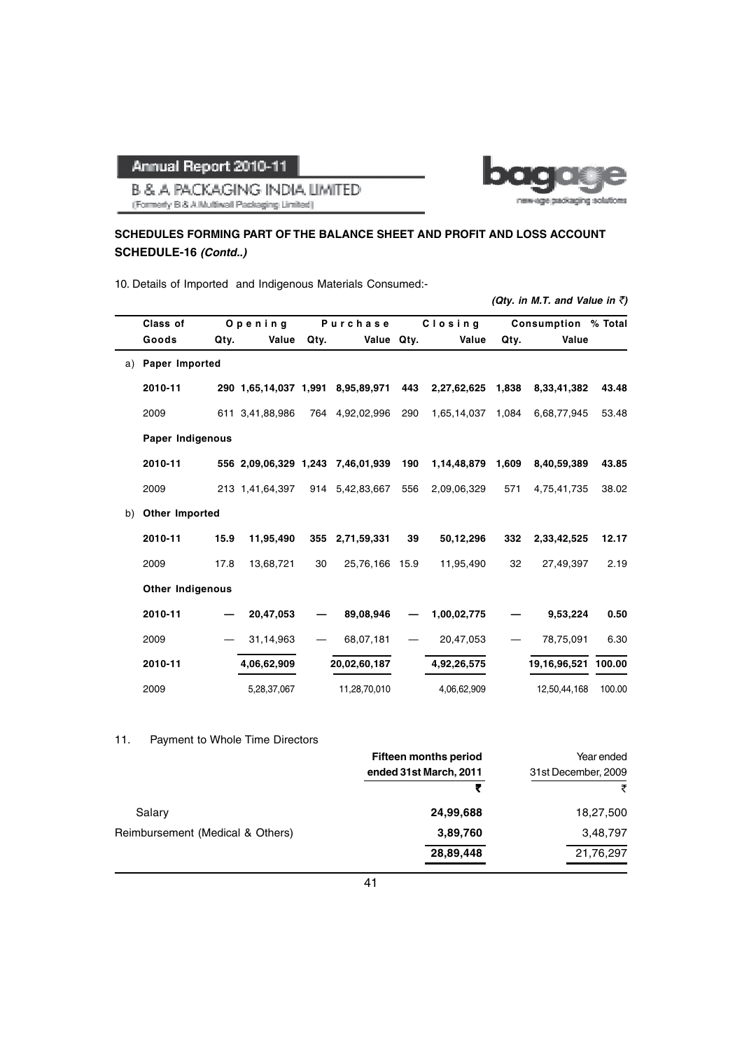## SCHEDULES FORMING PART OF THE BALANCE SHEET AND PROFIT AND LOSS ACCOUNT

## SCHEDULE-16 *(Contd..)*

10. Details of Imported and Indigenous Materials Consumed:-

***(Qty. in M.T. and Value in ₹)***

| | Class of Goods | Opening Qty. | Opening Value | Purchase Qty. | Purchase Value | Closing Qty. | Closing Value | Consumption Qty. | Consumption Value | % Total |
|---|---|---|---|---|---|---|---|---|---|---|
| a) | **Paper Imported** | | | | | | | | | |
| | **2010-11** | **290** | **1,65,14,037** | **1,991** | **8,95,89,971** | **443** | **2,27,62,625** | **1,838** | **8,33,41,382** | **43.48** |
| | 2009 | 611 | 3,41,88,986 | 764 | 4,92,02,996 | 290 | 1,65,14,037 | 1,084 | 6,68,77,945 | 53.48 |
| | **Paper Indigenous** | | | | | | | | | |
| | **2010-11** | **556** | **2,09,06,329** | **1,243** | **7,46,01,939** | **190** | **1,14,48,879** | **1,609** | **8,40,59,389** | **43.85** |
| | 2009 | 213 | 1,41,64,397 | 914 | 5,42,83,667 | 556 | 2,09,06,329 | 571 | 4,75,41,735 | 38.02 |
| b) | **Other Imported** | | | | | | | | | |
| | **2010-11** | **15.9** | **11,95,490** | **355** | **2,71,59,331** | **39** | **50,12,296** | **332** | **2,33,42,525** | **12.17** |
| | 2009 | 17.8 | 13,68,721 | 30 | 25,76,166 | 15.9 | 11,95,490 | 32 | 27,49,397 | 2.19 |
| | **Other Indigenous** | | | | | | | | | |
| | **2010-11** | **—** | **20,47,053** | **—** | **89,08,946** | **—** | **1,00,02,775** | **—** | **9,53,224** | **0.50** |
| | 2009 | — | 31,14,963 | — | 68,07,181 | — | 20,47,053 | — | 78,75,091 | 6.30 |
| | **2010-11** | | **4,06,62,909** | | **20,02,60,187** | | **4,92,26,575** | | **19,16,96,521** | **100.00** |
| | 2009 | | 5,28,37,067 | | 11,28,70,010 | | 4,06,62,909 | | 12,50,44,168 | 100.00 |

11. Payment to Whole Time Directors

| | **Fifteen months period ended 31st March, 2011** | Year ended 31st December, 2009 |
|---|---|---|
| | **₹** | ₹ |
| Salary | **24,99,688** | 18,27,500 |
| Reimbursement (Medical & Others) | **3,89,760** | 3,48,797 |
| | **28,89,448** | 21,76,297 |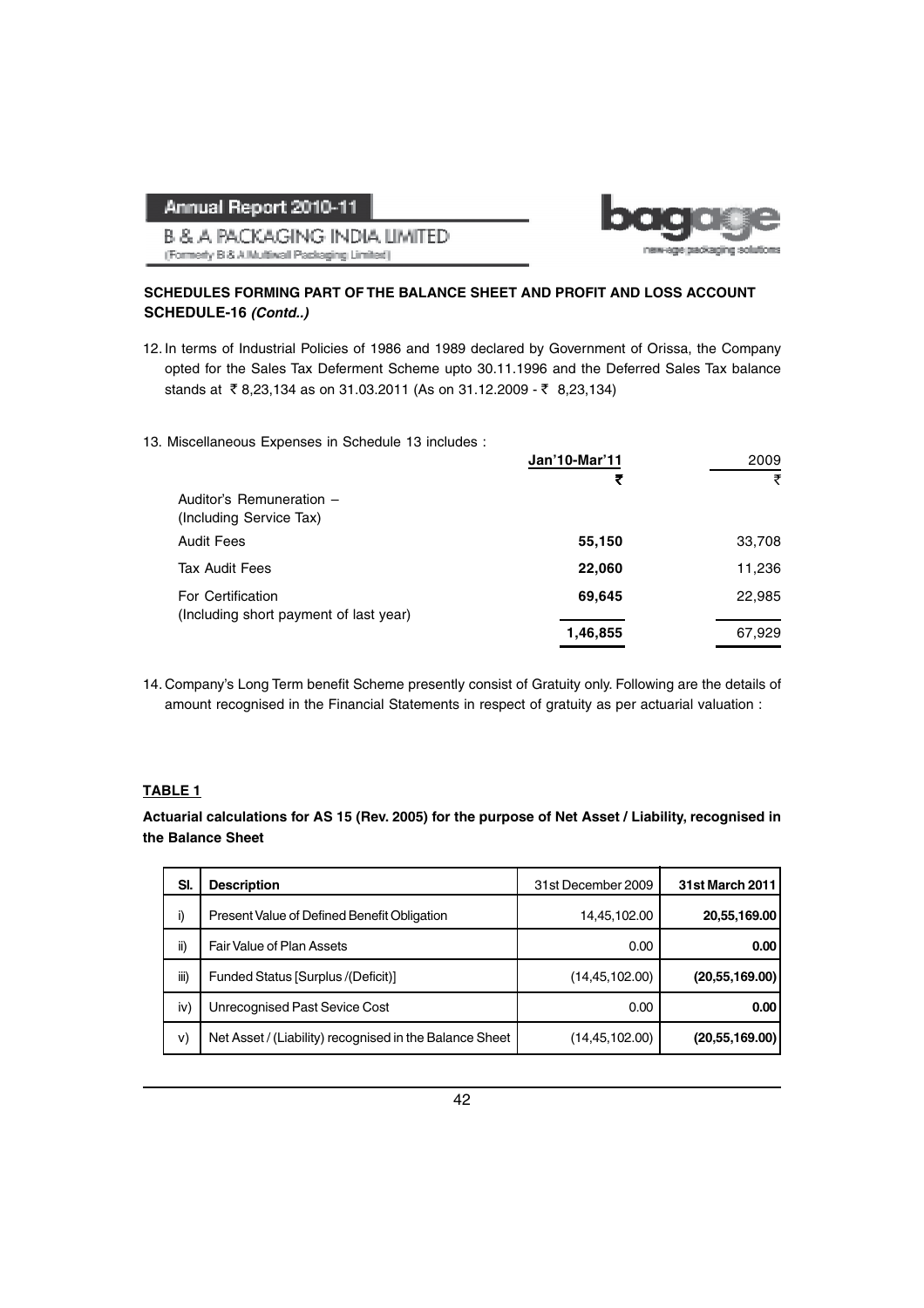## SCHEDULES FORMING PART OF THE BALANCE SHEET AND PROFIT AND LOSS ACCOUNT

### SCHEDULE-16 *(Contd..)*

12. In terms of Industrial Policies of 1986 and 1989 declared by Government of Orissa, the Company opted for the Sales Tax Deferment Scheme upto 30.11.1996 and the Deferred Sales Tax balance stands at ₹ 8,23,134 as on 31.03.2011 (As on 31.12.2009 - ₹ 8,23,134)

13. Miscellaneous Expenses in Schedule 13 includes :

| | **Jan'10-Mar'11** | 2009 |
|---|---|---|
| | **₹** | ₹ |
| Auditor's Remuneration – (Including Service Tax) | | |
| Audit Fees | **55,150** | 33,708 |
| Tax Audit Fees | **22,060** | 11,236 |
| For Certification (Including short payment of last year) | **69,645** | 22,985 |
| | **1,46,855** | 67,929 |

14. Company's Long Term benefit Scheme presently consist of Gratuity only. Following are the details of amount recognised in the Financial Statements in respect of gratuity as per actuarial valuation :

**TABLE 1**

**Actuarial calculations for AS 15 (Rev. 2005) for the purpose of Net Asset / Liability, recognised in the Balance Sheet**

| Sl. | Description | 31st December 2009 | 31st March 2011 |
|---|---|---|---|
| i) | Present Value of Defined Benefit Obligation | 14,45,102.00 | **20,55,169.00** |
| ii) | Fair Value of Plan Assets | 0.00 | **0.00** |
| iii) | Funded Status [Surplus /(Deficit)] | (14,45,102.00) | **(20,55,169.00)** |
| iv) | Unrecognised Past Sevice Cost | 0.00 | **0.00** |
| v) | Net Asset / (Liability) recognised in the Balance Sheet | (14,45,102.00) | **(20,55,169.00)** |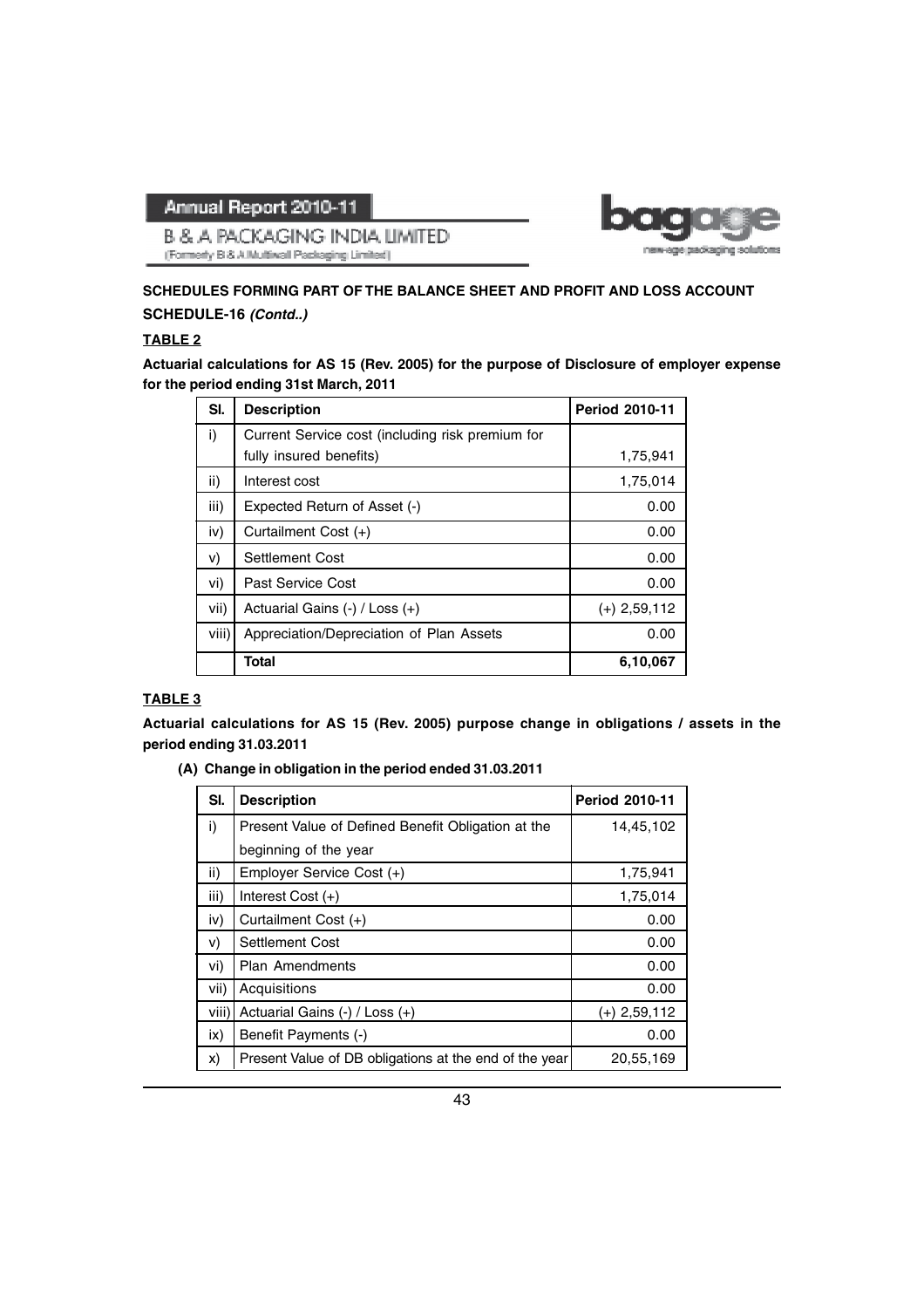## SCHEDULES FORMING PART OF THE BALANCE SHEET AND PROFIT AND LOSS ACCOUNT

**SCHEDULE-16** ***(Contd..)***

**TABLE 2**

**Actuarial calculations for AS 15 (Rev. 2005) for the purpose of Disclosure of employer expense for the period ending 31st March, 2011**

| Sl. | Description | Period 2010-11 |
|---|---|---|
| i) | Current Service cost (including risk premium for fully insured benefits) | 1,75,941 |
| ii) | Interest cost | 1,75,014 |
| iii) | Expected Return of Asset (-) | 0.00 |
| iv) | Curtailment Cost (+) | 0.00 |
| v) | Settlement Cost | 0.00 |
| vi) | Past Service Cost | 0.00 |
| vii) | Actuarial Gains (-) / Loss (+) | (+) 2,59,112 |
| viii) | Appreciation/Depreciation of Plan Assets | 0.00 |
| | **Total** | **6,10,067** |

**TABLE 3**

**Actuarial calculations for AS 15 (Rev. 2005) purpose change in obligations / assets in the period ending 31.03.2011**

**(A) Change in obligation in the period ended 31.03.2011**

| Sl. | Description | Period 2010-11 |
|---|---|---|
| i) | Present Value of Defined Benefit Obligation at the beginning of the year | 14,45,102 |
| ii) | Employer Service Cost (+) | 1,75,941 |
| iii) | Interest Cost (+) | 1,75,014 |
| iv) | Curtailment Cost (+) | 0.00 |
| v) | Settlement Cost | 0.00 |
| vi) | Plan Amendments | 0.00 |
| vii) | Acquisitions | 0.00 |
| viii) | Actuarial Gains (-) / Loss (+) | (+) 2,59,112 |
| ix) | Benefit Payments (-) | 0.00 |
| x) | Present Value of DB obligations at the end of the year | 20,55,169 |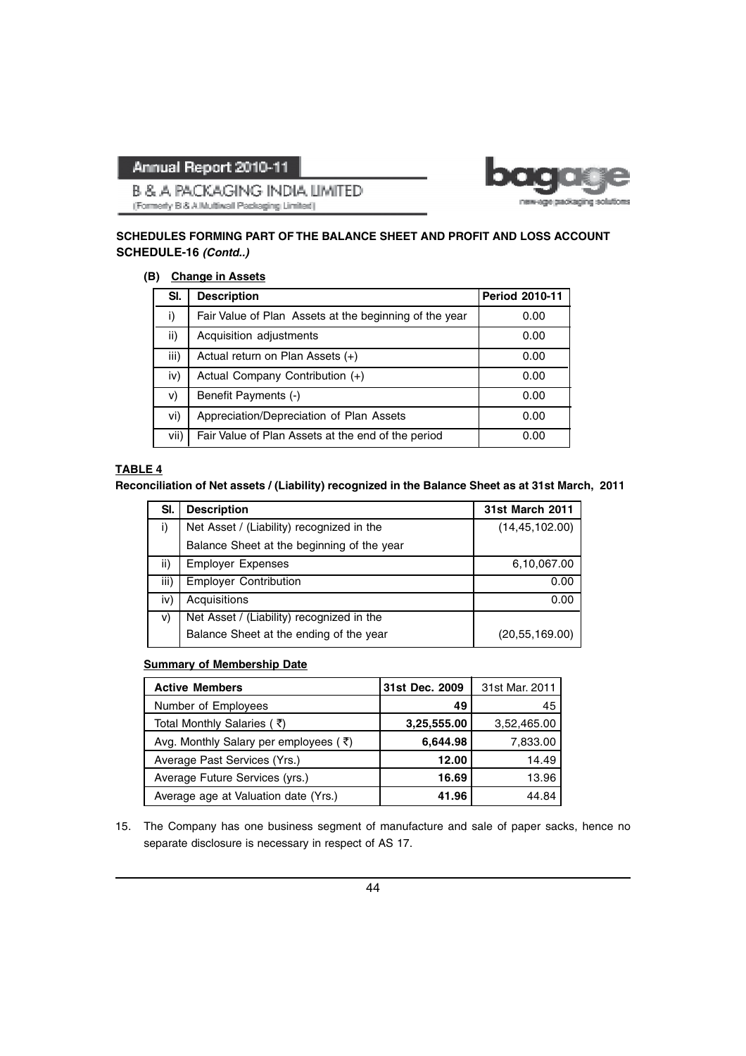**SCHEDULES FORMING PART OF THE BALANCE SHEET AND PROFIT AND LOSS ACCOUNT**
**SCHEDULE-16 *(Contd..)***

**(B) Change in Assets**

| Sl. | Description | Period 2010-11 |
|---|---|---|
| i) | Fair Value of Plan Assets at the beginning of the year | 0.00 |
| ii) | Acquisition adjustments | 0.00 |
| iii) | Actual return on Plan Assets (+) | 0.00 |
| iv) | Actual Company Contribution (+) | 0.00 |
| v) | Benefit Payments (-) | 0.00 |
| vi) | Appreciation/Depreciation of Plan Assets | 0.00 |
| vii) | Fair Value of Plan Assets at the end of the period | 0.00 |

**TABLE 4**

**Reconciliation of Net assets / (Liability) recognized in the Balance Sheet as at 31st March, 2011**

| Sl. | Description | 31st March 2011 |
|---|---|---|
| i) | Net Asset / (Liability) recognized in the Balance Sheet at the beginning of the year | (14,45,102.00) |
| ii) | Employer Expenses | 6,10,067.00 |
| iii) | Employer Contribution | 0.00 |
| iv) | Acquisitions | 0.00 |
| v) | Net Asset / (Liability) recognized in the Balance Sheet at the ending of the year | (20,55,169.00) |

**Summary of Membership Date**

| Active Members | 31st Dec. 2009 | 31st Mar. 2011 |
|---|---|---|
| Number of Employees | **49** | 45 |
| Total Monthly Salaries ( ₹) | **3,25,555.00** | 3,52,465.00 |
| Avg. Monthly Salary per employees ( ₹) | **6,644.98** | 7,833.00 |
| Average Past Services (Yrs.) | **12.00** | 14.49 |
| Average Future Services (yrs.) | **16.69** | 13.96 |
| Average age at Valuation date (Yrs.) | **41.96** | 44.84 |

15. The Company has one business segment of manufacture and sale of paper sacks, hence no separate disclosure is necessary in respect of AS 17.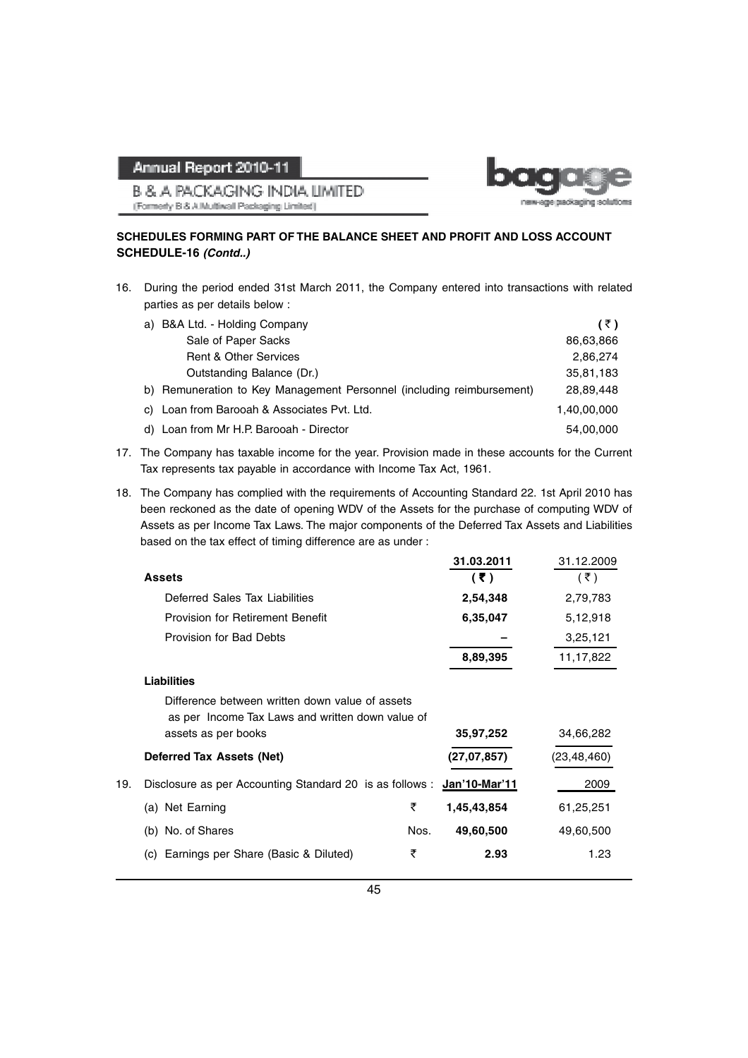## SCHEDULES FORMING PART OF THE BALANCE SHEET AND PROFIT AND LOSS ACCOUNT

## SCHEDULE-16 *(Contd..)*

16. During the period ended 31st March 2011, the Company entered into transactions with related parties as per details below :

| | (₹) |
|---|---|
| a) B&A Ltd. - Holding Company | |
| Sale of Paper Sacks | 86,63,866 |
| Rent & Other Services | 2,86,274 |
| Outstanding Balance (Dr.) | 35,81,183 |
| b) Remuneration to Key Management Personnel (including reimbursement) | 28,89,448 |
| c) Loan from Barooah & Associates Pvt. Ltd. | 1,40,00,000 |
| d) Loan from Mr H.P. Barooah - Director | 54,00,000 |

17. The Company has taxable income for the year. Provision made in these accounts for the Current Tax represents tax payable in accordance with Income Tax Act, 1961.

18. The Company has complied with the requirements of Accounting Standard 22. 1st April 2010 has been reckoned as the date of opening WDV of the Assets for the purchase of computing WDV of Assets as per Income Tax Laws. The major components of the Deferred Tax Assets and Liabilities based on the tax effect of timing difference are as under :

| | 31.03.2011 (₹) | 31.12.2009 (₹) |
|---|---|---|
| **Assets** | | |
| Deferred Sales Tax Liabilities | **2,54,348** | 2,79,783 |
| Provision for Retirement Benefit | **6,35,047** | 5,12,918 |
| Provision for Bad Debts | **–** | 3,25,121 |
| | **8,89,395** | 11,17,822 |
| **Liabilities** | | |
| Difference between written down value of assets as per Income Tax Laws and written down value of assets as per books | **35,97,252** | 34,66,282 |
| **Deferred Tax Assets (Net)** | **(27,07,857)** | (23,48,460) |

19. Disclosure as per Accounting Standard 20 is as follows :

| | | Jan'10-Mar'11 | 2009 |
|---|---|---|---|
| (a) Net Earning | ₹ | **1,45,43,854** | 61,25,251 |
| (b) No. of Shares | Nos. | **49,60,500** | 49,60,500 |
| (c) Earnings per Share (Basic & Diluted) | ₹ | **2.93** | 1.23 |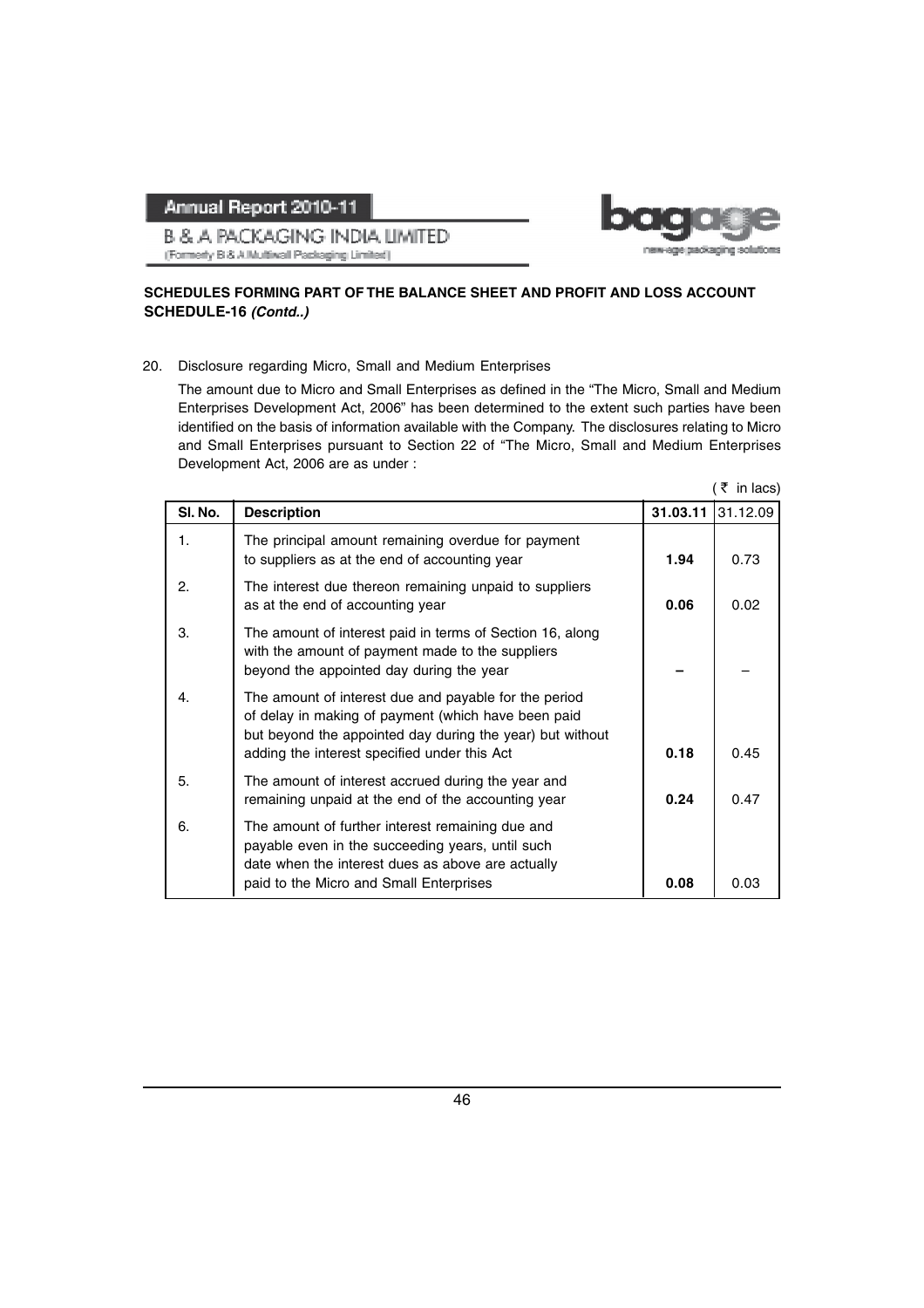**SCHEDULES FORMING PART OF THE BALANCE SHEET AND PROFIT AND LOSS ACCOUNT SCHEDULE-16 *(Contd..)***

20. Disclosure regarding Micro, Small and Medium Enterprises

    The amount due to Micro and Small Enterprises as defined in the "The Micro, Small and Medium Enterprises Development Act, 2006" has been determined to the extent such parties have been identified on the basis of information available with the Company. The disclosures relating to Micro and Small Enterprises pursuant to Section 22 of "The Micro, Small and Medium Enterprises Development Act, 2006 are as under :

( ₹ in lacs)

| Sl. No. | Description | 31.03.11 | 31.12.09 |
|---|---|---|---|
| 1. | The principal amount remaining overdue for payment to suppliers as at the end of accounting year | **1.94** | 0.73 |
| 2. | The interest due thereon remaining unpaid to suppliers as at the end of accounting year | **0.06** | 0.02 |
| 3. | The amount of interest paid in terms of Section 16, along with the amount of payment made to the suppliers beyond the appointed day during the year | **–** | – |
| 4. | The amount of interest due and payable for the period of delay in making of payment (which have been paid but beyond the appointed day during the year) but without adding the interest specified under this Act | **0.18** | 0.45 |
| 5. | The amount of interest accrued during the year and remaining unpaid at the end of the accounting year | **0.24** | 0.47 |
| 6. | The amount of further interest remaining due and payable even in the succeeding years, until such date when the interest dues as above are actually paid to the Micro and Small Enterprises | **0.08** | 0.03 |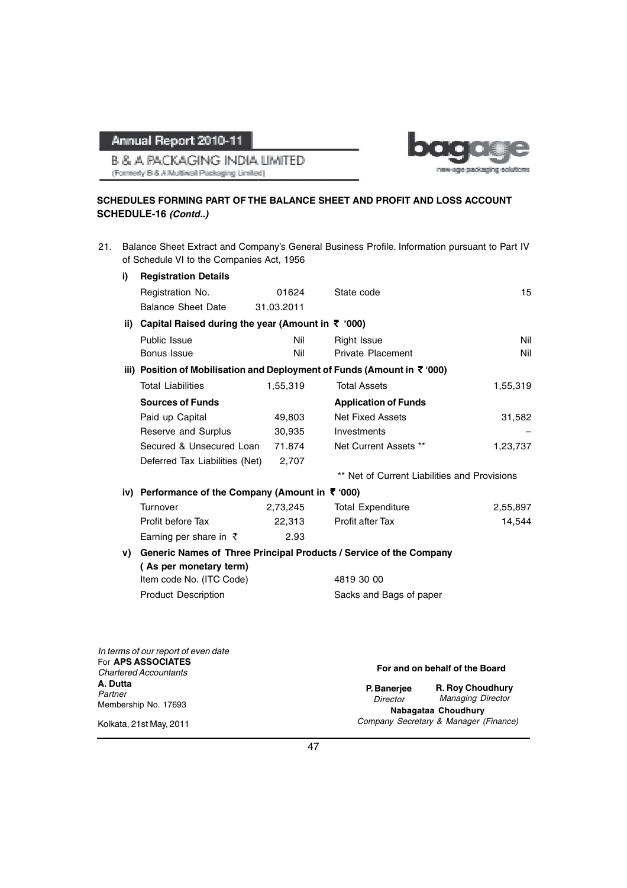## SCHEDULES FORMING PART OF THE BALANCE SHEET AND PROFIT AND LOSS ACCOUNT

## SCHEDULE-16 *(Contd..)*

21. Balance Sheet Extract and Company's General Business Profile. Information pursuant to Part IV of Schedule VI to the Companies Act, 1956

**i) Registration Details**

| | | | |
|---|---|---|---|
| Registration No. | 01624 | State code | 15 |
| Balance Sheet Date | 31.03.2011 | | |

**ii) Capital Raised during the year (Amount in ₹ '000)**

| | | | |
|---|---|---|---|
| Public Issue | Nil | Right Issue | Nil |
| Bonus Issue | Nil | Private Placement | Nil |

**iii) Position of Mobilisation and Deployment of Funds (Amount in ₹ '000)**

| | | | |
|---|---|---|---|
| Total Liabilities | 1,55,319 | Total Assets | 1,55,319 |
| **Sources of Funds** | | **Application of Funds** | |
| Paid up Capital | 49,803 | Net Fixed Assets | 31,582 |
| Reserve and Surplus | 30,935 | Investments | – |
| Secured & Unsecured Loan | 71.874 | Net Current Assets ** | 1,23,737 |
| Deferred Tax Liabilities (Net) | 2,707 | | |

** Net of Current Liabilities and Provisions

**iv) Performance of the Company (Amount in ₹ '000)**

| | | | |
|---|---|---|---|
| Turnover | 2,73,245 | Total Expenditure | 2,55,897 |
| Profit before Tax | 22,313 | Profit after Tax | 14,544 |
| Earning per share in ₹ | 2.93 | | |

**v) Generic Names of Three Principal Products / Service of the Company**
**( As per monetary term)**

| | |
|---|---|
| Item code No. (ITC Code) | 4819 30 00 |
| Product Description | Sacks and Bags of paper |

*In terms of our report of even date*
For **APS ASSOCIATES**
*Chartered Accountants*
**A. Dutta**
*Partner*
Membership No. 17693

Kolkata, 21st May, 2011

**For and on behalf of the Board**

**P. Banerjee**
*Director*

**R. Roy Choudhury**
*Managing Director*

**Nabagataa Choudhury**
*Company Secretary & Manager (Finance)*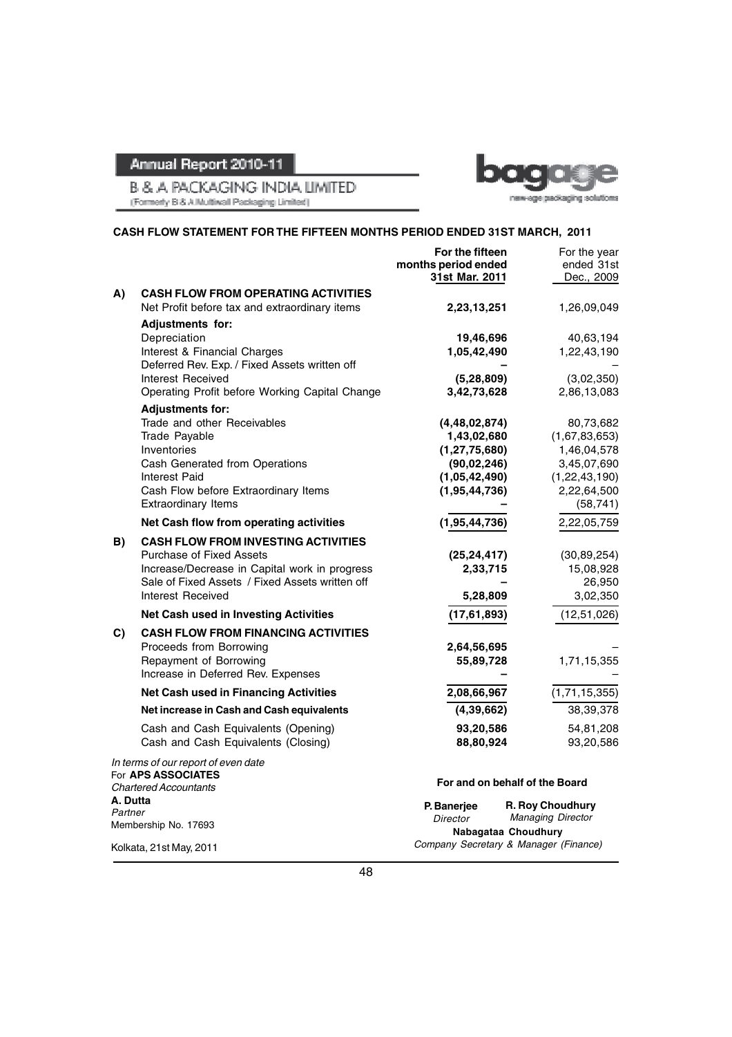## CASH FLOW STATEMENT FOR THE FIFTEEN MONTHS PERIOD ENDED 31ST MARCH, 2011

| | | For the fifteen months period ended 31st Mar. 2011 | For the year ended 31st Dec., 2009 |
|---|---|---|---|
| **A)** | **CASH FLOW FROM OPERATING ACTIVITIES** | | |
| | Net Profit before tax and extraordinary items | **2,23,13,251** | 1,26,09,049 |
| | **Adjustments for:** | | |
| | Depreciation | **19,46,696** | 40,63,194 |
| | Interest & Financial Charges | **1,05,42,490** | 1,22,43,190 |
| | Deferred Rev. Exp. / Fixed Assets written off | **–** | – |
| | Interest Received | **(5,28,809)** | (3,02,350) |
| | Operating Profit before Working Capital Change | **3,42,73,628** | 2,86,13,083 |
| | **Adjustments for:** | | |
| | Trade and other Receivables | **(4,48,02,874)** | 80,73,682 |
| | Trade Payable | **1,43,02,680** | (1,67,83,653) |
| | Inventories | **(1,27,75,680)** | 1,46,04,578 |
| | Cash Generated from Operations | **(90,02,246)** | 3,45,07,690 |
| | Interest Paid | **(1,05,42,490)** | (1,22,43,190) |
| | Cash Flow before Extraordinary Items | **(1,95,44,736)** | 2,22,64,500 |
| | Extraordinary Items | **–** | (58,741) |
| | **Net Cash flow from operating activities** | **(1,95,44,736)** | 2,22,05,759 |
| **B)** | **CASH FLOW FROM INVESTING ACTIVITIES** | | |
| | Purchase of Fixed Assets | **(25,24,417)** | (30,89,254) |
| | Increase/Decrease in Capital work in progress | **2,33,715** | 15,08,928 |
| | Sale of Fixed Assets / Fixed Assets written off | **–** | 26,950 |
| | Interest Received | **5,28,809** | 3,02,350 |
| | **Net Cash used in Investing Activities** | **(17,61,893)** | (12,51,026) |
| **C)** | **CASH FLOW FROM FINANCING ACTIVITIES** | | |
| | Proceeds from Borrowing | **2,64,56,695** | – |
| | Repayment of Borrowing | **55,89,728** | 1,71,15,355 |
| | Increase in Deferred Rev. Expenses | **–** | – |
| | **Net Cash used in Financing Activities** | **2,08,66,967** | (1,71,15,355) |
| | **Net increase in Cash and Cash equivalents** | **(4,39,662)** | 38,39,378 |
| | Cash and Cash Equivalents (Opening) | **93,20,586** | 54,81,208 |
| | Cash and Cash Equivalents (Closing) | **88,80,924** | 93,20,586 |

*In terms of our report of even date*
For **APS ASSOCIATES**
*Chartered Accountants*
**A. Dutta**
*Partner*
Membership No. 17693

Kolkata, 21st May, 2011

**For and on behalf of the Board**

**P. Banerjee**
*Director*

**R. Roy Choudhury**
*Managing Director*

**Nabagataa Choudhury**
*Company Secretary & Manager (Finance)*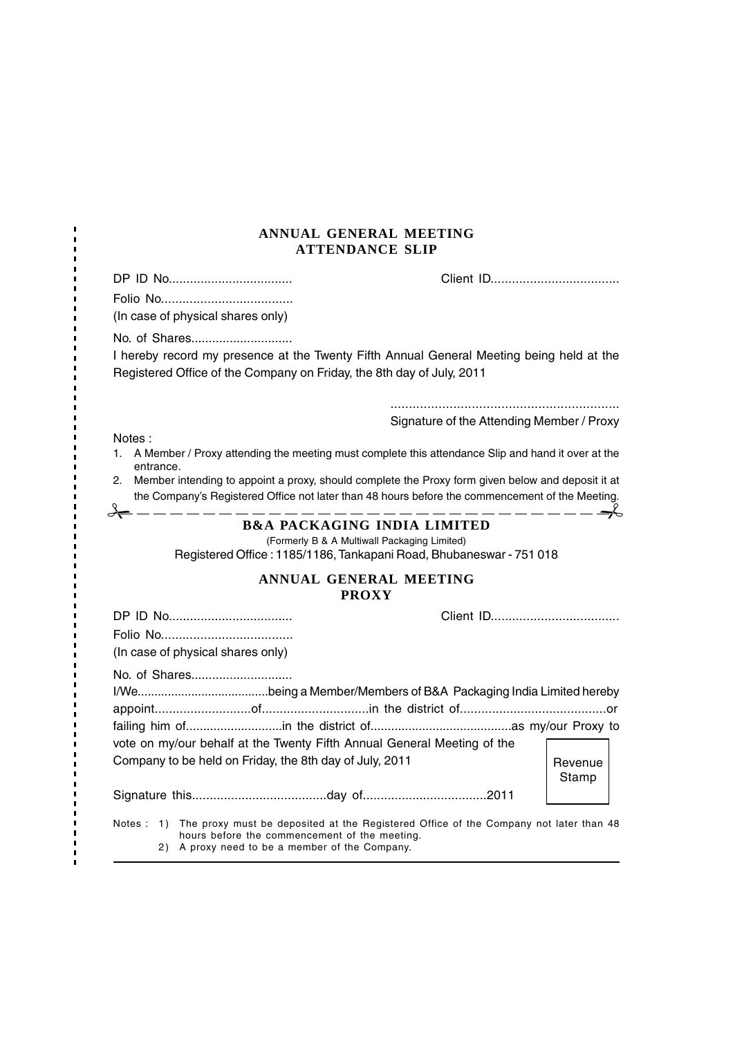## ANNUAL GENERAL MEETING
## ATTENDANCE SLIP

DP ID No.................................. Client ID...................................

Folio No....................................

(In case of physical shares only)

No. of Shares............................

I hereby record my presence at the Twenty Fifth Annual General Meeting being held at the Registered Office of the Company on Friday, the 8th day of July, 2011

..............................................................

Signature of the Attending Member / Proxy

Notes :

1. A Member / Proxy attending the meeting must complete this attendance Slip and hand it over at the entrance.
2. Member intending to appoint a proxy, should complete the Proxy form given below and deposit it at the Company's Registered Office not later than 48 hours before the commencement of the Meeting.

---

## B&A PACKAGING INDIA LIMITED

(Formerly B & A Multiwall Packaging Limited)

Registered Office : 1185/1186, Tankapani Road, Bhubaneswar - 751 018

## ANNUAL GENERAL MEETING
## PROXY

DP ID No.................................. Client ID...................................

Folio No....................................

(In case of physical shares only)

No. of Shares............................

I/We......................................being a Member/Members of B&A Packaging India Limited hereby appoint...........................of..............................in the district of.........................................or failing him of...........................in the district of........................................as my/our Proxy to vote on my/our behalf at the Twenty Fifth Annual General Meeting of the Company to be held on Friday, the 8th day of July, 2011

Revenue Stamp

Signature this.....................................day of..................................2011

Notes : 1) The proxy must be deposited at the Registered Office of the Company not later than 48 hours before the commencement of the meeting.

2) A proxy need to be a member of the Company.